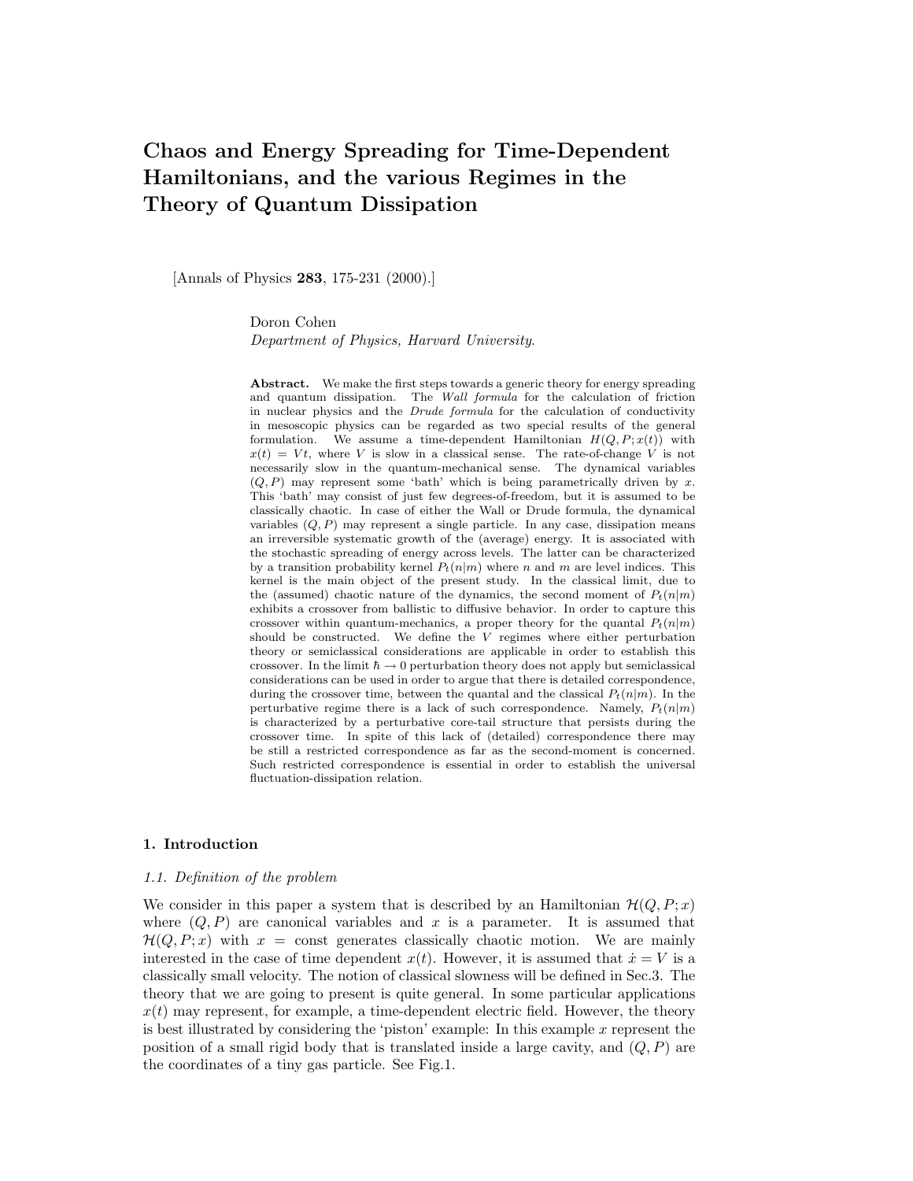# Chaos and Energy Spreading for Time-Dependent Hamiltonians, and the various Regimes in the Theory of Quantum Dissipation

[Annals of Physics **283**, 175-231 (2000).]

Doron Cohen
*Department of Physics, Harvard University*.

**Abstract.** We make the first steps towards a generic theory for energy spreading and quantum dissipation. The *Wall formula* for the calculation of friction in nuclear physics and the *Drude formula* for the calculation of conductivity in mesoscopic physics can be regarded as two special results of the general formulation. We assume a time-dependent Hamiltonian $H(Q, P; x(t))$ with $x(t) = Vt$, where $V$ is slow in a classical sense. The rate-of-change $V$ is not necessarily slow in the quantum-mechanical sense. The dynamical variables $(Q, P)$ may represent some 'bath' which is being parametrically driven by $x$. This 'bath' may consist of just few degrees-of-freedom, but it is assumed to be classically chaotic. In case of either the Wall or Drude formula, the dynamical variables $(Q, P)$ may represent a single particle. In any case, dissipation means an irreversible systematic growth of the (average) energy. It is associated with the stochastic spreading of energy across levels. The latter can be characterized by a transition probability kernel $P_t(n|m)$ where $n$ and $m$ are level indices. This kernel is the main object of the present study. In the classical limit, due to the (assumed) chaotic nature of the dynamics, the second moment of $P_t(n|m)$ exhibits a crossover from ballistic to diffusive behavior. In order to capture this crossover within quantum-mechanics, a proper theory for the quantal $P_t(n|m)$ should be constructed. We define the $V$ regimes where either perturbation theory or semiclassical considerations are applicable in order to establish this crossover. In the limit $\hbar \to 0$ perturbation theory does not apply but semiclassical considerations can be used in order to argue that there is detailed correspondence, during the crossover time, between the quantal and the classical $P_t(n|m)$. In the perturbative regime there is a lack of such correspondence. Namely, $P_t(n|m)$ is characterized by a perturbative core-tail structure that persists during the crossover time. In spite of this lack of (detailed) correspondence there may be still a restricted correspondence as far as the second-moment is concerned. Such restricted correspondence is essential in order to establish the universal fluctuation-dissipation relation.

## 1. Introduction

### 1.1. Definition of the problem

We consider in this paper a system that is described by an Hamiltonian $\mathcal{H}(Q, P; x)$ where $(Q, P)$ are canonical variables and $x$ is a parameter. It is assumed that $\mathcal{H}(Q, P; x)$ with $x = \text{const}$ generates classically chaotic motion. We are mainly interested in the case of time dependent $x(t)$. However, it is assumed that $\dot{x} = V$ is a classically small velocity. The notion of classical slowness will be defined in Sec.3. The theory that we are going to present is quite general. In some particular applications $x(t)$ may represent, for example, a time-dependent electric field. However, the theory is best illustrated by considering the 'piston' example: In this example $x$ represent the position of a small rigid body that is translated inside a large cavity, and $(Q, P)$ are the coordinates of a tiny gas particle. See Fig.1.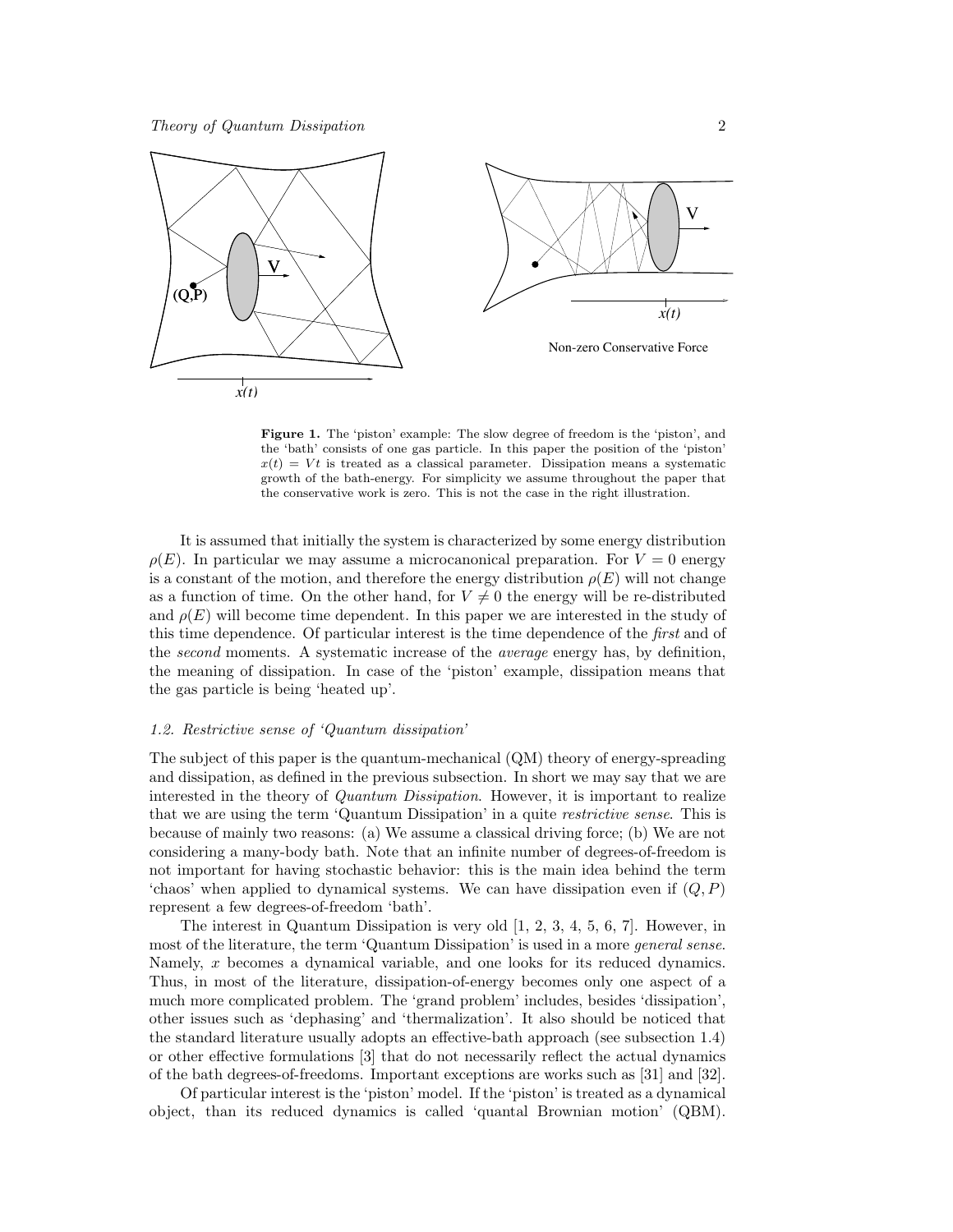**Figure 1.** The 'piston' example: The slow degree of freedom is the 'piston', and the 'bath' consists of one gas particle. In this paper the position of the 'piston' $x(t) = Vt$ is treated as a classical parameter. Dissipation means a systematic growth of the bath-energy. For simplicity we assume throughout the paper that the conservative work is zero. This is not the case in the right illustration.

It is assumed that initially the system is characterized by some energy distribution $\rho(E)$. In particular we may assume a microcanonical preparation. For $V = 0$ energy is a constant of the motion, and therefore the energy distribution $\rho(E)$ will not change as a function of time. On the other hand, for $V \neq 0$ the energy will be re-distributed and $\rho(E)$ will become time dependent. In this paper we are interested in the study of this time dependence. Of particular interest is the time dependence of the *first* and of the *second* moments. A systematic increase of the *average* energy has, by definition, the meaning of dissipation. In case of the 'piston' example, dissipation means that the gas particle is being 'heated up'.

### 1.2. Restrictive sense of 'Quantum dissipation'

The subject of this paper is the quantum-mechanical (QM) theory of energy-spreading and dissipation, as defined in the previous subsection. In short we may say that we are interested in the theory of *Quantum Dissipation*. However, it is important to realize that we are using the term 'Quantum Dissipation' in a quite *restrictive sense*. This is because of mainly two reasons: (a) We assume a classical driving force; (b) We are not considering a many-body bath. Note that an infinite number of degrees-of-freedom is not important for having stochastic behavior: this is the main idea behind the term 'chaos' when applied to dynamical systems. We can have dissipation even if $(Q, P)$ represent a few degrees-of-freedom 'bath'.

The interest in Quantum Dissipation is very old [1, 2, 3, 4, 5, 6, 7]. However, in most of the literature, the term 'Quantum Dissipation' is used in a more *general sense*. Namely, $x$ becomes a dynamical variable, and one looks for its reduced dynamics. Thus, in most of the literature, dissipation-of-energy becomes only one aspect of a much more complicated problem. The 'grand problem' includes, besides 'dissipation', other issues such as 'dephasing' and 'thermalization'. It also should be noticed that the standard literature usually adopts an effective-bath approach (see subsection 1.4) or other effective formulations [3] that do not necessarily reflect the actual dynamics of the bath degrees-of-freedoms. Important exceptions are works such as [31] and [32].

Of particular interest is the 'piston' model. If the 'piston' is treated as a dynamical object, than its reduced dynamics is called 'quantal Brownian motion' (QBM).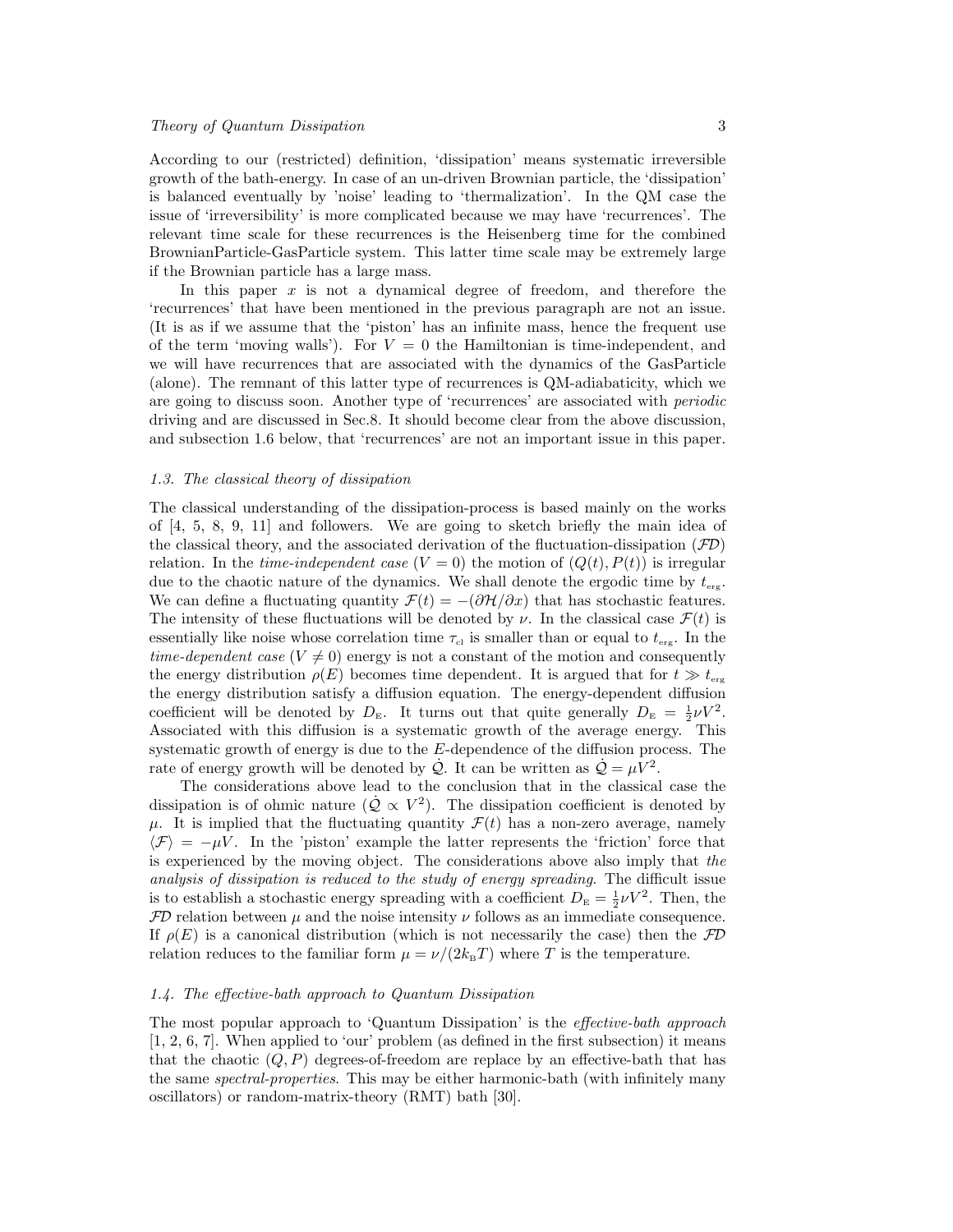According to our (restricted) definition, 'dissipation' means systematic irreversible growth of the bath-energy. In case of an un-driven Brownian particle, the 'dissipation' is balanced eventually by 'noise' leading to 'thermalization'. In the QM case the issue of 'irreversibility' is more complicated because we may have 'recurrences'. The relevant time scale for these recurrences is the Heisenberg time for the combined BrownianParticle-GasParticle system. This latter time scale may be extremely large if the Brownian particle has a large mass.

In this paper $x$ is not a dynamical degree of freedom, and therefore the 'recurrences' that have been mentioned in the previous paragraph are not an issue. (It is as if we assume that the 'piston' has an infinite mass, hence the frequent use of the term 'moving walls'). For $V = 0$ the Hamiltonian is time-independent, and we will have recurrences that are associated with the dynamics of the GasParticle (alone). The remnant of this latter type of recurrences is QM-adiabaticity, which we are going to discuss soon. Another type of 'recurrences' are associated with *periodic* driving and are discussed in Sec.8. It should become clear from the above discussion, and subsection 1.6 below, that 'recurrences' are not an important issue in this paper.

### 1.3. The classical theory of dissipation

The classical understanding of the dissipation-process is based mainly on the works of [4, 5, 8, 9, 11] and followers. We are going to sketch briefly the main idea of the classical theory, and the associated derivation of the fluctuation-dissipation ($\mathcal{FD}$) relation. In the *time-independent case* ($V = 0$) the motion of $(Q(t), P(t))$ is irregular due to the chaotic nature of the dynamics. We shall denote the ergodic time by $t_{\text{erg}}$. We can define a fluctuating quantity $\mathcal{F}(t) = -(\partial\mathcal{H}/\partial x)$ that has stochastic features. The intensity of these fluctuations will be denoted by $\nu$. In the classical case $\mathcal{F}(t)$ is essentially like noise whose correlation time $\tau_{\text{cl}}$ is smaller than or equal to $t_{\text{erg}}$. In the *time-dependent case* ($V \neq 0$) energy is not a constant of the motion and consequently the energy distribution $\rho(E)$ becomes time dependent. It is argued that for $t \gg t_{\text{erg}}$ the energy distribution satisfy a diffusion equation. The energy-dependent diffusion coefficient will be denoted by $D_{\text{E}}$. It turns out that quite generally $D_{\text{E}} = \frac{1}{2}\nu V^2$. Associated with this diffusion is a systematic growth of the average energy. This systematic growth of energy is due to the $E$-dependence of the diffusion process. The rate of energy growth will be denoted by $\dot{\mathcal{Q}}$. It can be written as $\dot{\mathcal{Q}} = \mu V^2$.

The considerations above lead to the conclusion that in the classical case the dissipation is of ohmic nature ($\dot{\mathcal{Q}} \propto V^2$). The dissipation coefficient is denoted by $\mu$. It is implied that the fluctuating quantity $\mathcal{F}(t)$ has a non-zero average, namely $\langle\mathcal{F}\rangle = -\mu V$. In the 'piston' example the latter represents the 'friction' force that is experienced by the moving object. The considerations above also imply that *the analysis of dissipation is reduced to the study of energy spreading*. The difficult issue is to establish a stochastic energy spreading with a coefficient $D_{\text{E}} = \frac{1}{2}\nu V^2$. Then, the $\mathcal{FD}$ relation between $\mu$ and the noise intensity $\nu$ follows as an immediate consequence. If $\rho(E)$ is a canonical distribution (which is not necessarily the case) then the $\mathcal{FD}$ relation reduces to the familiar form $\mu = \nu/(2k_{\text{B}}T)$ where $T$ is the temperature.

### 1.4. The effective-bath approach to Quantum Dissipation

The most popular approach to 'Quantum Dissipation' is the *effective-bath approach* [1, 2, 6, 7]. When applied to 'our' problem (as defined in the first subsection) it means that the chaotic $(Q, P)$ degrees-of-freedom are replace by an effective-bath that has the same *spectral-properties*. This may be either harmonic-bath (with infinitely many oscillators) or random-matrix-theory (RMT) bath [30].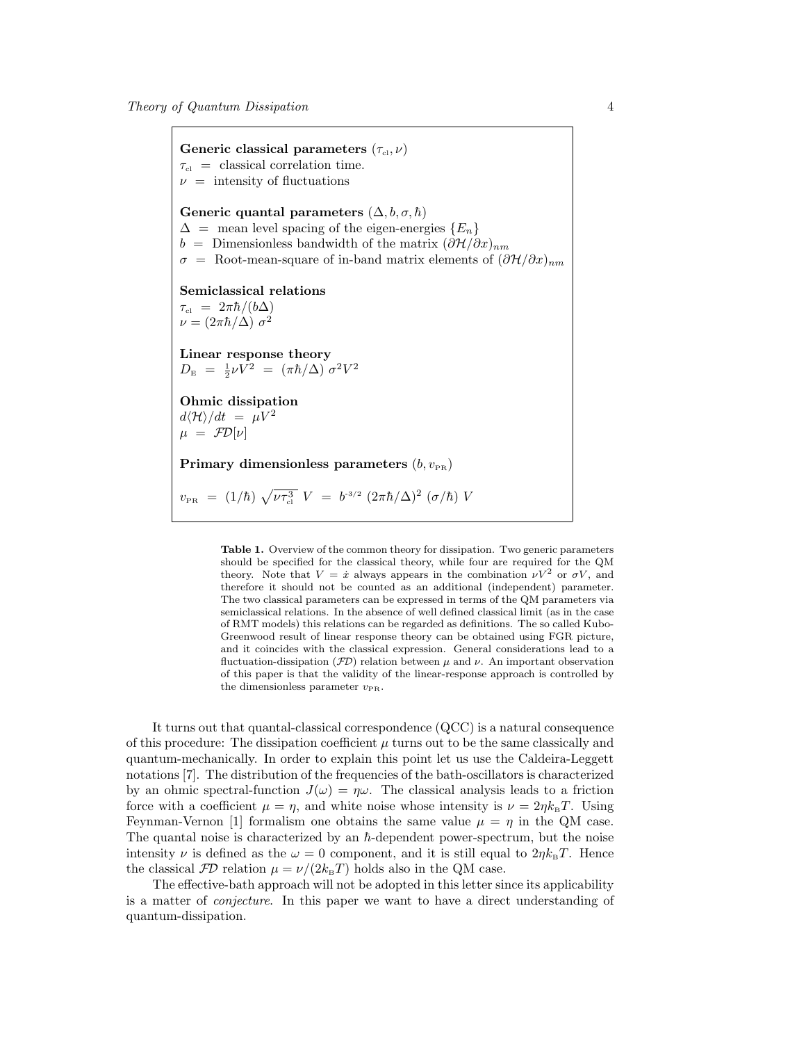**Generic classical parameters** $(\tau_{\text{cl}}, \nu)$
$\tau_{\text{cl}}$ = classical correlation time.
$\nu$ = intensity of fluctuations

**Generic quantal parameters** $(\Delta, b, \sigma, \hbar)$
$\Delta$ = mean level spacing of the eigen-energies $\{E_n\}$
$b$ = Dimensionless bandwidth of the matrix $(\partial\mathcal{H}/\partial x)_{nm}$
$\sigma$ = Root-mean-square of in-band matrix elements of $(\partial\mathcal{H}/\partial x)_{nm}$

**Semiclassical relations**
$\tau_{\text{cl}} = 2\pi\hbar/(b\Delta)$
$\nu = (2\pi\hbar/\Delta)\ \sigma^2$

**Linear response theory**
$D_{\text{E}} = \frac{1}{2}\nu V^2 = (\pi\hbar/\Delta)\ \sigma^2 V^2$

**Ohmic dissipation**
$d\langle\mathcal{H}\rangle/dt = \mu V^2$
$\mu = \mathcal{FD}[\nu]$

**Primary dimensionless parameters** $(b, v_{\text{PR}})$

$v_{\text{PR}} = (1/\hbar)\ \sqrt{\nu\tau_{\text{cl}}^3}\ V = b^{-3/2}\ (2\pi\hbar/\Delta)^2\ (\sigma/\hbar)\ V$

**Table 1.** Overview of the common theory for dissipation. Two generic parameters should be specified for the classical theory, while four are required for the QM theory. Note that $V = \dot{x}$ always appears in the combination $\nu V^2$ or $\sigma V$, and therefore it should not be counted as an additional (independent) parameter. The two classical parameters can be expressed in terms of the QM parameters via semiclassical relations. In the absence of well defined classical limit (as in the case of RMT models) this relations can be regarded as definitions. The so called Kubo-Greenwood result of linear response theory can be obtained using FGR picture, and it coincides with the classical expression. General considerations lead to a fluctuation-dissipation ($\mathcal{FD}$) relation between $\mu$ and $\nu$. An important observation of this paper is that the validity of the linear-response approach is controlled by the dimensionless parameter $v_{\text{PR}}$.

It turns out that quantal-classical correspondence (QCC) is a natural consequence of this procedure: The dissipation coefficient $\mu$ turns out to be the same classically and quantum-mechanically. In order to explain this point let us use the Caldeira-Leggett notations [7]. The distribution of the frequencies of the bath-oscillators is characterized by an ohmic spectral-function $J(\omega) = \eta\omega$. The classical analysis leads to a friction force with a coefficient $\mu = \eta$, and white noise whose intensity is $\nu = 2\eta k_{\text{B}}T$. Using Feynman-Vernon [1] formalism one obtains the same value $\mu = \eta$ in the QM case. The quantal noise is characterized by an $\hbar$-dependent power-spectrum, but the noise intensity $\nu$ is defined as the $\omega = 0$ component, and it is still equal to $2\eta k_{\text{B}}T$. Hence the classical $\mathcal{FD}$ relation $\mu = \nu/(2k_{\text{B}}T)$ holds also in the QM case.

The effective-bath approach will not be adopted in this letter since its applicability is a matter of *conjecture*. In this paper we want to have a direct understanding of quantum-dissipation.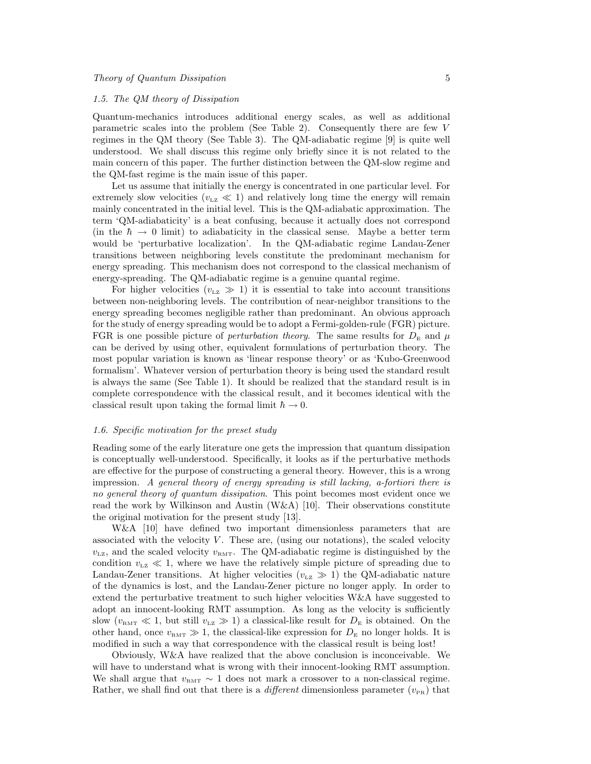### 1.5. The QM theory of Dissipation

Quantum-mechanics introduces additional energy scales, as well as additional parametric scales into the problem (See Table 2). Consequently there are few $V$ regimes in the QM theory (See Table 3). The QM-adiabatic regime [9] is quite well understood. We shall discuss this regime only briefly since it is not related to the main concern of this paper. The further distinction between the QM-slow regime and the QM-fast regime is the main issue of this paper.

Let us assume that initially the energy is concentrated in one particular level. For extremely slow velocities ($v_{\text{LZ}} \ll 1$) and relatively long time the energy will remain mainly concentrated in the initial level. This is the QM-adiabatic approximation. The term 'QM-adiabaticity' is a beat confusing, because it actually does not correspond (in the $\hbar \to 0$ limit) to adiabaticity in the classical sense. Maybe a better term would be 'perturbative localization'. In the QM-adiabatic regime Landau-Zener transitions between neighboring levels constitute the predominant mechanism for energy spreading. This mechanism does not correspond to the classical mechanism of energy-spreading. The QM-adiabatic regime is a genuine quantal regime.

For higher velocities ($v_{\text{LZ}} \gg 1$) it is essential to take into account transitions between non-neighboring levels. The contribution of near-neighbor transitions to the energy spreading becomes negligible rather than predominant. An obvious approach for the study of energy spreading would be to adopt a Fermi-golden-rule (FGR) picture. FGR is one possible picture of *perturbation theory*. The same results for $D_{\text{E}}$ and $\mu$ can be derived by using other, equivalent formulations of perturbation theory. The most popular variation is known as 'linear response theory' or as 'Kubo-Greenwood formalism'. Whatever version of perturbation theory is being used the standard result is always the same (See Table 1). It should be realized that the standard result is in complete correspondence with the classical result, and it becomes identical with the classical result upon taking the formal limit $\hbar \to 0$.

### 1.6. Specific motivation for the preset study

Reading some of the early literature one gets the impression that quantum dissipation is conceptually well-understood. Specifically, it looks as if the perturbative methods are effective for the purpose of constructing a general theory. However, this is a wrong impression. *A general theory of energy spreading is still lacking, a-fortiori there is no general theory of quantum dissipation*. This point becomes most evident once we read the work by Wilkinson and Austin (W&A) [10]. Their observations constitute the original motivation for the present study [13].

W&A [10] have defined two important dimensionless parameters that are associated with the velocity $V$. These are, (using our notations), the scaled velocity $v_{\text{LZ}}$, and the scaled velocity $v_{\text{RMT}}$. The QM-adiabatic regime is distinguished by the condition $v_{\text{LZ}} \ll 1$, where we have the relatively simple picture of spreading due to Landau-Zener transitions. At higher velocities ($v_{\text{LZ}} \gg 1$) the QM-adiabatic nature of the dynamics is lost, and the Landau-Zener picture no longer apply. In order to extend the perturbative treatment to such higher velocities W&A have suggested to adopt an innocent-looking RMT assumption. As long as the velocity is sufficiently slow ($v_{\text{RMT}} \ll 1$, but still $v_{\text{LZ}} \gg 1$) a classical-like result for $D_{\text{E}}$ is obtained. On the other hand, once $v_{\text{RMT}} \gg 1$, the classical-like expression for $D_{\text{E}}$ no longer holds. It is modified in such a way that correspondence with the classical result is being lost!

Obviously, W&A have realized that the above conclusion is inconceivable. We will have to understand what is wrong with their innocent-looking RMT assumption. We shall argue that $v_{\text{RMT}} \sim 1$ does not mark a crossover to a non-classical regime. Rather, we shall find out that there is a *different* dimensionless parameter ($v_{\text{PR}}$) that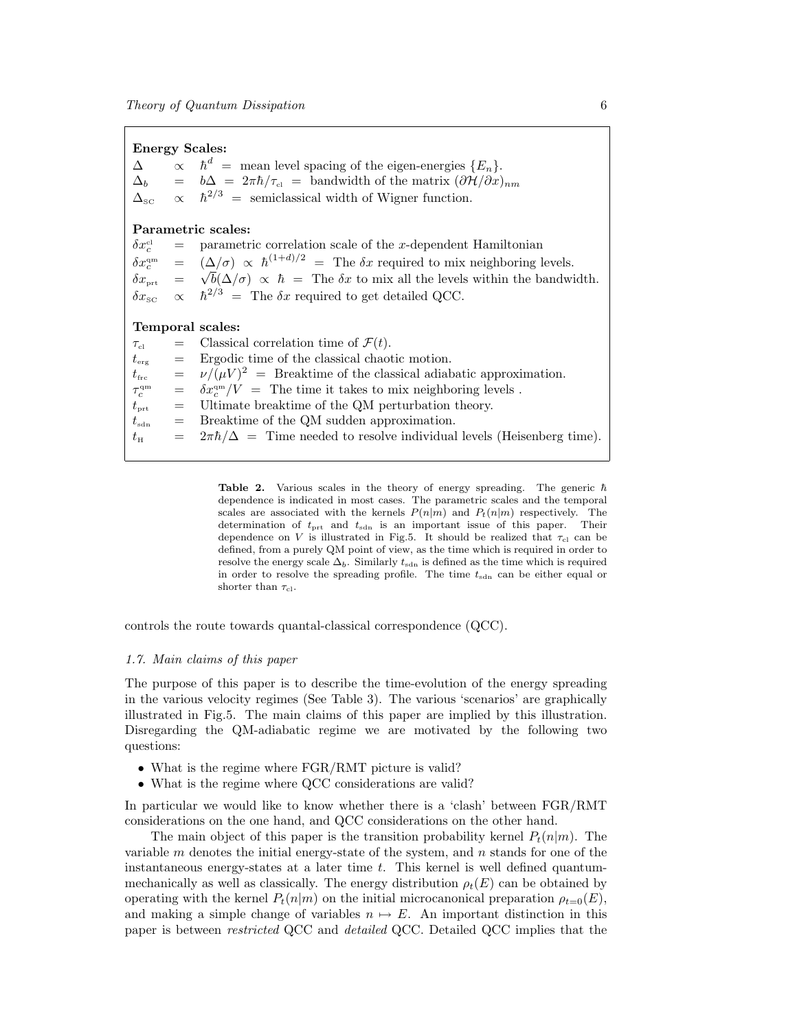**Energy Scales:**

| | | |
|---|---|---|
| $\Delta$ | $\propto$ | $\hbar^d$ = mean level spacing of the eigen-energies $\{E_n\}$. |
| $\Delta_b$ | $=$ | $b\Delta = 2\pi\hbar/\tau_{\text{cl}}$ = bandwidth of the matrix $(\partial\mathcal{H}/\partial x)_{nm}$ |
| $\Delta_{\text{SC}}$ | $\propto$ | $\hbar^{2/3}$ = semiclassical width of Wigner function. |

**Parametric scales:**

| | | |
|---|---|---|
| $\delta x_c^{\text{cl}}$ | $=$ | parametric correlation scale of the $x$-dependent Hamiltonian |
| $\delta x_c^{\text{qm}}$ | $=$ | $(\Delta/\sigma) \propto \hbar^{(1+d)/2}$ = The $\delta x$ required to mix neighboring levels. |
| $\delta x_{\text{prt}}$ | $=$ | $\sqrt{b}(\Delta/\sigma) \propto \hbar$ = The $\delta x$ to mix all the levels within the bandwidth. |
| $\delta x_{\text{SC}}$ | $\propto$ | $\hbar^{2/3}$ = The $\delta x$ required to get detailed QCC. |

**Temporal scales:**

| | | |
|---|---|---|
| $\tau_{\text{cl}}$ | $=$ | Classical correlation time of $\mathcal{F}(t)$. |
| $t_{\text{erg}}$ | $=$ | Ergodic time of the classical chaotic motion. |
| $t_{\text{frc}}$ | $=$ | $\nu/(\mu V)^2$ = Breaktime of the classical adiabatic approximation. |
| $\tau_c^{\text{qm}}$ | $=$ | $\delta x_c^{\text{qm}}/V$ = The time it takes to mix neighboring levels . |
| $t_{\text{prt}}$ | $=$ | Ultimate breaktime of the QM perturbation theory. |
| $t_{\text{sdn}}$ | $=$ | Breaktime of the QM sudden approximation. |
| $t_{\text{H}}$ | $=$ | $2\pi\hbar/\Delta$ = Time needed to resolve individual levels (Heisenberg time). |

**Table 2.** Various scales in the theory of energy spreading. The generic $\hbar$ dependence is indicated in most cases. The parametric scales and the temporal scales are associated with the kernels $P(n|m)$ and $P_t(n|m)$ respectively. The determination of $t_{\text{prt}}$ and $t_{\text{sdn}}$ is an important issue of this paper. Their dependence on $V$ is illustrated in Fig.5. It should be realized that $\tau_{\text{cl}}$ can be defined, from a purely QM point of view, as the time which is required in order to resolve the energy scale $\Delta_b$. Similarly $t_{\text{sdn}}$ is defined as the time which is required in order to resolve the spreading profile. The time $t_{\text{sdn}}$ can be either equal or shorter than $\tau_{\text{cl}}$.

controls the route towards quantal-classical correspondence (QCC).

### 1.7. Main claims of this paper

The purpose of this paper is to describe the time-evolution of the energy spreading in the various velocity regimes (See Table 3). The various 'scenarios' are graphically illustrated in Fig.5. The main claims of this paper are implied by this illustration. Disregarding the QM-adiabatic regime we are motivated by the following two questions:

- What is the regime where FGR/RMT picture is valid?
- What is the regime where QCC considerations are valid?

In particular we would like to know whether there is a 'clash' between FGR/RMT considerations on the one hand, and QCC considerations on the other hand.

The main object of this paper is the transition probability kernel $P_t(n|m)$. The variable $m$ denotes the initial energy-state of the system, and $n$ stands for one of the instantaneous energy-states at a later time $t$. This kernel is well defined quantum-mechanically as well as classically. The energy distribution $\rho_t(E)$ can be obtained by operating with the kernel $P_t(n|m)$ on the initial microcanonical preparation $\rho_{t=0}(E)$, and making a simple change of variables $n \mapsto E$. An important distinction in this paper is between *restricted* QCC and *detailed* QCC. Detailed QCC implies that the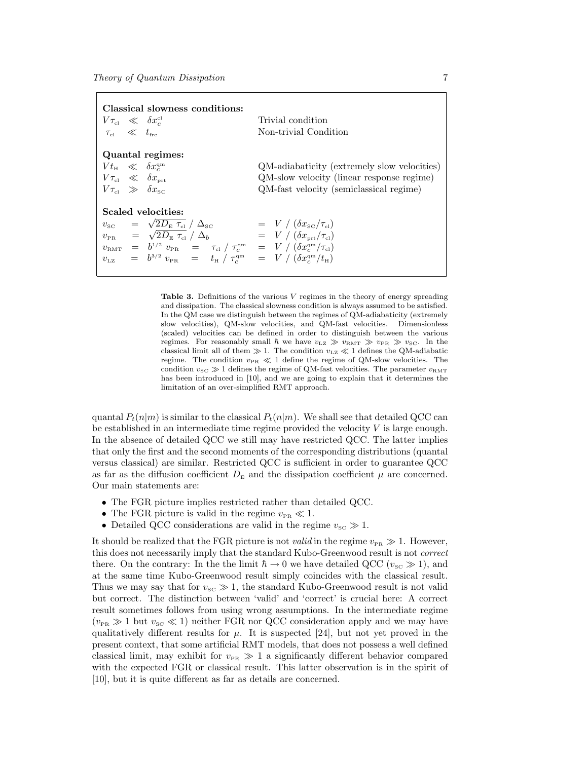| | |
|---|---|
| **Classical slowness conditions:** | |
| $V\tau_{\text{cl}} \ll \delta x_c^{\text{cl}}$ | Trivial condition |
| $\tau_{\text{cl}} \ll t_{\text{frc}}$ | Non-trivial Condition |
| **Quantal regimes:** | |
| $Vt_{\text{H}} \ll \delta x_c^{\text{qm}}$ | QM-adiabaticity (extremely slow velocities) |
| $V\tau_{\text{cl}} \ll \delta x_{\text{prt}}$ | QM-slow velocity (linear response regime) |
| $V\tau_{\text{cl}} \gg \delta x_{\text{SC}}$ | QM-fast velocity (semiclassical regime) |
| **Scaled velocities:** | |
| $v_{\text{SC}} = \sqrt{2D_{\text{E}}\,\tau_{\text{cl}}} \,/\, \Delta_{\text{SC}}$ | $= V \,/\, (\delta x_{\text{SC}}/\tau_{\text{cl}})$ |
| $v_{\text{PR}} = \sqrt{2D_{\text{E}}\,\tau_{\text{cl}}} \,/\, \Delta_b$ | $= V \,/\, (\delta x_{\text{prt}}/\tau_{\text{cl}})$ |
| $v_{\text{RMT}} = b^{1/2}\, v_{\text{PR}} = \tau_{\text{cl}} \,/\, \tau_c^{\text{qm}}$ | $= V \,/\, (\delta x_c^{\text{qm}}/\tau_{\text{cl}})$ |
| $v_{\text{LZ}} = b^{3/2}\, v_{\text{PR}} = t_{\text{H}} \,/\, \tau_c^{\text{qm}}$ | $= V \,/\, (\delta x_c^{\text{qm}}/t_{\text{H}})$ |

**Table 3.** Definitions of the various $V$ regimes in the theory of energy spreading and dissipation. The classical slowness condition is always assumed to be satisfied. In the QM case we distinguish between the regimes of QM-adiabaticity (extremely slow velocities), QM-slow velocities, and QM-fast velocities. Dimensionless (scaled) velocities can be defined in order to distinguish between the various regimes. For reasonably small $\hbar$ we have $v_{\text{LZ}} \gg v_{\text{RMT}} \gg v_{\text{PR}} \gg v_{\text{SC}}$. In the classical limit all of them $\gg 1$. The condition $v_{\text{LZ}} \ll 1$ defines the QM-adiabatic regime. The condition $v_{\text{PR}} \ll 1$ define the regime of QM-slow velocities. The condition $v_{\text{SC}} \gg 1$ defines the regime of QM-fast velocities. The parameter $v_{\text{RMT}}$ has been introduced in [10], and we are going to explain that it determines the limitation of an over-simplified RMT approach.

quantal $P_t(n|m)$ is similar to the classical $P_t(n|m)$. We shall see that detailed QCC can be established in an intermediate time regime provided the velocity $V$ is large enough. In the absence of detailed QCC we still may have restricted QCC. The latter implies that only the first and the second moments of the corresponding distributions (quantal versus classical) are similar. Restricted QCC is sufficient in order to guarantee QCC as far as the diffusion coefficient $D_{\text{E}}$ and the dissipation coefficient $\mu$ are concerned. Our main statements are:

- The FGR picture implies restricted rather than detailed QCC.
- The FGR picture is valid in the regime $v_{\text{PR}} \ll 1$.
- Detailed QCC considerations are valid in the regime $v_{\text{SC}} \gg 1$.

It should be realized that the FGR picture is not *valid* in the regime $v_{\text{PR}} \gg 1$. However, this does not necessarily imply that the standard Kubo-Greenwood result is not *correct* there. On the contrary: In the the limit $\hbar \to 0$ we have detailed QCC ($v_{\text{SC}} \gg 1$), and at the same time Kubo-Greenwood result simply coincides with the classical result. Thus we may say that for $v_{\text{SC}} \gg 1$, the standard Kubo-Greenwood result is not valid but correct. The distinction between 'valid' and 'correct' is crucial here: A correct result sometimes follows from using wrong assumptions. In the intermediate regime ($v_{\text{PR}} \gg 1$ but $v_{\text{SC}} \ll 1$) neither FGR nor QCC consideration apply and we may have qualitatively different results for $\mu$. It is suspected [24], but not yet proved in the present context, that some artificial RMT models, that does not possess a well defined classical limit, may exhibit for $v_{\text{PR}} \gg 1$ a significantly different behavior compared with the expected FGR or classical result. This latter observation is in the spirit of [10], but it is quite different as far as details are concerned.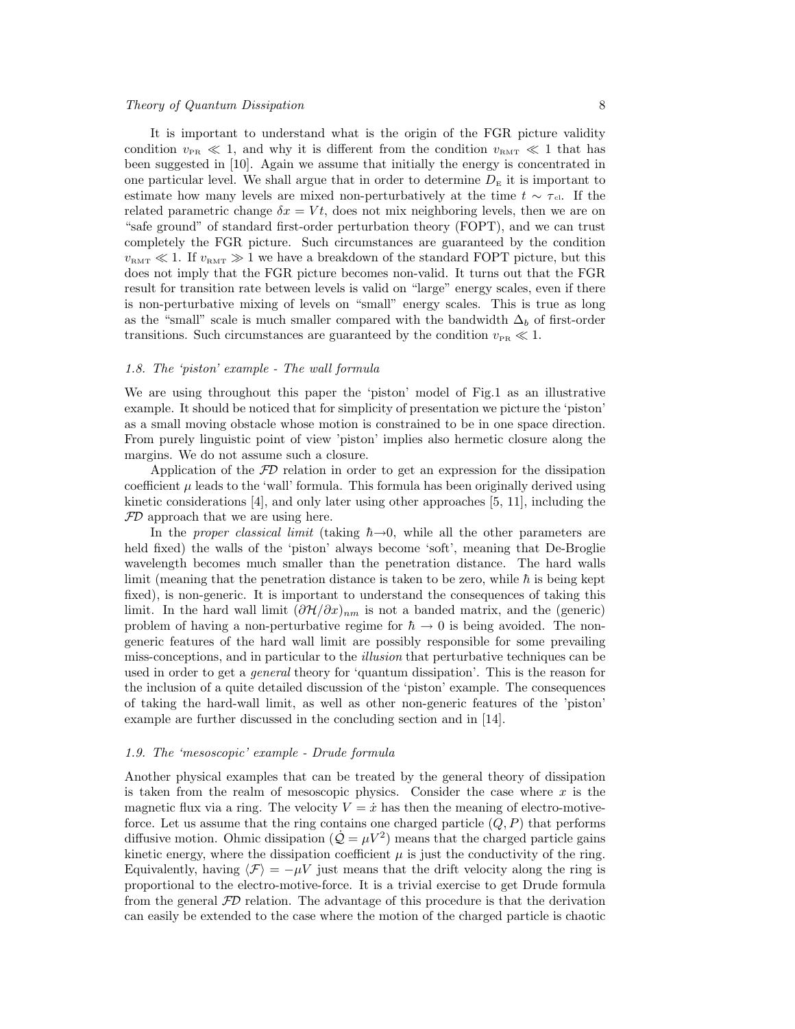It is important to understand what is the origin of the FGR picture validity condition $v_{\text{PR}} \ll 1$, and why it is different from the condition $v_{\text{RMT}} \ll 1$ that has been suggested in [10]. Again we assume that initially the energy is concentrated in one particular level. We shall argue that in order to determine $D_{\text{E}}$ it is important to estimate how many levels are mixed non-perturbatively at the time $t \sim \tau_{\text{cl}}$. If the related parametric change $\delta x = Vt$, does not mix neighboring levels, then we are on "safe ground" of standard first-order perturbation theory (FOPT), and we can trust completely the FGR picture. Such circumstances are guaranteed by the condition $v_{\text{RMT}} \ll 1$. If $v_{\text{RMT}} \gg 1$ we have a breakdown of the standard FOPT picture, but this does not imply that the FGR picture becomes non-valid. It turns out that the FGR result for transition rate between levels is valid on "large" energy scales, even if there is non-perturbative mixing of levels on "small" energy scales. This is true as long as the "small" scale is much smaller compared with the bandwidth $\Delta_b$ of first-order transitions. Such circumstances are guaranteed by the condition $v_{\text{PR}} \ll 1$.

### *1.8. The 'piston' example - The wall formula*

We are using throughout this paper the 'piston' model of Fig.1 as an illustrative example. It should be noticed that for simplicity of presentation we picture the 'piston' as a small moving obstacle whose motion is constrained to be in one space direction. From purely linguistic point of view 'piston' implies also hermetic closure along the margins. We do not assume such a closure.

Application of the $\mathcal{FD}$ relation in order to get an expression for the dissipation coefficient $\mu$ leads to the 'wall' formula. This formula has been originally derived using kinetic considerations [4], and only later using other approaches [5, 11], including the $\mathcal{FD}$ approach that we are using here.

In the *proper classical limit* (taking $\hbar \rightarrow 0$, while all the other parameters are held fixed) the walls of the 'piston' always become 'soft', meaning that De-Broglie wavelength becomes much smaller than the penetration distance. The hard walls limit (meaning that the penetration distance is taken to be zero, while $\hbar$ is being kept fixed), is non-generic. It is important to understand the consequences of taking this limit. In the hard wall limit $(\partial\mathcal{H}/\partial x)_{nm}$ is not a banded matrix, and the (generic) problem of having a non-perturbative regime for $\hbar \rightarrow 0$ is being avoided. The non-generic features of the hard wall limit are possibly responsible for some prevailing miss-conceptions, and in particular to the *illusion* that perturbative techniques can be used in order to get a *general* theory for 'quantum dissipation'. This is the reason for the inclusion of a quite detailed discussion of the 'piston' example. The consequences of taking the hard-wall limit, as well as other non-generic features of the 'piston' example are further discussed in the concluding section and in [14].

### *1.9. The 'mesoscopic' example - Drude formula*

Another physical examples that can be treated by the general theory of dissipation is taken from the realm of mesoscopic physics. Consider the case where $x$ is the magnetic flux via a ring. The velocity $V = \dot{x}$ has then the meaning of electro-motive-force. Let us assume that the ring contains one charged particle $(Q, P)$ that performs diffusive motion. Ohmic dissipation ($\dot{\mathcal{Q}} = \mu V^2$) means that the charged particle gains kinetic energy, where the dissipation coefficient $\mu$ is just the conductivity of the ring. Equivalently, having $\langle \mathcal{F} \rangle = -\mu V$ just means that the drift velocity along the ring is proportional to the electro-motive-force. It is a trivial exercise to get Drude formula from the general $\mathcal{FD}$ relation. The advantage of this procedure is that the derivation can easily be extended to the case where the motion of the charged particle is chaotic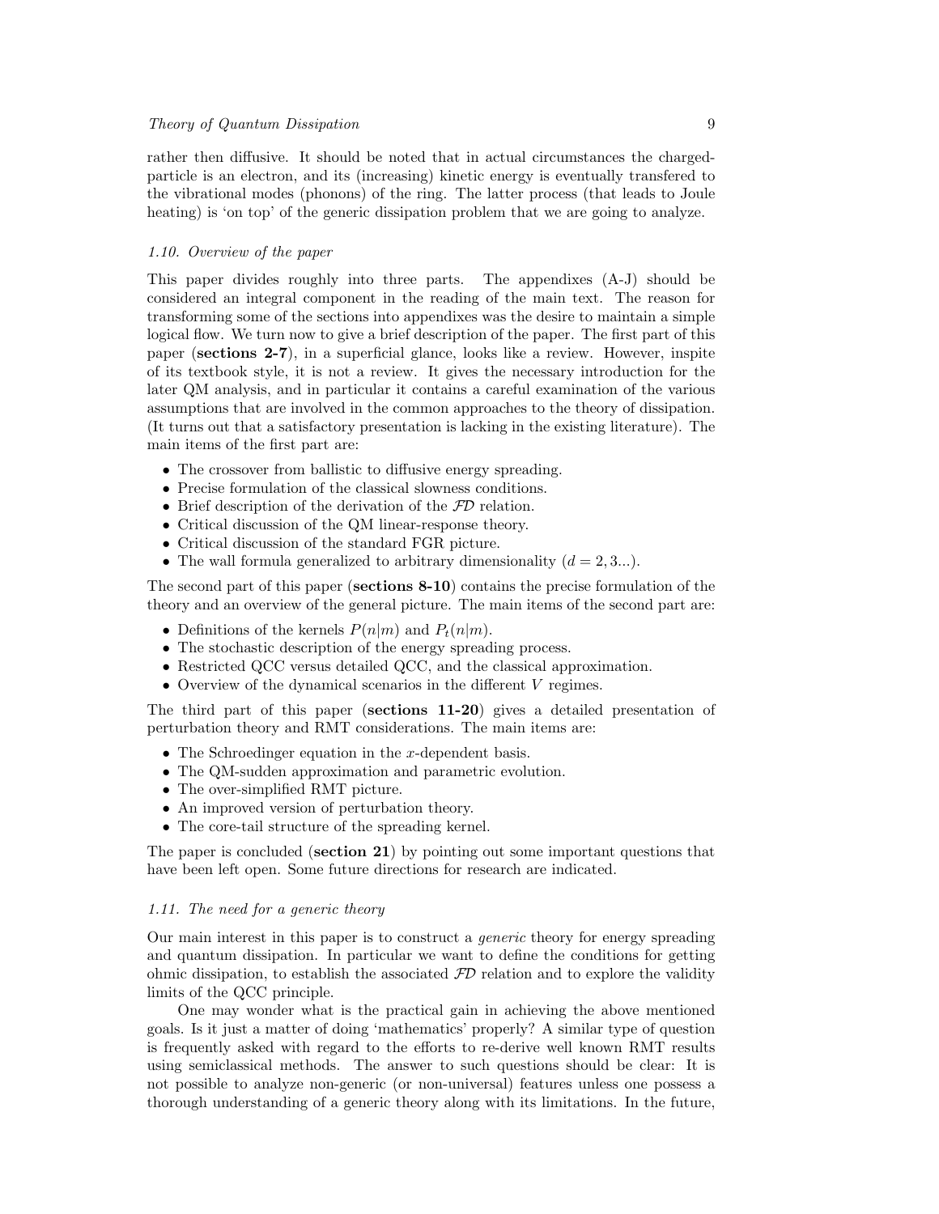rather then diffusive. It should be noted that in actual circumstances the charged-particle is an electron, and its (increasing) kinetic energy is eventually transfered to the vibrational modes (phonons) of the ring. The latter process (that leads to Joule heating) is 'on top' of the generic dissipation problem that we are going to analyze.

### *1.10. Overview of the paper*

This paper divides roughly into three parts. The appendixes (A-J) should be considered an integral component in the reading of the main text. The reason for transforming some of the sections into appendixes was the desire to maintain a simple logical flow. We turn now to give a brief description of the paper. The first part of this paper (**sections 2-7**), in a superficial glance, looks like a review. However, inspite of its textbook style, it is not a review. It gives the necessary introduction for the later QM analysis, and in particular it contains a careful examination of the various assumptions that are involved in the common approaches to the theory of dissipation. (It turns out that a satisfactory presentation is lacking in the existing literature). The main items of the first part are:

- The crossover from ballistic to diffusive energy spreading.
- Precise formulation of the classical slowness conditions.
- Brief description of the derivation of the $\mathcal{FD}$ relation.
- Critical discussion of the QM linear-response theory.
- Critical discussion of the standard FGR picture.
- The wall formula generalized to arbitrary dimensionality ($d = 2, 3...$).

The second part of this paper (**sections 8-10**) contains the precise formulation of the theory and an overview of the general picture. The main items of the second part are:

- Definitions of the kernels $P(n|m)$ and $P_t(n|m)$.
- The stochastic description of the energy spreading process.
- Restricted QCC versus detailed QCC, and the classical approximation.
- Overview of the dynamical scenarios in the different $V$ regimes.

The third part of this paper (**sections 11-20**) gives a detailed presentation of perturbation theory and RMT considerations. The main items are:

- The Schroedinger equation in the $x$-dependent basis.
- The QM-sudden approximation and parametric evolution.
- The over-simplified RMT picture.
- An improved version of perturbation theory.
- The core-tail structure of the spreading kernel.

The paper is concluded (**section 21**) by pointing out some important questions that have been left open. Some future directions for research are indicated.

### *1.11. The need for a generic theory*

Our main interest in this paper is to construct a *generic* theory for energy spreading and quantum dissipation. In particular we want to define the conditions for getting ohmic dissipation, to establish the associated $\mathcal{FD}$ relation and to explore the validity limits of the QCC principle.

One may wonder what is the practical gain in achieving the above mentioned goals. Is it just a matter of doing 'mathematics' properly? A similar type of question is frequently asked with regard to the efforts to re-derive well known RMT results using semiclassical methods. The answer to such questions should be clear: It is not possible to analyze non-generic (or non-universal) features unless one possess a thorough understanding of a generic theory along with its limitations. In the future,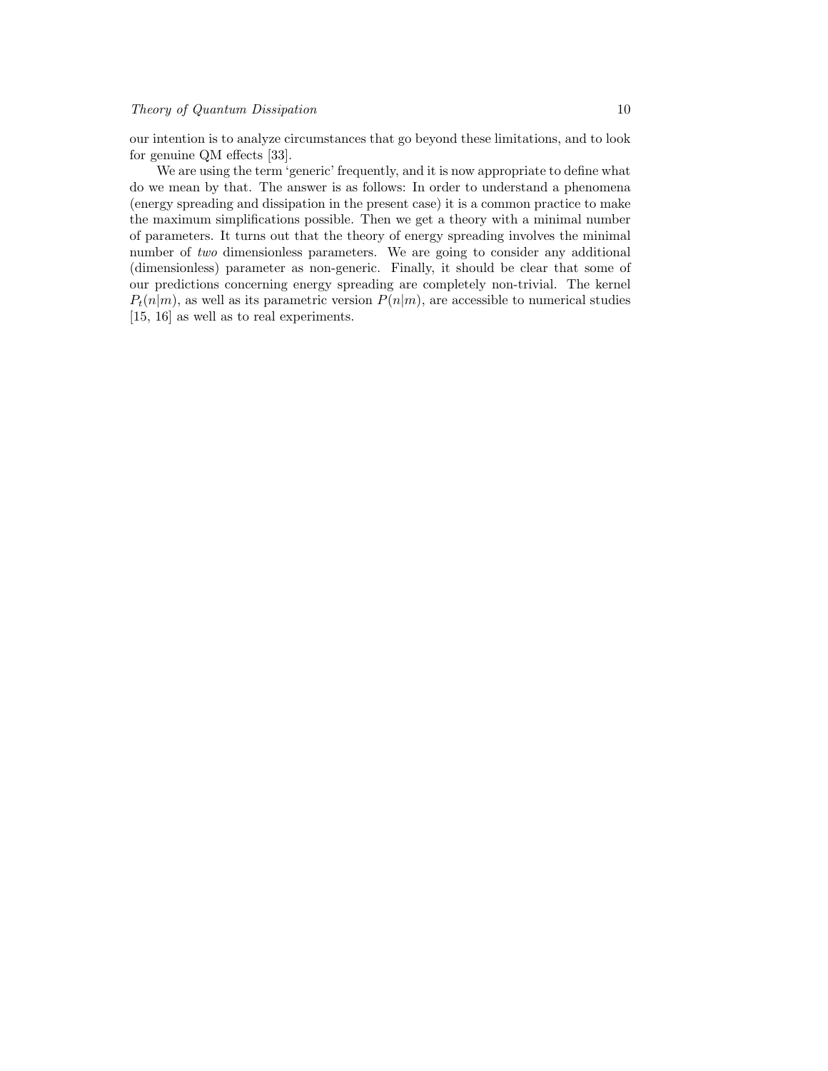our intention is to analyze circumstances that go beyond these limitations, and to look for genuine QM effects [33].

We are using the term 'generic' frequently, and it is now appropriate to define what do we mean by that. The answer is as follows: In order to understand a phenomena (energy spreading and dissipation in the present case) it is a common practice to make the maximum simplifications possible. Then we get a theory with a minimal number of parameters. It turns out that the theory of energy spreading involves the minimal number of *two* dimensionless parameters. We are going to consider any additional (dimensionless) parameter as non-generic. Finally, it should be clear that some of our predictions concerning energy spreading are completely non-trivial. The kernel $P_t(n|m)$, as well as its parametric version $P(n|m)$, are accessible to numerical studies [15, 16] as well as to real experiments.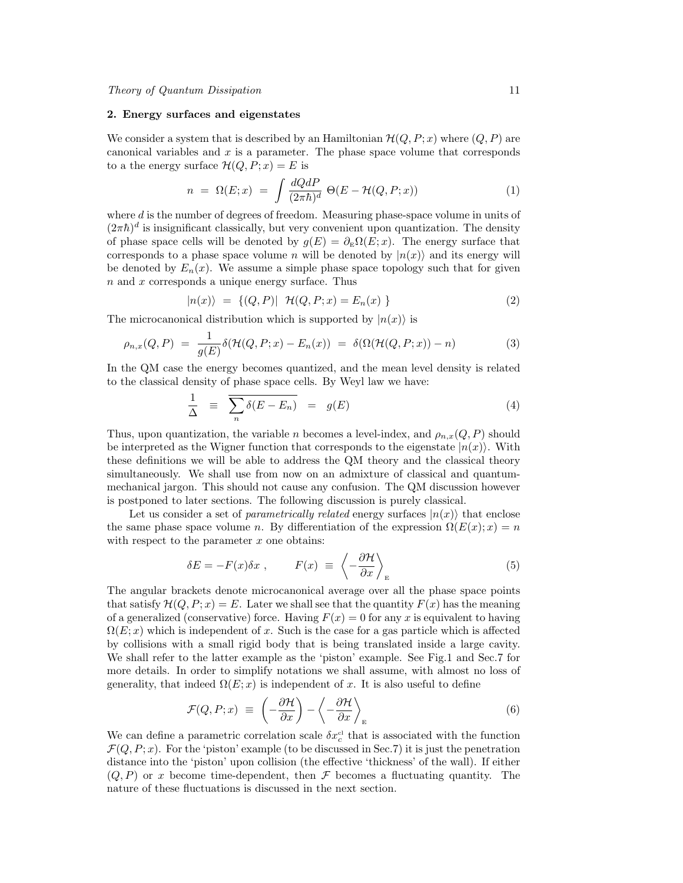## 2. Energy surfaces and eigenstates

We consider a system that is described by an Hamiltonian $\mathcal{H}(Q, P; x)$ where $(Q, P)$ are canonical variables and $x$ is a parameter. The phase space volume that corresponds to a the energy surface $\mathcal{H}(Q, P; x) = E$ is

$$n \;=\; \Omega(E; x) \;=\; \int \frac{dQdP}{(2\pi\hbar)^d} \; \Theta(E - \mathcal{H}(Q, P; x)) \tag{1}$$

where $d$ is the number of degrees of freedom. Measuring phase-space volume in units of $(2\pi\hbar)^d$ is insignificant classically, but very convenient upon quantization. The density of phase space cells will be denoted by $g(E) = \partial_{\text{E}}\Omega(E; x)$. The energy surface that corresponds to a phase space volume $n$ will be denoted by $|n(x)\rangle$ and its energy will be denoted by $E_n(x)$. We assume a simple phase space topology such that for given $n$ and $x$ corresponds a unique energy surface. Thus

$$|n(x)\rangle \;=\; \{(Q, P)| \;\; \mathcal{H}(Q, P; x) = E_n(x) \;\} \tag{2}$$

The microcanonical distribution which is supported by $|n(x)\rangle$ is

$$\rho_{n,x}(Q, P) \;=\; \frac{1}{g(E)}\delta(\mathcal{H}(Q, P; x) - E_n(x)) \;=\; \delta(\Omega(\mathcal{H}(Q, P; x)) - n) \tag{3}$$

In the QM case the energy becomes quantized, and the mean level density is related to the classical density of phase space cells. By Weyl law we have:

$$\frac{1}{\Delta} \;\;\equiv\;\; \overline{\sum_n \delta(E - E_n)} \;\;=\;\; g(E) \tag{4}$$

Thus, upon quantization, the variable $n$ becomes a level-index, and $\rho_{n,x}(Q, P)$ should be interpreted as the Wigner function that corresponds to the eigenstate $|n(x)\rangle$. With these definitions we will be able to address the QM theory and the classical theory simultaneously. We shall use from now on an admixture of classical and quantum-mechanical jargon. This should not cause any confusion. The QM discussion however is postponed to later sections. The following discussion is purely classical.

Let us consider a set of *parametrically related* energy surfaces $|n(x)\rangle$ that enclose the same phase space volume $n$. By differentiation of the expression $\Omega(E(x); x) = n$ with respect to the parameter $x$ one obtains:

$$\delta E = -F(x)\delta x \;, \qquad F(x) \;\equiv\; \left\langle -\frac{\partial \mathcal{H}}{\partial x} \right\rangle_{\text{E}} \tag{5}$$

The angular brackets denote microcanonical average over all the phase space points that satisfy $\mathcal{H}(Q, P; x) = E$. Later we shall see that the quantity $F(x)$ has the meaning of a generalized (conservative) force. Having $F(x) = 0$ for any $x$ is equivalent to having $\Omega(E; x)$ which is independent of $x$. Such is the case for a gas particle which is affected by collisions with a small rigid body that is being translated inside a large cavity. We shall refer to the latter example as the 'piston' example. See Fig.1 and Sec.7 for more details. In order to simplify notations we shall assume, with almost no loss of generality, that indeed $\Omega(E; x)$ is independent of $x$. It is also useful to define

$$\mathcal{F}(Q, P; x) \;\equiv\; \left(-\frac{\partial \mathcal{H}}{\partial x}\right) - \left\langle -\frac{\partial \mathcal{H}}{\partial x} \right\rangle_{\text{E}} \tag{6}$$

We can define a parametric correlation scale $\delta x_c^{\text{cl}}$ that is associated with the function $\mathcal{F}(Q, P; x)$. For the 'piston' example (to be discussed in Sec.7) it is just the penetration distance into the 'piston' upon collision (the effective 'thickness' of the wall). If either $(Q, P)$ or $x$ become time-dependent, then $\mathcal{F}$ becomes a fluctuating quantity. The nature of these fluctuations is discussed in the next section.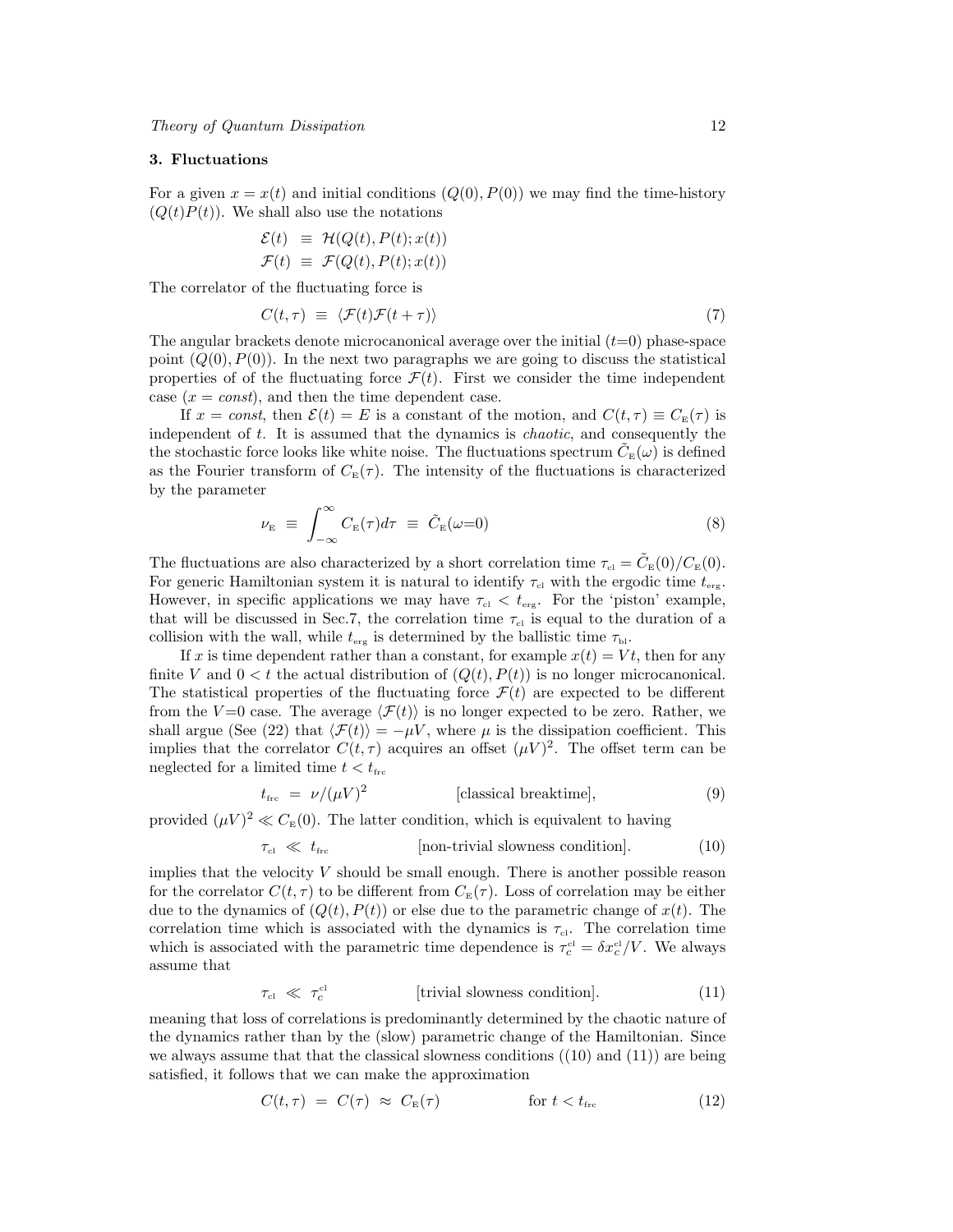## 3. Fluctuations

For a given $x = x(t)$ and initial conditions $(Q(0), P(0))$ we may find the time-history $(Q(t)P(t))$. We shall also use the notations

$$
\begin{aligned}
\mathcal{E}(t) &\equiv \mathcal{H}(Q(t), P(t); x(t)) \\
\mathcal{F}(t) &\equiv \mathcal{F}(Q(t), P(t); x(t))
\end{aligned}
$$

The correlator of the fluctuating force is

$$
C(t, \tau) \equiv \langle \mathcal{F}(t)\mathcal{F}(t+\tau)\rangle \tag{7}
$$

The angular brackets denote microcanonical average over the initial ($t$=0) phase-space point $(Q(0), P(0))$. In the next two paragraphs we are going to discuss the statistical properties of of the fluctuating force $\mathcal{F}(t)$. First we consider the time independent case ($x = const$), and then the time dependent case.

If $x = const$, then $\mathcal{E}(t) = E$ is a constant of the motion, and $C(t, \tau) \equiv C_{\mathrm{E}}(\tau)$ is independent of $t$. It is assumed that the dynamics is *chaotic*, and consequently the the stochastic force looks like white noise. The fluctuations spectrum $\tilde{C}_{\mathrm{E}}(\omega)$ is defined as the Fourier transform of $C_{\mathrm{E}}(\tau)$. The intensity of the fluctuations is characterized by the parameter

$$
\nu_{\mathrm{E}} \equiv \int_{-\infty}^{\infty} C_{\mathrm{E}}(\tau) d\tau \equiv \tilde{C}_{\mathrm{E}}(\omega{=}0) \tag{8}
$$

The fluctuations are also characterized by a short correlation time $\tau_{\mathrm{cl}} = \tilde{C}_{\mathrm{E}}(0)/C_{\mathrm{E}}(0)$. For generic Hamiltonian system it is natural to identify $\tau_{\mathrm{cl}}$ with the ergodic time $t_{\mathrm{erg}}$. However, in specific applications we may have $\tau_{\mathrm{cl}} < t_{\mathrm{erg}}$. For the 'piston' example, that will be discussed in Sec.7, the correlation time $\tau_{\mathrm{cl}}$ is equal to the duration of a collision with the wall, while $t_{\mathrm{erg}}$ is determined by the ballistic time $\tau_{\mathrm{bl}}$.

If $x$ is time dependent rather than a constant, for example $x(t) = Vt$, then for any finite $V$ and $0 < t$ the actual distribution of $(Q(t), P(t))$ is no longer microcanonical. The statistical properties of the fluctuating force $\mathcal{F}(t)$ are expected to be different from the $V$=0 case. The average $\langle \mathcal{F}(t)\rangle$ is no longer expected to be zero. Rather, we shall argue (See (22) that $\langle \mathcal{F}(t)\rangle = -\mu V$, where $\mu$ is the dissipation coefficient. This implies that the correlator $C(t, \tau)$ acquires an offset $(\mu V)^2$. The offset term can be neglected for a limited time $t < t_{\mathrm{frc}}$

$$
t_{\mathrm{frc}} = \nu/(\mu V)^2 \qquad \text{[classical breaktime]}, \tag{9}
$$

provided $(\mu V)^2 \ll C_{\mathrm{E}}(0)$. The latter condition, which is equivalent to having

$$
\tau_{\mathrm{cl}} \ll t_{\mathrm{frc}} \qquad \text{[non-trivial slowness condition]}. \tag{10}
$$

implies that the velocity $V$ should be small enough. There is another possible reason for the correlator $C(t, \tau)$ to be different from $C_{\mathrm{E}}(\tau)$. Loss of correlation may be either due to the dynamics of $(Q(t), P(t))$ or else due to the parametric change of $x(t)$. The correlation time which is associated with the dynamics is $\tau_{\mathrm{cl}}$. The correlation time which is associated with the parametric time dependence is $\tau_c^{\mathrm{cl}} = \delta x_c^{\mathrm{cl}}/V$. We always assume that

$$
\tau_{\mathrm{cl}} \ll \tau_c^{\mathrm{cl}} \qquad \text{[trivial slowness condition]}. \tag{11}
$$

meaning that loss of correlations is predominantly determined by the chaotic nature of the dynamics rather than by the (slow) parametric change of the Hamiltonian. Since we always assume that that the classical slowness conditions ((10) and (11)) are being satisfied, it follows that we can make the approximation

$$
C(t, \tau) = C(\tau) \approx C_{\mathrm{E}}(\tau) \qquad \text{for } t < t_{\mathrm{frc}} \tag{12}
$$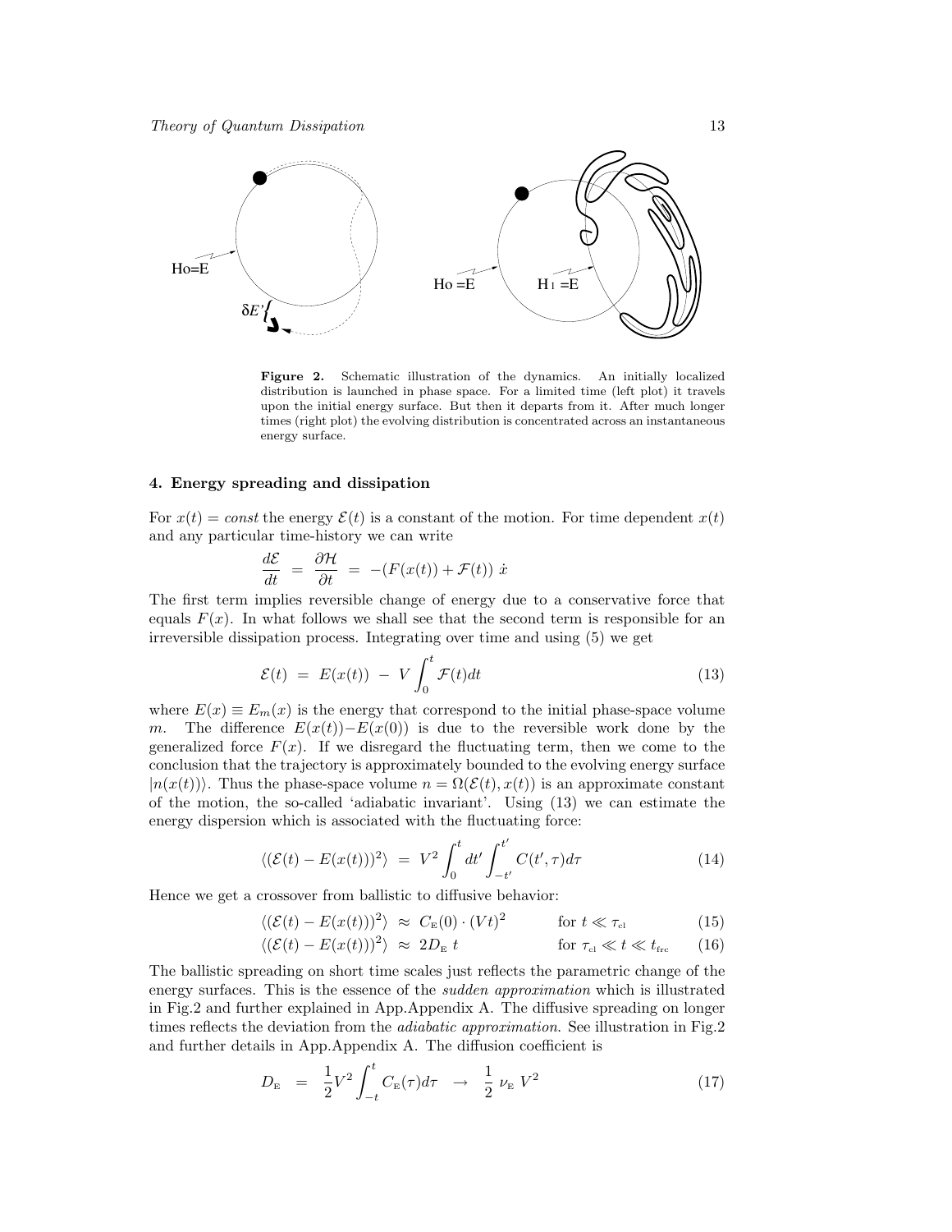**Figure 2.** Schematic illustration of the dynamics. An initially localized distribution is launched in phase space. For a limited time (left plot) it travels upon the initial energy surface. But then it departs from it. After much longer times (right plot) the evolving distribution is concentrated across an instantaneous energy surface.

## 4. Energy spreading and dissipation

For $x(t) = const$ the energy $\mathcal{E}(t)$ is a constant of the motion. For time dependent $x(t)$ and any particular time-history we can write

$$\frac{d\mathcal{E}}{dt} = \frac{\partial \mathcal{H}}{\partial t} = -(F(x(t)) + \mathcal{F}(t))\, \dot{x}$$

The first term implies reversible change of energy due to a conservative force that equals $F(x)$. In what follows we shall see that the second term is responsible for an irreversible dissipation process. Integrating over time and using (5) we get

$$\mathcal{E}(t) = E(x(t)) - V \int_0^t \mathcal{F}(t) dt \tag{13}$$

where $E(x) \equiv E_m(x)$ is the energy that correspond to the initial phase-space volume $m$. The difference $E(x(t)) - E(x(0))$ is due to the reversible work done by the generalized force $F(x)$. If we disregard the fluctuating term, then we come to the conclusion that the trajectory is approximately bounded to the evolving energy surface $|n(x(t))\rangle$. Thus the phase-space volume $n = \Omega(\mathcal{E}(t), x(t))$ is an approximate constant of the motion, the so-called 'adiabatic invariant'. Using (13) we can estimate the energy dispersion which is associated with the fluctuating force:

$$\langle(\mathcal{E}(t) - E(x(t)))^2\rangle = V^2 \int_0^t dt' \int_{-t'}^{t'} C(t', \tau) d\tau \tag{14}$$

Hence we get a crossover from ballistic to diffusive behavior:

$$\langle(\mathcal{E}(t) - E(x(t)))^2\rangle \approx C_{\text{E}}(0) \cdot (Vt)^2 \qquad \text{for } t \ll \tau_{\text{cl}} \tag{15}$$

$$\langle(\mathcal{E}(t) - E(x(t)))^2\rangle \approx 2D_{\text{E}}\, t \qquad \text{for } \tau_{\text{cl}} \ll t \ll t_{\text{frc}} \tag{16}$$

The ballistic spreading on short time scales just reflects the parametric change of the energy surfaces. This is the essence of the *sudden approximation* which is illustrated in Fig.2 and further explained in App.Appendix A. The diffusive spreading on longer times reflects the deviation from the *adiabatic approximation*. See illustration in Fig.2 and further details in App.Appendix A. The diffusion coefficient is

$$D_{\text{E}} = \frac{1}{2} V^2 \int_{-t}^{t} C_{\text{E}}(\tau) d\tau \;\rightarrow\; \frac{1}{2}\, \nu_{\text{E}}\, V^2 \tag{17}$$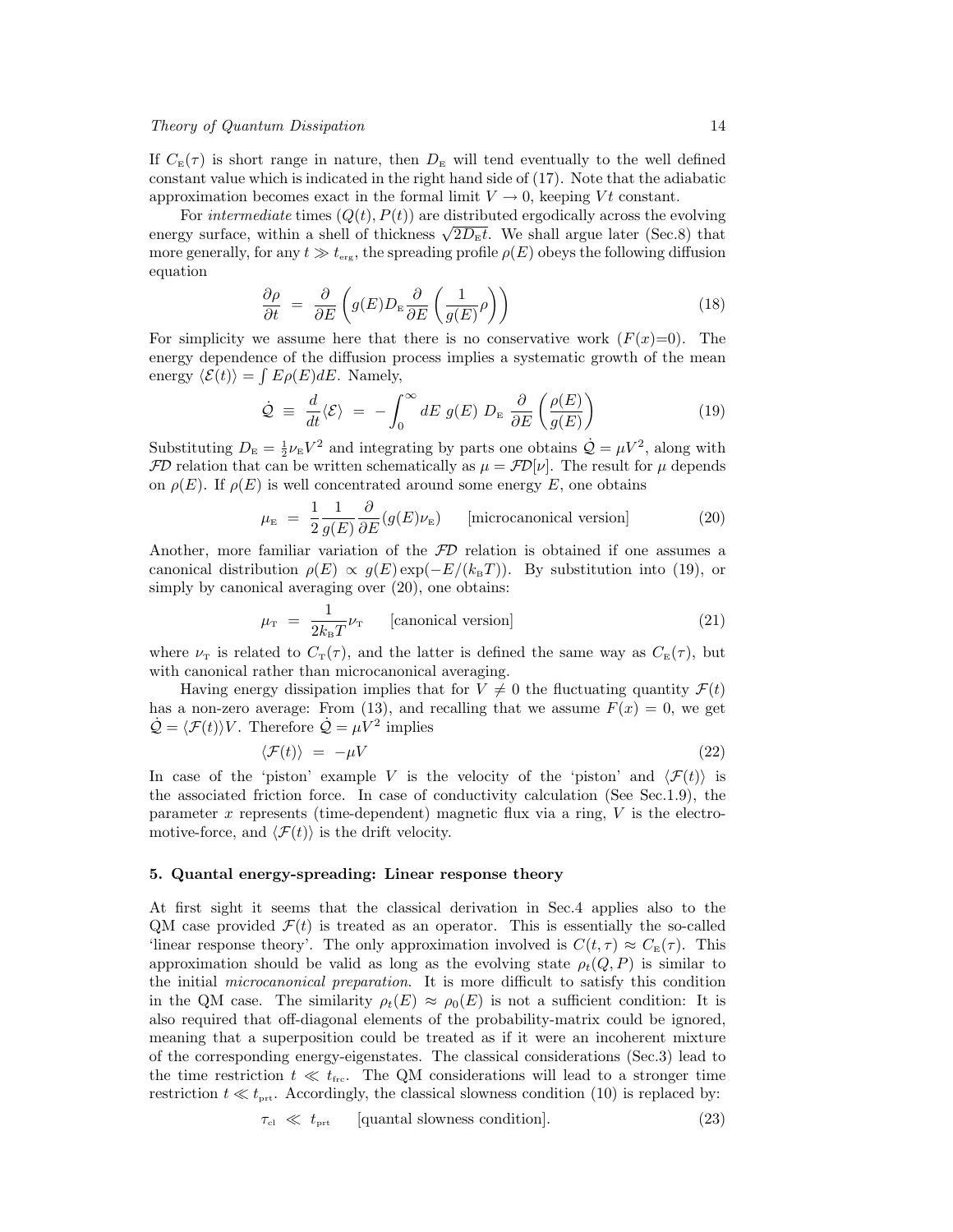If $C_E(\tau)$ is short range in nature, then $D_E$ will tend eventually to the well defined constant value which is indicated in the right hand side of (17). Note that the adiabatic approximation becomes exact in the formal limit $V \rightarrow 0$, keeping $Vt$ constant.

For *intermediate* times $(Q(t), P(t))$ are distributed ergodically across the evolving energy surface, within a shell of thickness $\sqrt{2D_E t}$. We shall argue later (Sec.8) that more generally, for any $t \gg t_{\rm erg}$, the spreading profile $\rho(E)$ obeys the following diffusion equation

$$\frac{\partial \rho}{\partial t} \;=\; \frac{\partial}{\partial E}\left(g(E) D_E \frac{\partial}{\partial E}\left(\frac{1}{g(E)}\rho\right)\right) \tag{18}$$

For simplicity we assume here that there is no conservative work ($F(x)$=0). The energy dependence of the diffusion process implies a systematic growth of the mean energy $\langle \mathcal{E}(t)\rangle = \int E\rho(E)dE$. Namely,

$$\dot{\mathcal{Q}} \;\equiv\; \frac{d}{dt}\langle \mathcal{E}\rangle \;=\; -\int_0^\infty dE\; g(E)\; D_E\; \frac{\partial}{\partial E}\left(\frac{\rho(E)}{g(E)}\right) \tag{19}$$

Substituting $D_E = \frac{1}{2}\nu_E V^2$ and integrating by parts one obtains $\dot{\mathcal{Q}} = \mu V^2$, along with $\mathcal{FD}$ relation that can be written schematically as $\mu = \mathcal{FD}[\nu]$. The result for $\mu$ depends on $\rho(E)$. If $\rho(E)$ is well concentrated around some energy $E$, one obtains

$$\mu_E \;=\; \frac{1}{2}\frac{1}{g(E)}\frac{\partial}{\partial E}(g(E)\nu_E) \qquad \text{[microcanonical version]} \tag{20}$$

Another, more familiar variation of the $\mathcal{FD}$ relation is obtained if one assumes a canonical distribution $\rho(E) \propto g(E)\exp(-E/(k_B T))$. By substitution into (19), or simply by canonical averaging over (20), one obtains:

$$\mu_T \;=\; \frac{1}{2k_B T}\nu_T \qquad \text{[canonical version]} \tag{21}$$

where $\nu_T$ is related to $C_T(\tau)$, and the latter is defined the same way as $C_E(\tau)$, but with canonical rather than microcanonical averaging.

Having energy dissipation implies that for $V \neq 0$ the fluctuating quantity $\mathcal{F}(t)$ has a non-zero average: From (13), and recalling that we assume $F(x) = 0$, we get $\dot{\mathcal{Q}} = \langle \mathcal{F}(t)\rangle V$. Therefore $\dot{\mathcal{Q}} = \mu V^2$ implies

$$\langle \mathcal{F}(t)\rangle \;=\; -\mu V \tag{22}$$

In case of the 'piston' example $V$ is the velocity of the 'piston' and $\langle \mathcal{F}(t)\rangle$ is the associated friction force. In case of conductivity calculation (See Sec.1.9), the parameter $x$ represents (time-dependent) magnetic flux via a ring, $V$ is the electro-motive-force, and $\langle \mathcal{F}(t)\rangle$ is the drift velocity.

## 5. Quantal energy-spreading: Linear response theory

At first sight it seems that the classical derivation in Sec.4 applies also to the QM case provided $\mathcal{F}(t)$ is treated as an operator. This is essentially the so-called 'linear response theory'. The only approximation involved is $C(t,\tau) \approx C_E(\tau)$. This approximation should be valid as long as the evolving state $\rho_t(Q,P)$ is similar to the initial *microcanonical preparation*. It is more difficult to satisfy this condition in the QM case. The similarity $\rho_t(E) \approx \rho_0(E)$ is not a sufficient condition: It is also required that off-diagonal elements of the probability-matrix could be ignored, meaning that a superposition could be treated as if it were an incoherent mixture of the corresponding energy-eigenstates. The classical considerations (Sec.3) lead to the time restriction $t \ll t_{\rm frc}$. The QM considerations will lead to a stronger time restriction $t \ll t_{\rm prt}$. Accordingly, the classical slowness condition (10) is replaced by:

$$\tau_{\rm cl} \;\ll\; t_{\rm prt} \qquad \text{[quantal slowness condition]}. \tag{23}$$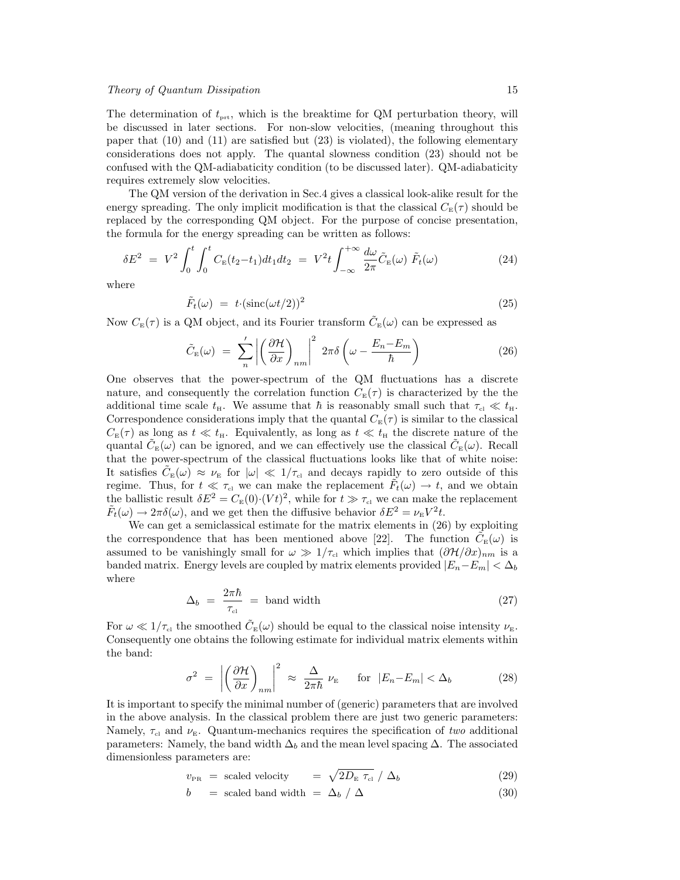The determination of $t_{\text{prt}}$, which is the breaktime for QM perturbation theory, will be discussed in later sections. For non-slow velocities, (meaning throughout this paper that (10) and (11) are satisfied but (23) is violated), the following elementary considerations does not apply. The quantal slowness condition (23) should not be confused with the QM-adiabaticity condition (to be discussed later). QM-adiabaticity requires extremely slow velocities.

The QM version of the derivation in Sec.4 gives a classical look-alike result for the energy spreading. The only implicit modification is that the classical $C_{\text{E}}(\tau)$ should be replaced by the corresponding QM object. For the purpose of concise presentation, the formula for the energy spreading can be written as follows:

$$\delta E^2 \;=\; V^2 \int_0^t \int_0^t C_{\text{E}}(t_2 - t_1) dt_1 dt_2 \;=\; V^2 t \int_{-\infty}^{+\infty} \frac{d\omega}{2\pi} \tilde{C}_{\text{E}}(\omega)\; \tilde{F}_t(\omega) \tag{24}$$

where

$$\tilde{F}_t(\omega) \;=\; t \cdot (\text{sinc}(\omega t/2))^2 \tag{25}$$

Now $C_{\text{E}}(\tau)$ is a QM object, and its Fourier transform $\tilde{C}_{\text{E}}(\omega)$ can be expressed as

$$\tilde{C}_{\text{E}}(\omega) \;=\; \sum_n{}' \left| \left( \frac{\partial \mathcal{H}}{\partial x} \right)_{nm} \right|^2 \; 2\pi \delta \left( \omega - \frac{E_n - E_m}{\hbar} \right) \tag{26}$$

One observes that the power-spectrum of the QM fluctuations has a discrete nature, and consequently the correlation function $C_{\text{E}}(\tau)$ is characterized by the the additional time scale $t_{\text{H}}$. We assume that $\hbar$ is reasonably small such that $\tau_{\text{cl}} \ll t_{\text{H}}$. Correspondence considerations imply that the quantal $C_{\text{E}}(\tau)$ is similar to the classical $C_{\text{E}}(\tau)$ as long as $t \ll t_{\text{H}}$. Equivalently, as long as $t \ll t_{\text{H}}$ the discrete nature of the quantal $\tilde{C}_{\text{E}}(\omega)$ can be ignored, and we can effectively use the classical $\tilde{C}_{\text{E}}(\omega)$. Recall that the power-spectrum of the classical fluctuations looks like that of white noise: It satisfies $\tilde{C}_{\text{E}}(\omega) \approx \nu_{\text{E}}$ for $|\omega| \ll 1/\tau_{\text{cl}}$ and decays rapidly to zero outside of this regime. Thus, for $t \ll \tau_{\text{cl}}$ we can make the replacement $\tilde{F}_t(\omega) \to t$, and we obtain the ballistic result $\delta E^2 = C_{\text{E}}(0) \cdot (Vt)^2$, while for $t \gg \tau_{\text{cl}}$ we can make the replacement $\tilde{F}_t(\omega) \to 2\pi\delta(\omega)$, and we get then the diffusive behavior $\delta E^2 = \nu_{\text{E}} V^2 t$.

We can get a semiclassical estimate for the matrix elements in (26) by exploiting the correspondence that has been mentioned above [22]. The function $\tilde{C}_{\text{E}}(\omega)$ is assumed to be vanishingly small for $\omega \gg 1/\tau_{\text{cl}}$ which implies that $(\partial \mathcal{H}/\partial x)_{nm}$ is a banded matrix. Energy levels are coupled by matrix elements provided $|E_n - E_m| < \Delta_b$ where

$$\Delta_b \;=\; \frac{2\pi\hbar}{\tau_{\text{cl}}} \;=\; \text{band width} \tag{27}$$

For $\omega \ll 1/\tau_{\text{cl}}$ the smoothed $\tilde{C}_{\text{E}}(\omega)$ should be equal to the classical noise intensity $\nu_{\text{E}}$. Consequently one obtains the following estimate for individual matrix elements within the band:

$$\sigma^2 \;=\; \left| \left( \frac{\partial \mathcal{H}}{\partial x} \right)_{nm} \right|^2 \;\approx\; \frac{\Delta}{2\pi\hbar} \; \nu_{\text{E}} \qquad \text{for } |E_n - E_m| < \Delta_b \tag{28}$$

It is important to specify the minimal number of (generic) parameters that are involved in the above analysis. In the classical problem there are just two generic parameters: Namely, $\tau_{\text{cl}}$ and $\nu_{\text{E}}$. Quantum-mechanics requires the specification of *two* additional parameters: Namely, the band width $\Delta_b$ and the mean level spacing $\Delta$. The associated dimensionless parameters are:

$$v_{\text{PR}} \;=\; \text{scaled velocity} \;=\; \sqrt{2D_{\text{E}}\;\tau_{\text{cl}}} \;/\; \Delta_b \tag{29}$$

$$b \;=\; \text{scaled band width} \;=\; \Delta_b \;/\; \Delta \tag{30}$$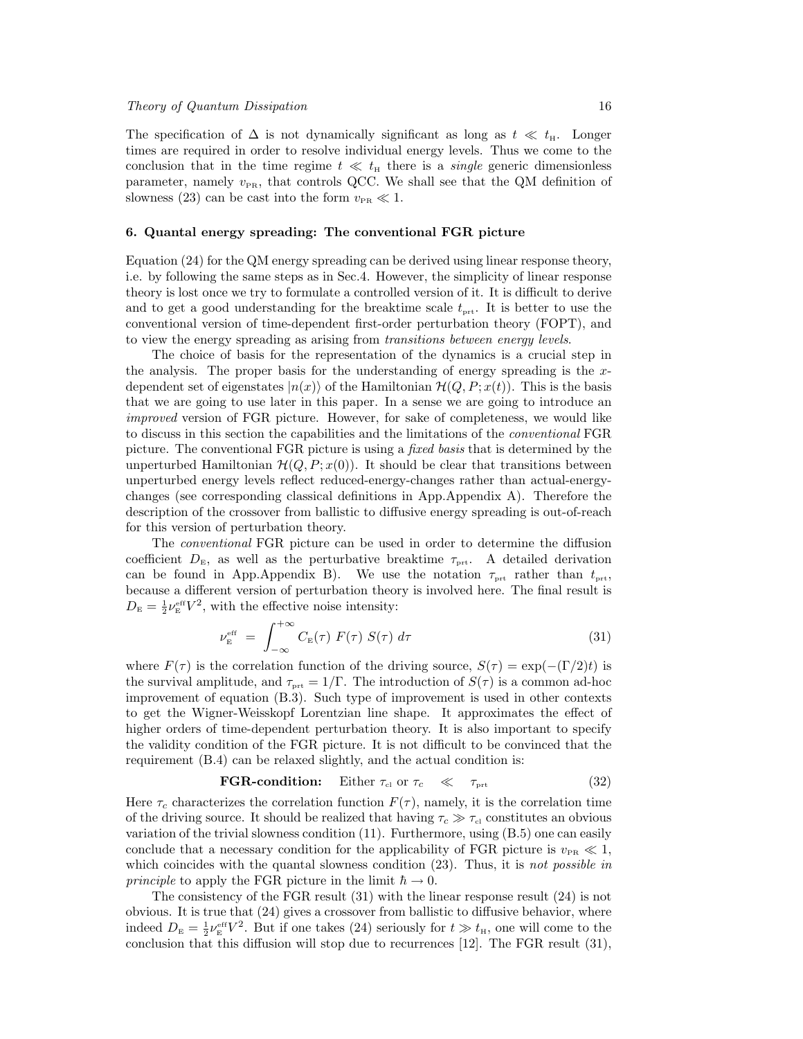The specification of $\Delta$ is not dynamically significant as long as $t \ll t_{\text{H}}$. Longer times are required in order to resolve individual energy levels. Thus we come to the conclusion that in the time regime $t \ll t_{\text{H}}$ there is a *single* generic dimensionless parameter, namely $v_{\text{PR}}$, that controls QCC. We shall see that the QM definition of slowness (23) can be cast into the form $v_{\text{PR}} \ll 1$.

## 6. Quantal energy spreading: The conventional FGR picture

Equation (24) for the QM energy spreading can be derived using linear response theory, i.e. by following the same steps as in Sec.4. However, the simplicity of linear response theory is lost once we try to formulate a controlled version of it. It is difficult to derive and to get a good understanding for the breaktime scale $t_{\text{prt}}$. It is better to use the conventional version of time-dependent first-order perturbation theory (FOPT), and to view the energy spreading as arising from *transitions between energy levels*.

The choice of basis for the representation of the dynamics is a crucial step in the analysis. The proper basis for the understanding of energy spreading is the $x$-dependent set of eigenstates $|n(x)\rangle$ of the Hamiltonian $\mathcal{H}(Q, P; x(t))$. This is the basis that we are going to use later in this paper. In a sense we are going to introduce an *improved* version of FGR picture. However, for sake of completeness, we would like to discuss in this section the capabilities and the limitations of the *conventional* FGR picture. The conventional FGR picture is using a *fixed basis* that is determined by the unperturbed Hamiltonian $\mathcal{H}(Q, P; x(0))$. It should be clear that transitions between unperturbed energy levels reflect reduced-energy-changes rather than actual-energy-changes (see corresponding classical definitions in App.Appendix A). Therefore the description of the crossover from ballistic to diffusive energy spreading is out-of-reach for this version of perturbation theory.

The *conventional* FGR picture can be used in order to determine the diffusion coefficient $D_{\text{E}}$, as well as the perturbative breaktime $\tau_{\text{prt}}$. A detailed derivation can be found in App.Appendix B). We use the notation $\tau_{\text{prt}}$ rather than $t_{\text{prt}}$, because a different version of perturbation theory is involved here. The final result is $D_{\text{E}} = \frac{1}{2}\nu_{\text{E}}^{\text{eff}} V^2$, with the effective noise intensity:

$$\nu_{\text{E}}^{\text{eff}} \; = \; \int_{-\infty}^{+\infty} C_{\text{E}}(\tau)\; F(\tau)\; S(\tau)\; d\tau \tag{31}$$

where $F(\tau)$ is the correlation function of the driving source, $S(\tau) = \exp(-(\Gamma/2)t)$ is the survival amplitude, and $\tau_{\text{prt}} = 1/\Gamma$. The introduction of $S(\tau)$ is a common ad-hoc improvement of equation (B.3). Such type of improvement is used in other contexts to get the Wigner-Weisskopf Lorentzian line shape. It approximates the effect of higher orders of time-dependent perturbation theory. It is also important to specify the validity condition of the FGR picture. It is not difficult to be convinced that the requirement (B.4) can be relaxed slightly, and the actual condition is:

$$\textbf{FGR-condition:} \quad \text{Either } \tau_{\text{cl}} \text{ or } \tau_c \quad \ll \quad \tau_{\text{prt}} \tag{32}$$

Here $\tau_c$ characterizes the correlation function $F(\tau)$, namely, it is the correlation time of the driving source. It should be realized that having $\tau_c \gg \tau_{\text{cl}}$ constitutes an obvious variation of the trivial slowness condition (11). Furthermore, using (B.5) one can easily conclude that a necessary condition for the applicability of FGR picture is $v_{\text{PR}} \ll 1$, which coincides with the quantal slowness condition (23). Thus, it is *not possible in principle* to apply the FGR picture in the limit $\hbar \to 0$.

The consistency of the FGR result (31) with the linear response result (24) is not obvious. It is true that (24) gives a crossover from ballistic to diffusive behavior, where indeed $D_{\text{E}} = \frac{1}{2}\nu_{\text{E}}^{\text{eff}} V^2$. But if one takes (24) seriously for $t \gg t_{\text{H}}$, one will come to the conclusion that this diffusion will stop due to recurrences [12]. The FGR result (31),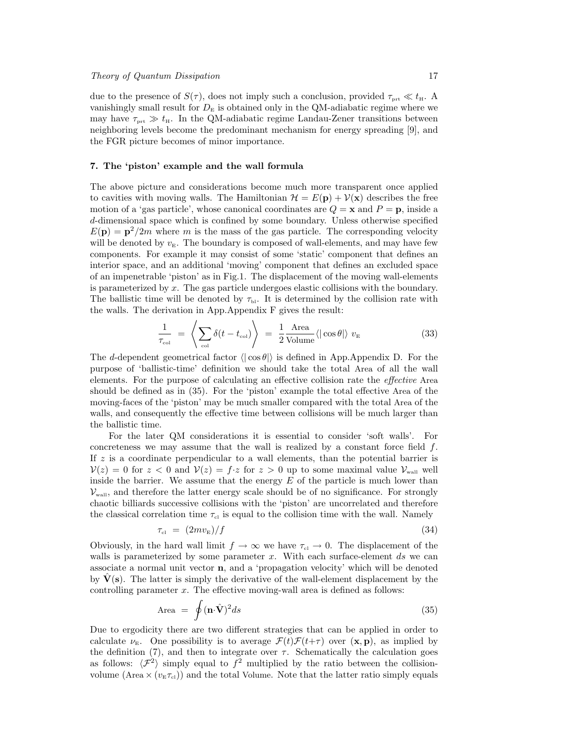due to the presence of $S(\tau)$, does not imply such a conclusion, provided $\tau_{\text{prt}} \ll t_{\text{H}}$. A vanishingly small result for $D_{\text{E}}$ is obtained only in the QM-adiabatic regime where we may have $\tau_{\text{prt}} \gg t_{\text{H}}$. In the QM-adiabatic regime Landau-Zener transitions between neighboring levels become the predominant mechanism for energy spreading [9], and the FGR picture becomes of minor importance.

## 7. The 'piston' example and the wall formula

The above picture and considerations become much more transparent once applied to cavities with moving walls. The Hamiltonian $\mathcal{H} = E(\mathbf{p}) + \mathcal{V}(\mathbf{x})$ describes the free motion of a 'gas particle', whose canonical coordinates are $Q = \mathbf{x}$ and $P = \mathbf{p}$, inside a $d$-dimensional space which is confined by some boundary. Unless otherwise specified $E(\mathbf{p}) = \mathbf{p}^2/2m$ where $m$ is the mass of the gas particle. The corresponding velocity will be denoted by $v_{\text{E}}$. The boundary is composed of wall-elements, and may have few components. For example it may consist of some 'static' component that defines an interior space, and an additional 'moving' component that defines an excluded space of an impenetrable 'piston' as in Fig.1. The displacement of the moving wall-elements is parameterized by $x$. The gas particle undergoes elastic collisions with the boundary. The ballistic time will be denoted by $\tau_{\text{bl}}$. It is determined by the collision rate with the walls. The derivation in App.Appendix F gives the result:

$$\frac{1}{\tau_{\text{col}}} = \left\langle \sum_{\text{col}} \delta(t - t_{\text{col}}) \right\rangle = \frac{1}{2} \frac{\text{Area}}{\text{Volume}} \langle |\cos\theta| \rangle \; v_{\text{E}} \tag{33}$$

The $d$-dependent geometrical factor $\langle |\cos\theta| \rangle$ is defined in App.Appendix D. For the purpose of 'ballistic-time' definition we should take the total Area of all the wall elements. For the purpose of calculating an effective collision rate the *effective* Area should be defined as in (35). For the 'piston' example the total effective Area of the moving-faces of the 'piston' may be much smaller compared with the total Area of the walls, and consequently the effective time between collisions will be much larger than the ballistic time.

For the later QM considerations it is essential to consider 'soft walls'. For concreteness we may assume that the wall is realized by a constant force field $f$. If $z$ is a coordinate perpendicular to a wall elements, than the potential barrier is $\mathcal{V}(z) = 0$ for $z < 0$ and $\mathcal{V}(z) = f{\cdot}z$ for $z > 0$ up to some maximal value $\mathcal{V}_{\text{wall}}$ well inside the barrier. We assume that the energy $E$ of the particle is much lower than $\mathcal{V}_{\text{wall}}$, and therefore the latter energy scale should be of no significance. For strongly chaotic billiards successive collisions with the 'piston' are uncorrelated and therefore the classical correlation time $\tau_{\text{cl}}$ is equal to the collision time with the wall. Namely

$$\tau_{\text{cl}} = (2mv_{\text{E}})/f \tag{34}$$

Obviously, in the hard wall limit $f \to \infty$ we have $\tau_{\text{cl}} \to 0$. The displacement of the walls is parameterized by some parameter $x$. With each surface-element $ds$ we can associate a normal unit vector $\mathbf{n}$, and a 'propagation velocity' which will be denoted by $\hat{\mathbf{V}}(\mathbf{s})$. The latter is simply the derivative of the wall-element displacement by the controlling parameter $x$. The effective moving-wall area is defined as follows:

$$\text{Area} = \oint (\mathbf{n}{\cdot}\hat{\mathbf{V}})^2 ds \tag{35}$$

Due to ergodicity there are two different strategies that can be applied in order to calculate $\nu_{\text{E}}$. One possibility is to average $\mathcal{F}(t)\mathcal{F}(t{+}\tau)$ over $(\mathbf{x}, \mathbf{p})$, as implied by the definition (7), and then to integrate over $\tau$. Schematically the calculation goes as follows: $\langle \mathcal{F}^2 \rangle$ simply equal to $f^2$ multiplied by the ratio between the collision-volume $(\text{Area} \times (v_{\text{E}}\tau_{\text{cl}}))$ and the total Volume. Note that the latter ratio simply equals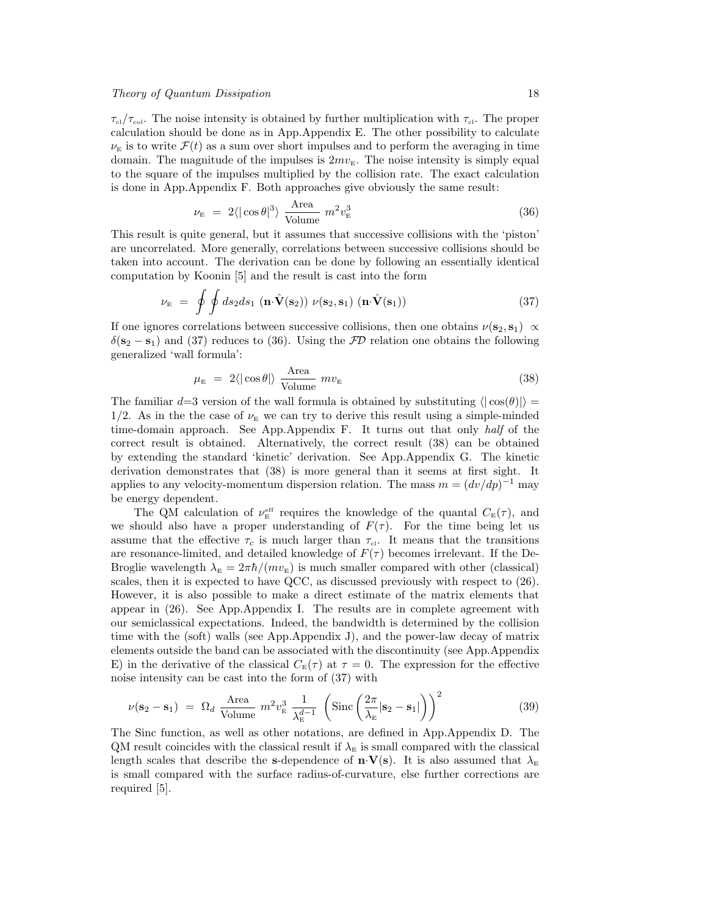$\tau_{\text{cl}}/\tau_{\text{col}}$. The noise intensity is obtained by further multiplication with $\tau_{\text{cl}}$. The proper calculation should be done as in App.Appendix E. The other possibility to calculate $\nu_{\text{E}}$ is to write $\mathcal{F}(t)$ as a sum over short impulses and to perform the averaging in time domain. The magnitude of the impulses is $2mv_{\text{E}}$. The noise intensity is simply equal to the square of the impulses multiplied by the collision rate. The exact calculation is done in App.Appendix F. Both approaches give obviously the same result:

$$\nu_{\text{E}} \;=\; 2\langle|\cos\theta|^3\rangle \; \frac{\text{Area}}{\text{Volume}} \; m^2 v_{\text{E}}^3 \tag{36}$$

This result is quite general, but it assumes that successive collisions with the 'piston' are uncorrelated. More generally, correlations between successive collisions should be taken into account. The derivation can be done by following an essentially identical computation by Koonin [5] and the result is cast into the form

$$\nu_{\text{E}} \;=\; \oint\oint ds_2 ds_1 \; (\mathbf{n}{\cdot}\hat{\mathbf{V}}(\mathbf{s}_2)) \; \nu(\mathbf{s}_2,\mathbf{s}_1) \; (\mathbf{n}{\cdot}\hat{\mathbf{V}}(\mathbf{s}_1)) \tag{37}$$

If one ignores correlations between successive collisions, then one obtains $\nu(\mathbf{s}_2,\mathbf{s}_1) \propto \delta(\mathbf{s}_2-\mathbf{s}_1)$ and (37) reduces to (36). Using the $\mathcal{FD}$ relation one obtains the following generalized 'wall formula':

$$\mu_{\text{E}} \;=\; 2\langle|\cos\theta|\rangle \; \frac{\text{Area}}{\text{Volume}} \; m v_{\text{E}} \tag{38}$$

The familiar $d$=3 version of the wall formula is obtained by substituting $\langle|\cos(\theta)|\rangle = 1/2$. As in the the case of $\nu_{\text{E}}$ we can try to derive this result using a simple-minded time-domain approach. See App.Appendix F. It turns out that only *half* of the correct result is obtained. Alternatively, the correct result (38) can be obtained by extending the standard 'kinetic' derivation. See App.Appendix G. The kinetic derivation demonstrates that (38) is more general than it seems at first sight. It applies to any velocity-momentum dispersion relation. The mass $m = (dv/dp)^{-1}$ may be energy dependent.

The QM calculation of $\nu_{\text{E}}^{\text{eff}}$ requires the knowledge of the quantal $C_{\text{E}}(\tau)$, and we should also have a proper understanding of $F(\tau)$. For the time being let us assume that the effective $\tau_c$ is much larger than $\tau_{\text{cl}}$. It means that the transitions are resonance-limited, and detailed knowledge of $F(\tau)$ becomes irrelevant. If the De-Broglie wavelength $\lambda_{\text{E}} = 2\pi\hbar/(mv_{\text{E}})$ is much smaller compared with other (classical) scales, then it is expected to have QCC, as discussed previously with respect to (26). However, it is also possible to make a direct estimate of the matrix elements that appear in (26). See App.Appendix I. The results are in complete agreement with our semiclassical expectations. Indeed, the bandwidth is determined by the collision time with the (soft) walls (see App.Appendix J), and the power-law decay of matrix elements outside the band can be associated with the discontinuity (see App.Appendix E) in the derivative of the classical $C_{\text{E}}(\tau)$ at $\tau = 0$. The expression for the effective noise intensity can be cast into the form of (37) with

$$\nu(\mathbf{s}_2-\mathbf{s}_1) \;=\; \Omega_d \; \frac{\text{Area}}{\text{Volume}} \; m^2 v_{\text{E}}^3 \; \frac{1}{\lambda_{\text{E}}^{d-1}} \; \left(\text{Sinc}\left(\frac{2\pi}{\lambda_{\text{E}}}|\mathbf{s}_2-\mathbf{s}_1|\right)\right)^2 \tag{39}$$

The Sinc function, as well as other notations, are defined in App.Appendix D. The QM result coincides with the classical result if $\lambda_{\text{E}}$ is small compared with the classical length scales that describe the $\mathbf{s}$-dependence of $\mathbf{n}{\cdot}\mathbf{V}(\mathbf{s})$. It is also assumed that $\lambda_{\text{E}}$ is small compared with the surface radius-of-curvature, else further corrections are required [5].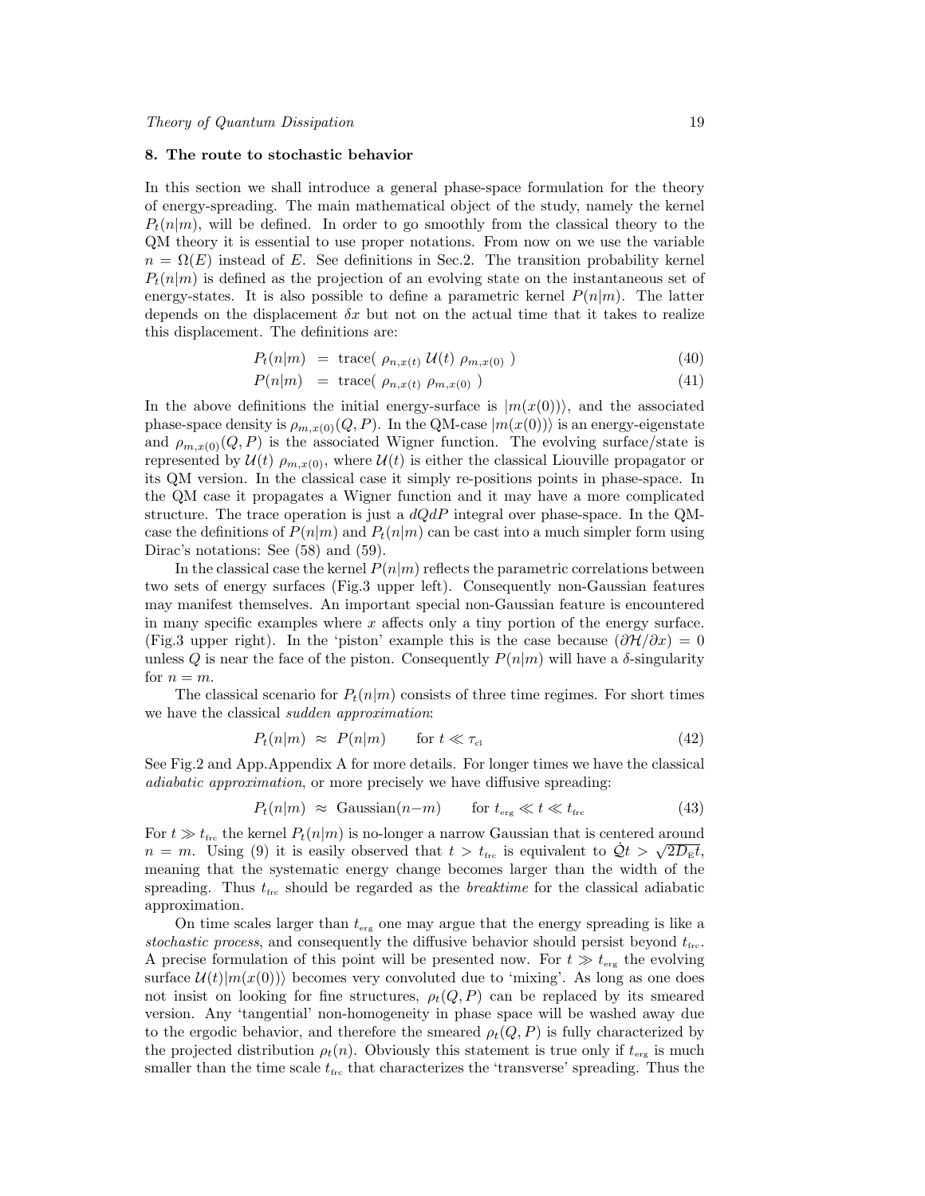## 8. The route to stochastic behavior

In this section we shall introduce a general phase-space formulation for the theory of energy-spreading. The main mathematical object of the study, namely the kernel $P_t(n|m)$, will be defined. In order to go smoothly from the classical theory to the QM theory it is essential to use proper notations. From now on we use the variable $n = \Omega(E)$ instead of $E$. See definitions in Sec.2. The transition probability kernel $P_t(n|m)$ is defined as the projection of an evolving state on the instantaneous set of energy-states. It is also possible to define a parametric kernel $P(n|m)$. The latter depends on the displacement $\delta x$ but not on the actual time that it takes to realize this displacement. The definitions are:

$$P_t(n|m) \ = \ \text{trace}(\ \rho_{n,x(t)}\ \mathcal{U}(t)\ \rho_{m,x(0)}\ ) \tag{40}$$

$$P(n|m) \ = \ \text{trace}(\ \rho_{n,x(t)}\ \rho_{m,x(0)}\ ) \tag{41}$$

In the above definitions the initial energy-surface is $|m(x(0))\rangle$, and the associated phase-space density is $\rho_{m,x(0)}(Q,P)$. In the QM-case $|m(x(0))\rangle$ is an energy-eigenstate and $\rho_{m,x(0)}(Q,P)$ is the associated Wigner function. The evolving surface/state is represented by $\mathcal{U}(t)\ \rho_{m,x(0)}$, where $\mathcal{U}(t)$ is either the classical Liouville propagator or its QM version. In the classical case it simply re-positions points in phase-space. In the QM case it propagates a Wigner function and it may have a more complicated structure. The trace operation is just a $dQdP$ integral over phase-space. In the QM-case the definitions of $P(n|m)$ and $P_t(n|m)$ can be cast into a much simpler form using Dirac's notations: See (58) and (59).

In the classical case the kernel $P(n|m)$ reflects the parametric correlations between two sets of energy surfaces (Fig.3 upper left). Consequently non-Gaussian features may manifest themselves. An important special non-Gaussian feature is encountered in many specific examples where $x$ affects only a tiny portion of the energy surface. (Fig.3 upper right). In the 'piston' example this is the case because $(\partial\mathcal{H}/\partial x) = 0$ unless $Q$ is near the face of the piston. Consequently $P(n|m)$ will have a $\delta$-singularity for $n = m$.

The classical scenario for $P_t(n|m)$ consists of three time regimes. For short times we have the classical *sudden approximation*:

$$P_t(n|m) \ \approx \ P(n|m) \qquad \text{for } t \ll \tau_{\text{cl}} \tag{42}$$

See Fig.2 and App.Appendix A for more details. For longer times we have the classical *adiabatic approximation*, or more precisely we have diffusive spreading:

$$P_t(n|m) \ \approx \ \text{Gaussian}(n{-}m) \qquad \text{for } t_{\text{erg}} \ll t \ll t_{\text{frc}} \tag{43}$$

For $t \gg t_{\text{frc}}$ the kernel $P_t(n|m)$ is no-longer a narrow Gaussian that is centered around $n = m$. Using (9) it is easily observed that $t > t_{\text{frc}}$ is equivalent to $\dot{\mathcal{Q}}t > \sqrt{2D_{\text{E}}t}$, meaning that the systematic energy change becomes larger than the width of the spreading. Thus $t_{\text{frc}}$ should be regarded as the *breaktime* for the classical adiabatic approximation.

On time scales larger than $t_{\text{erg}}$ one may argue that the energy spreading is like a *stochastic process*, and consequently the diffusive behavior should persist beyond $t_{\text{frc}}$. A precise formulation of this point will be presented now. For $t \gg t_{\text{erg}}$ the evolving surface $\mathcal{U}(t)|m(x(0))\rangle$ becomes very convoluted due to 'mixing'. As long as one does not insist on looking for fine structures, $\rho_t(Q,P)$ can be replaced by its smeared version. Any 'tangential' non-homogeneity in phase space will be washed away due to the ergodic behavior, and therefore the smeared $\rho_t(Q,P)$ is fully characterized by the projected distribution $\rho_t(n)$. Obviously this statement is true only if $t_{\text{erg}}$ is much smaller than the time scale $t_{\text{frc}}$ that characterizes the 'transverse' spreading. Thus the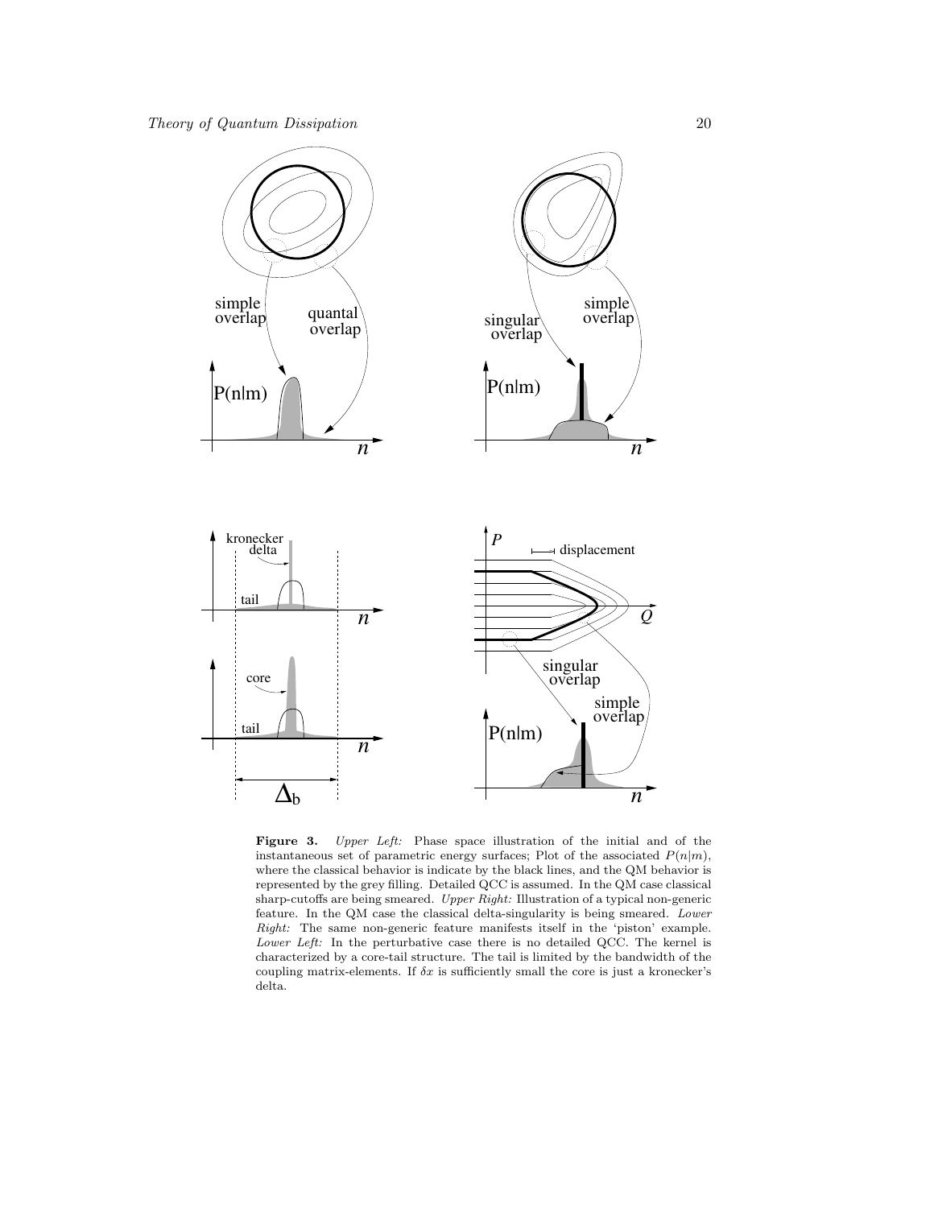**Figure 3.** *Upper Left:* Phase space illustration of the initial and of the instantaneous set of parametric energy surfaces; Plot of the associated $P(n|m)$, where the classical behavior is indicate by the black lines, and the QM behavior is represented by the grey filling. Detailed QCC is assumed. In the QM case classical sharp-cutoffs are being smeared. *Upper Right:* Illustration of a typical non-generic feature. In the QM case the classical delta-singularity is being smeared. *Lower Right:* The same non-generic feature manifests itself in the 'piston' example. *Lower Left:* In the perturbative case there is no detailed QCC. The kernel is characterized by a core-tail structure. The tail is limited by the bandwidth of the coupling matrix-elements. If $\delta x$ is sufficiently small the core is just a kronecker's delta.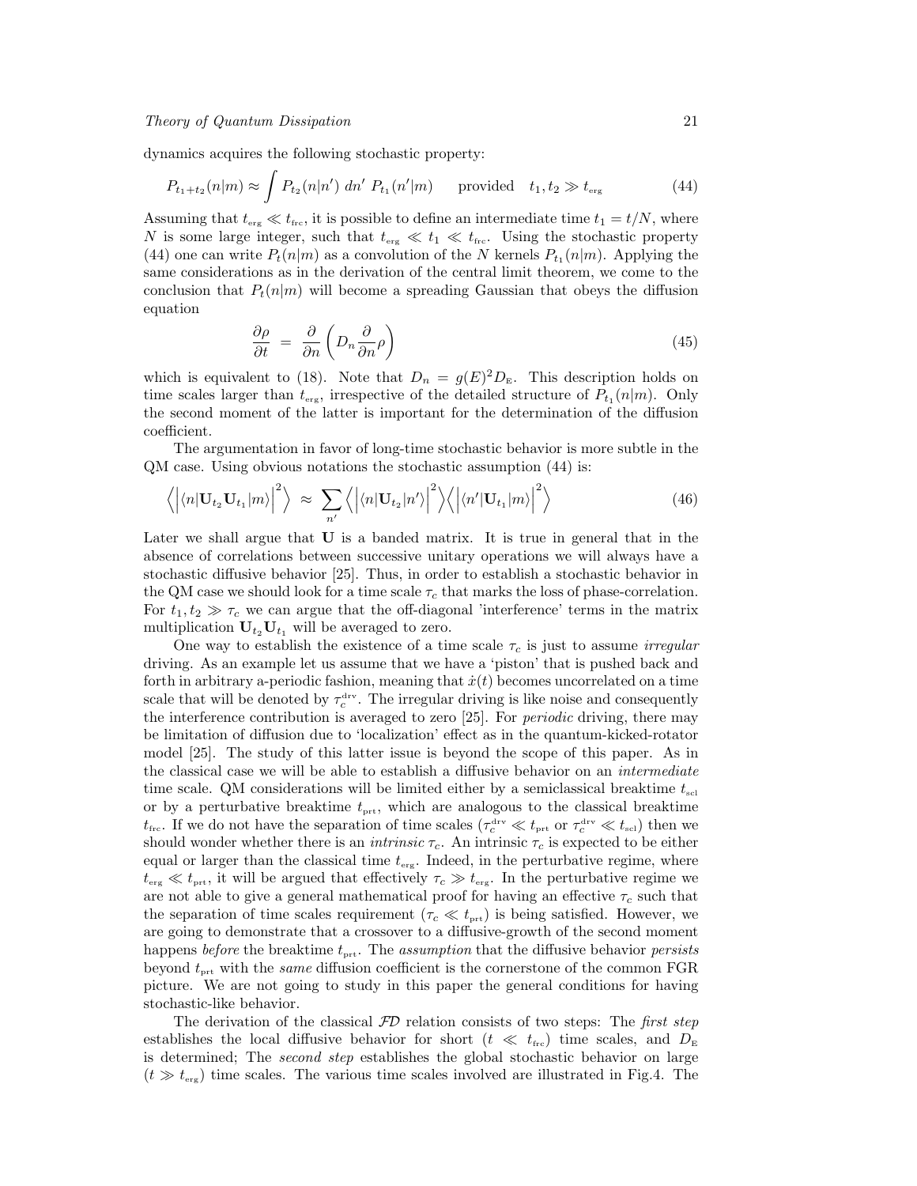dynamics acquires the following stochastic property:

$$P_{t_1+t_2}(n|m) \approx \int P_{t_2}(n|n')\ dn'\ P_{t_1}(n'|m) \qquad \text{provided} \quad t_1, t_2 \gg t_{\text{erg}} \tag{44}$$

Assuming that $t_{\text{erg}} \ll t_{\text{frc}}$, it is possible to define an intermediate time $t_1 = t/N$, where $N$ is some large integer, such that $t_{\text{erg}} \ll t_1 \ll t_{\text{frc}}$. Using the stochastic property (44) one can write $P_t(n|m)$ as a convolution of the $N$ kernels $P_{t_1}(n|m)$. Applying the same considerations as in the derivation of the central limit theorem, we come to the conclusion that $P_t(n|m)$ will become a spreading Gaussian that obeys the diffusion equation

$$\frac{\partial \rho}{\partial t} \ = \ \frac{\partial}{\partial n}\left(D_n \frac{\partial}{\partial n}\rho\right) \tag{45}$$

which is equivalent to (18). Note that $D_n = g(E)^2 D_{\text{E}}$. This description holds on time scales larger than $t_{\text{erg}}$, irrespective of the detailed structure of $P_{t_1}(n|m)$. Only the second moment of the latter is important for the determination of the diffusion coefficient.

The argumentation in favor of long-time stochastic behavior is more subtle in the QM case. Using obvious notations the stochastic assumption (44) is:

$$\left\langle \left|\langle n|\mathbf{U}_{t_2}\mathbf{U}_{t_1}|m\rangle\right|^2 \right\rangle \ \approx \ \sum_{n'} \left\langle \left|\langle n|\mathbf{U}_{t_2}|n'\rangle\right|^2 \right\rangle \left\langle \left|\langle n'|\mathbf{U}_{t_1}|m\rangle\right|^2 \right\rangle \tag{46}$$

Later we shall argue that $\mathbf{U}$ is a banded matrix. It is true in general that in the absence of correlations between successive unitary operations we will always have a stochastic diffusive behavior [25]. Thus, in order to establish a stochastic behavior in the QM case we should look for a time scale $\tau_c$ that marks the loss of phase-correlation. For $t_1, t_2 \gg \tau_c$ we can argue that the off-diagonal 'interference' terms in the matrix multiplication $\mathbf{U}_{t_2}\mathbf{U}_{t_1}$ will be averaged to zero.

One way to establish the existence of a time scale $\tau_c$ is just to assume *irregular* driving. As an example let us assume that we have a 'piston' that is pushed back and forth in arbitrary a-periodic fashion, meaning that $\dot{x}(t)$ becomes uncorrelated on a time scale that will be denoted by $\tau_c^{\text{drv}}$. The irregular driving is like noise and consequently the interference contribution is averaged to zero [25]. For *periodic* driving, there may be limitation of diffusion due to 'localization' effect as in the quantum-kicked-rotator model [25]. The study of this latter issue is beyond the scope of this paper. As in the classical case we will be able to establish a diffusive behavior on an *intermediate* time scale. QM considerations will be limited either by a semiclassical breaktime $t_{\text{scl}}$ or by a perturbative breaktime $t_{\text{prt}}$, which are analogous to the classical breaktime $t_{\text{frc}}$. If we do not have the separation of time scales ($\tau_c^{\text{drv}} \ll t_{\text{prt}}$ or $\tau_c^{\text{drv}} \ll t_{\text{scl}}$) then we should wonder whether there is an *intrinsic* $\tau_c$. An intrinsic $\tau_c$ is expected to be either equal or larger than the classical time $t_{\text{erg}}$. Indeed, in the perturbative regime, where $t_{\text{erg}} \ll t_{\text{prt}}$, it will be argued that effectively $\tau_c \gg t_{\text{erg}}$. In the perturbative regime we are not able to give a general mathematical proof for having an effective $\tau_c$ such that the separation of time scales requirement ($\tau_c \ll t_{\text{prt}}$) is being satisfied. However, we are going to demonstrate that a crossover to a diffusive-growth of the second moment happens *before* the breaktime $t_{\text{prt}}$. The *assumption* that the diffusive behavior *persists* beyond $t_{\text{prt}}$ with the *same* diffusion coefficient is the cornerstone of the common FGR picture. We are not going to study in this paper the general conditions for having stochastic-like behavior.

The derivation of the classical $\mathcal{FD}$ relation consists of two steps: The *first step* establishes the local diffusive behavior for short ($t \ll t_{\text{frc}}$) time scales, and $D_{\text{E}}$ is determined; The *second step* establishes the global stochastic behavior on large ($t \gg t_{\text{erg}}$) time scales. The various time scales involved are illustrated in Fig.4. The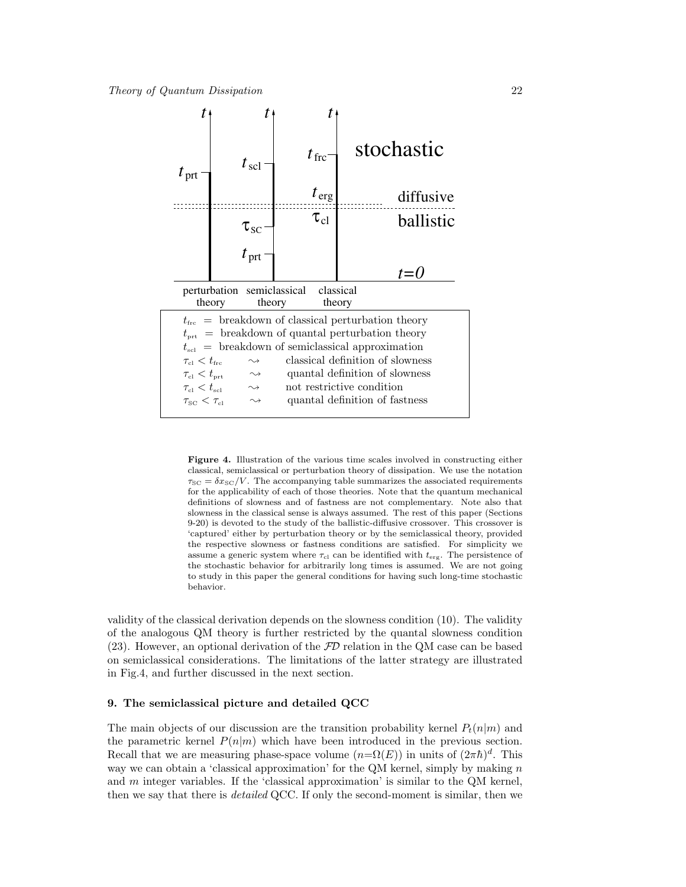| | | | |
|---|---|---|---|
| $t_{\rm frc}$ | = | breakdown of classical perturbation theory | |
| $t_{\rm prt}$ | = | breakdown of quantal perturbation theory | |
| $t_{\rm scl}$ | = | breakdown of semiclassical approximation | |
| $\tau_{\rm cl} < t_{\rm frc}$ | $\rightsquigarrow$ | classical definition of slowness | |
| $\tau_{\rm cl} < t_{\rm prt}$ | $\rightsquigarrow$ | quantal definition of slowness | |
| $\tau_{\rm cl} < t_{\rm scl}$ | $\rightsquigarrow$ | not restrictive condition | |
| $\tau_{\rm SC} < \tau_{\rm cl}$ | $\rightsquigarrow$ | quantal definition of fastness | |

**Figure 4.** Illustration of the various time scales involved in constructing either classical, semiclassical or perturbation theory of dissipation. We use the notation $\tau_{\rm SC} = \delta x_{\rm SC}/V$. The accompanying table summarizes the associated requirements for the applicability of each of those theories. Note that the quantum mechanical definitions of slowness and of fastness are not complementary. Note also that slowness in the classical sense is always assumed. The rest of this paper (Sections 9-20) is devoted to the study of the ballistic-diffusive crossover. This crossover is 'captured' either by perturbation theory or by the semiclassical theory, provided the respective slowness or fastness conditions are satisfied. For simplicity we assume a generic system where $\tau_{\rm cl}$ can be identified with $t_{\rm erg}$. The persistence of the stochastic behavior for arbitrarily long times is assumed. We are not going to study in this paper the general conditions for having such long-time stochastic behavior.

validity of the classical derivation depends on the slowness condition (10). The validity of the analogous QM theory is further restricted by the quantal slowness condition (23). However, an optional derivation of the $\mathcal{FD}$ relation in the QM case can be based on semiclassical considerations. The limitations of the latter strategy are illustrated in Fig.4, and further discussed in the next section.

## 9. The semiclassical picture and detailed QCC

The main objects of our discussion are the transition probability kernel $P_t(n|m)$ and the parametric kernel $P(n|m)$ which have been introduced in the previous section. Recall that we are measuring phase-space volume ($n{=}\Omega(E)$) in units of $(2\pi\hbar)^d$. This way we can obtain a 'classical approximation' for the QM kernel, simply by making $n$ and $m$ integer variables. If the 'classical approximation' is similar to the QM kernel, then we say that there is *detailed* QCC. If only the second-moment is similar, then we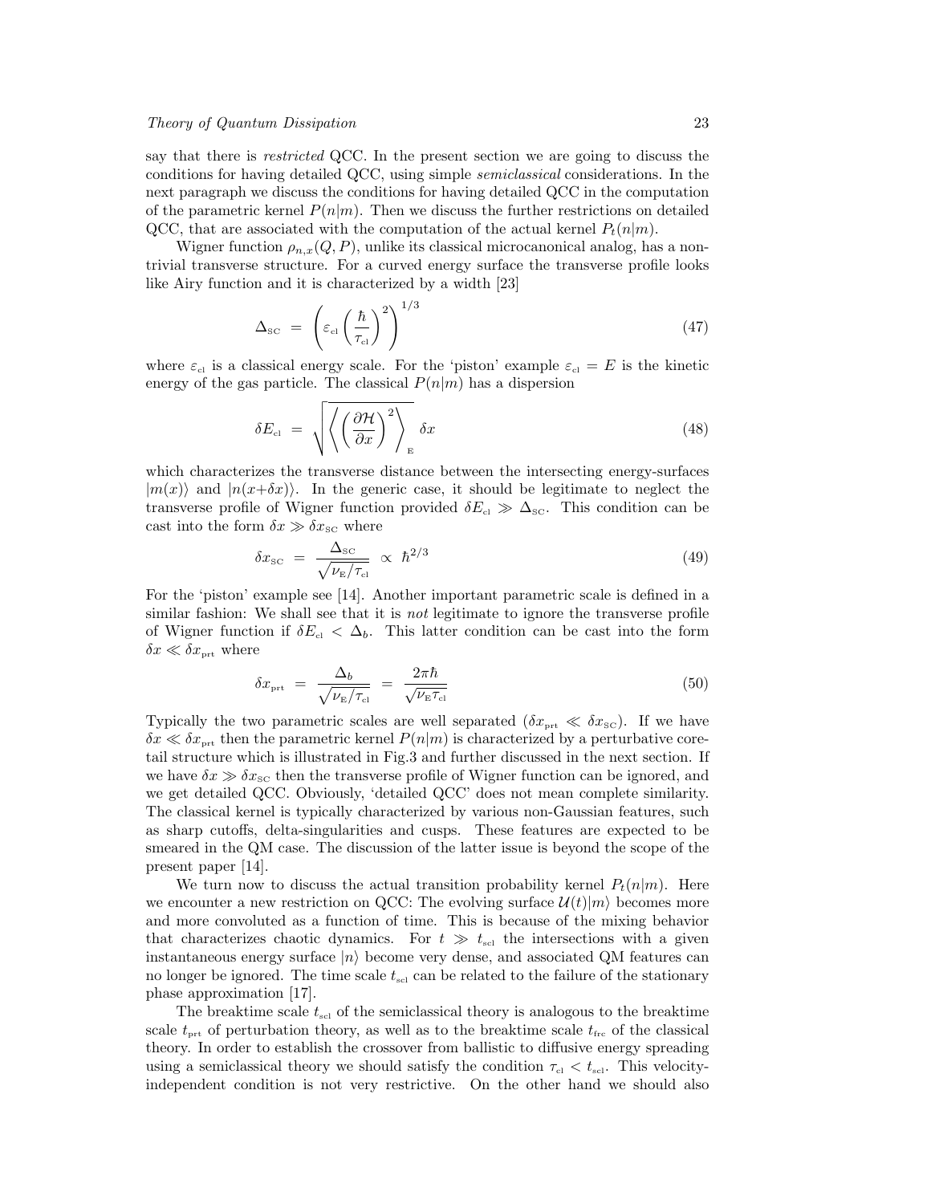say that there is *restricted* QCC. In the present section we are going to discuss the conditions for having detailed QCC, using simple *semiclassical* considerations. In the next paragraph we discuss the conditions for having detailed QCC in the computation of the parametric kernel $P(n|m)$. Then we discuss the further restrictions on detailed QCC, that are associated with the computation of the actual kernel $P_t(n|m)$.

Wigner function $\rho_{n,x}(Q,P)$, unlike its classical microcanonical analog, has a non-trivial transverse structure. For a curved energy surface the transverse profile looks like Airy function and it is characterized by a width [23]

$$\Delta_{\text{SC}} \;=\; \left(\varepsilon_{\text{cl}}\left(\frac{\hbar}{\tau_{\text{cl}}}\right)^2\right)^{1/3} \tag{47}$$

where $\varepsilon_{\text{cl}}$ is a classical energy scale. For the 'piston' example $\varepsilon_{\text{cl}} = E$ is the kinetic energy of the gas particle. The classical $P(n|m)$ has a dispersion

$$\delta E_{\text{cl}} \;=\; \sqrt{\left\langle \left(\frac{\partial \mathcal{H}}{\partial x}\right)^2 \right\rangle_{\text{E}}}\;\delta x \tag{48}$$

which characterizes the transverse distance between the intersecting energy-surfaces $|m(x)\rangle$ and $|n(x+\delta x)\rangle$. In the generic case, it should be legitimate to neglect the transverse profile of Wigner function provided $\delta E_{\text{cl}} \gg \Delta_{\text{SC}}$. This condition can be cast into the form $\delta x \gg \delta x_{\text{SC}}$ where

$$\delta x_{\text{SC}} \;=\; \frac{\Delta_{\text{SC}}}{\sqrt{\nu_{\text{E}}/\tau_{\text{cl}}}} \;\propto\; \hbar^{2/3} \tag{49}$$

For the 'piston' example see [14]. Another important parametric scale is defined in a similar fashion: We shall see that it is *not* legitimate to ignore the transverse profile of Wigner function if $\delta E_{\text{cl}} < \Delta_b$. This latter condition can be cast into the form $\delta x \ll \delta x_{\text{prt}}$ where

$$\delta x_{\text{prt}} \;=\; \frac{\Delta_b}{\sqrt{\nu_{\text{E}}/\tau_{\text{cl}}}} \;=\; \frac{2\pi\hbar}{\sqrt{\nu_{\text{E}}\tau_{\text{cl}}}} \tag{50}$$

Typically the two parametric scales are well separated ($\delta x_{\text{prt}} \ll \delta x_{\text{SC}}$). If we have $\delta x \ll \delta x_{\text{prt}}$ then the parametric kernel $P(n|m)$ is characterized by a perturbative core-tail structure which is illustrated in Fig.3 and further discussed in the next section. If we have $\delta x \gg \delta x_{\text{SC}}$ then the transverse profile of Wigner function can be ignored, and we get detailed QCC. Obviously, 'detailed QCC' does not mean complete similarity. The classical kernel is typically characterized by various non-Gaussian features, such as sharp cutoffs, delta-singularities and cusps. These features are expected to be smeared in the QM case. The discussion of the latter issue is beyond the scope of the present paper [14].

We turn now to discuss the actual transition probability kernel $P_t(n|m)$. Here we encounter a new restriction on QCC: The evolving surface $\mathcal{U}(t)|m\rangle$ becomes more and more convoluted as a function of time. This is because of the mixing behavior that characterizes chaotic dynamics. For $t \gg t_{\text{scl}}$ the intersections with a given instantaneous energy surface $|n\rangle$ become very dense, and associated QM features can no longer be ignored. The time scale $t_{\text{scl}}$ can be related to the failure of the stationary phase approximation [17].

The breaktime scale $t_{\text{scl}}$ of the semiclassical theory is analogous to the breaktime scale $t_{\text{prt}}$ of perturbation theory, as well as to the breaktime scale $t_{\text{frc}}$ of the classical theory. In order to establish the crossover from ballistic to diffusive energy spreading using a semiclassical theory we should satisfy the condition $\tau_{\text{cl}} < t_{\text{scl}}$. This velocity-independent condition is not very restrictive. On the other hand we should also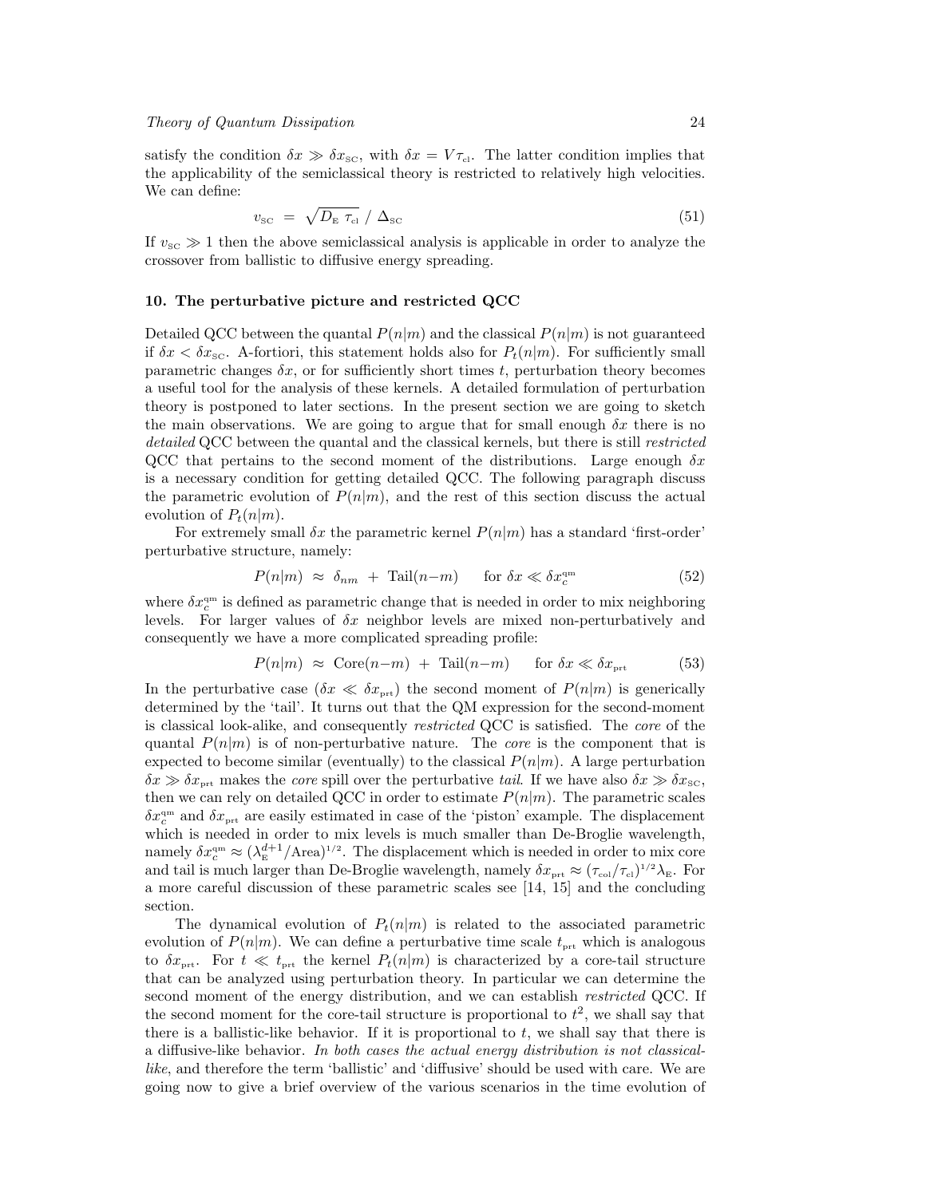satisfy the condition $\delta x \gg \delta x_{\text{SC}}$, with $\delta x = V\tau_{\text{cl}}$. The latter condition implies that the applicability of the semiclassical theory is restricted to relatively high velocities. We can define:

$$v_{\text{SC}} \; = \; \sqrt{D_{\text{E}} \; \tau_{\text{cl}}} \; / \; \Delta_{\text{SC}} \tag{51}$$

If $v_{\text{SC}} \gg 1$ then the above semiclassical analysis is applicable in order to analyze the crossover from ballistic to diffusive energy spreading.

## 10. The perturbative picture and restricted QCC

Detailed QCC between the quantal $P(n|m)$ and the classical $P(n|m)$ is not guaranteed if $\delta x < \delta x_{\text{SC}}$. A-fortiori, this statement holds also for $P_t(n|m)$. For sufficiently small parametric changes $\delta x$, or for sufficiently short times $t$, perturbation theory becomes a useful tool for the analysis of these kernels. A detailed formulation of perturbation theory is postponed to later sections. In the present section we are going to sketch the main observations. We are going to argue that for small enough $\delta x$ there is no *detailed* QCC between the quantal and the classical kernels, but there is still *restricted* QCC that pertains to the second moment of the distributions. Large enough $\delta x$ is a necessary condition for getting detailed QCC. The following paragraph discuss the parametric evolution of $P(n|m)$, and the rest of this section discuss the actual evolution of $P_t(n|m)$.

For extremely small $\delta x$ the parametric kernel $P(n|m)$ has a standard 'first-order' perturbative structure, namely:

$$P(n|m) \;\approx\; \delta_{nm} \;+\; \text{Tail}(n{-}m) \qquad \text{for } \delta x \ll \delta x_c^{\text{qm}} \tag{52}$$

where $\delta x_c^{\text{qm}}$ is defined as parametric change that is needed in order to mix neighboring levels. For larger values of $\delta x$ neighbor levels are mixed non-perturbatively and consequently we have a more complicated spreading profile:

$$P(n|m) \;\approx\; \text{Core}(n{-}m) \;+\; \text{Tail}(n{-}m) \qquad \text{for } \delta x \ll \delta x_{\text{prt}} \tag{53}$$

In the perturbative case ($\delta x \ll \delta x_{\text{prt}}$) the second moment of $P(n|m)$ is generically determined by the 'tail'. It turns out that the QM expression for the second-moment is classical look-alike, and consequently *restricted* QCC is satisfied. The *core* of the quantal $P(n|m)$ is of non-perturbative nature. The *core* is the component that is expected to become similar (eventually) to the classical $P(n|m)$. A large perturbation $\delta x \gg \delta x_{\text{prt}}$ makes the *core* spill over the perturbative *tail*. If we have also $\delta x \gg \delta x_{\text{SC}}$, then we can rely on detailed QCC in order to estimate $P(n|m)$. The parametric scales $\delta x_c^{\text{qm}}$ and $\delta x_{\text{prt}}$ are easily estimated in case of the 'piston' example. The displacement which is needed in order to mix levels is much smaller than De-Broglie wavelength, namely $\delta x_c^{\text{qm}} \approx (\lambda_{\text{E}}^{d+1}/\text{Area})^{1/2}$. The displacement which is needed in order to mix core and tail is much larger than De-Broglie wavelength, namely $\delta x_{\text{prt}} \approx (\tau_{\text{col}}/\tau_{\text{cl}})^{1/2}\lambda_{\text{E}}$. For a more careful discussion of these parametric scales see [14, 15] and the concluding section.

The dynamical evolution of $P_t(n|m)$ is related to the associated parametric evolution of $P(n|m)$. We can define a perturbative time scale $t_{\text{prt}}$ which is analogous to $\delta x_{\text{prt}}$. For $t \ll t_{\text{prt}}$ the kernel $P_t(n|m)$ is characterized by a core-tail structure that can be analyzed using perturbation theory. In particular we can determine the second moment of the energy distribution, and we can establish *restricted* QCC. If the second moment for the core-tail structure is proportional to $t^2$, we shall say that there is a ballistic-like behavior. If it is proportional to $t$, we shall say that there is a diffusive-like behavior. *In both cases the actual energy distribution is not classical-like*, and therefore the term 'ballistic' and 'diffusive' should be used with care. We are going now to give a brief overview of the various scenarios in the time evolution of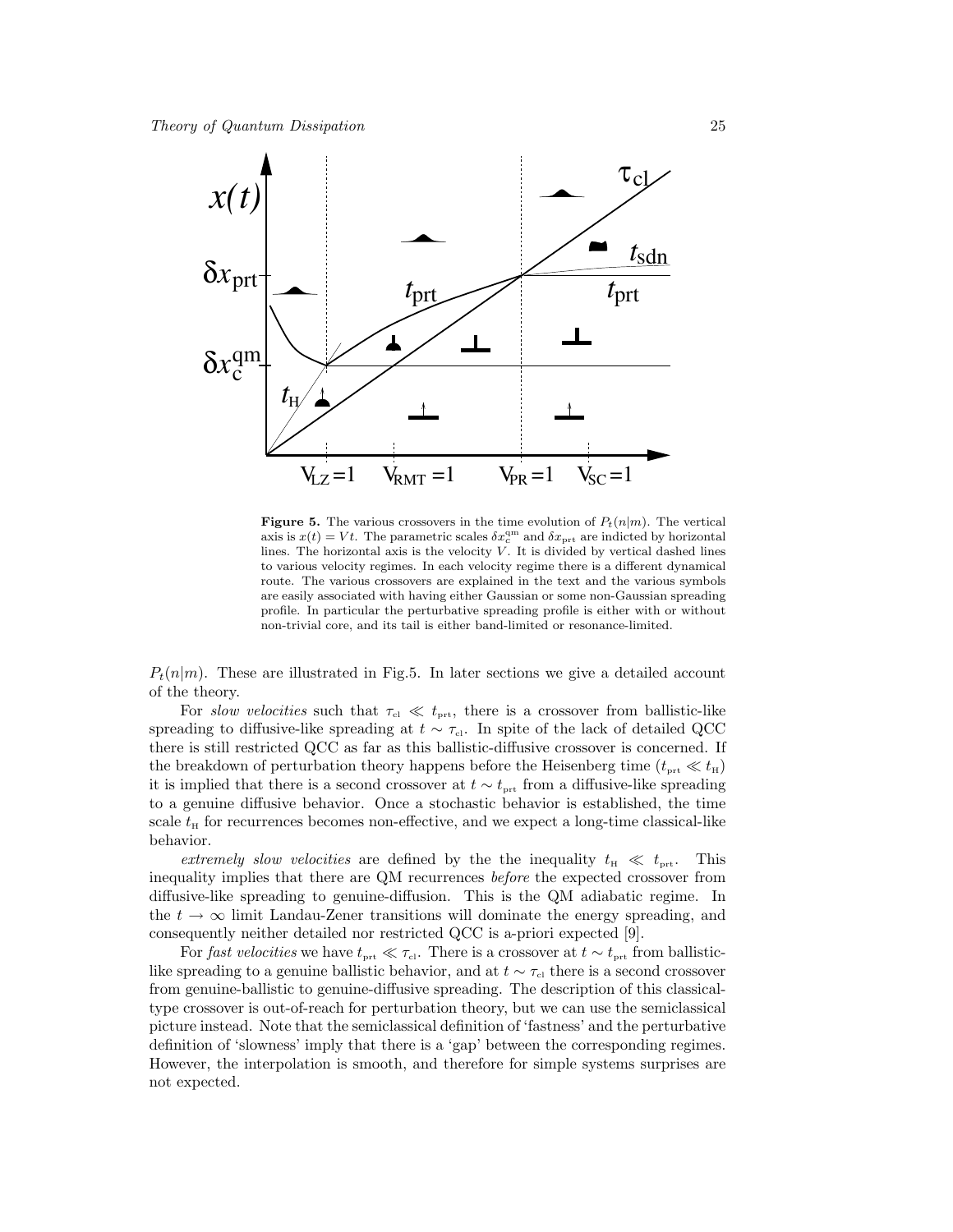**Figure 5.** The various crossovers in the time evolution of $P_t(n|m)$. The vertical axis is $x(t) = Vt$. The parametric scales $\delta x_c^{\rm qm}$ and $\delta x_{\rm prt}$ are indicted by horizontal lines. The horizontal axis is the velocity $V$. It is divided by vertical dashed lines to various velocity regimes. In each velocity regime there is a different dynamical route. The various crossovers are explained in the text and the various symbols are easily associated with having either Gaussian or some non-Gaussian spreading profile. In particular the perturbative spreading profile is either with or without non-trivial core, and its tail is either band-limited or resonance-limited.

$P_t(n|m)$. These are illustrated in Fig.5. In later sections we give a detailed account of the theory.

For *slow velocities* such that $\tau_{\rm cl} \ll t_{\rm prt}$, there is a crossover from ballistic-like spreading to diffusive-like spreading at $t \sim \tau_{\rm cl}$. In spite of the lack of detailed QCC there is still restricted QCC as far as this ballistic-diffusive crossover is concerned. If the breakdown of perturbation theory happens before the Heisenberg time ($t_{\rm prt} \ll t_{\rm H}$) it is implied that there is a second crossover at $t \sim t_{\rm prt}$ from a diffusive-like spreading to a genuine diffusive behavior. Once a stochastic behavior is established, the time scale $t_{\rm H}$ for recurrences becomes non-effective, and we expect a long-time classical-like behavior.

*extremely slow velocities* are defined by the the inequality $t_{\rm H} \ll t_{\rm prt}$. This inequality implies that there are QM recurrences *before* the expected crossover from diffusive-like spreading to genuine-diffusion. This is the QM adiabatic regime. In the $t \to \infty$ limit Landau-Zener transitions will dominate the energy spreading, and consequently neither detailed nor restricted QCC is a-priori expected [9].

For *fast velocities* we have $t_{\rm prt} \ll \tau_{\rm cl}$. There is a crossover at $t \sim t_{\rm prt}$ from ballistic-like spreading to a genuine ballistic behavior, and at $t \sim \tau_{\rm cl}$ there is a second crossover from genuine-ballistic to genuine-diffusive spreading. The description of this classical-type crossover is out-of-reach for perturbation theory, but we can use the semiclassical picture instead. Note that the semiclassical definition of 'fastness' and the perturbative definition of 'slowness' imply that there is a 'gap' between the corresponding regimes. However, the interpolation is smooth, and therefore for simple systems surprises are not expected.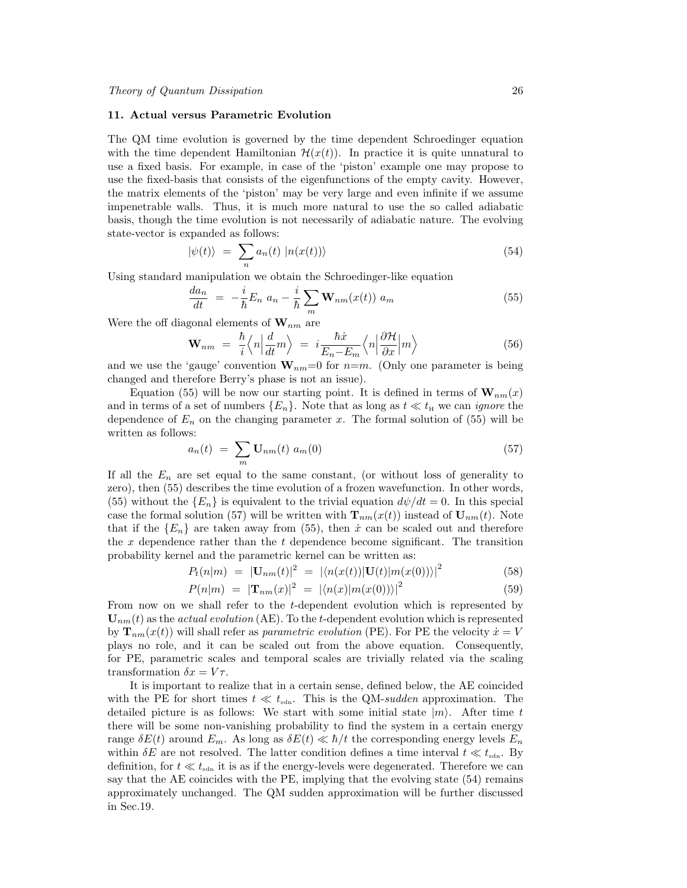## 11. Actual versus Parametric Evolution

The QM time evolution is governed by the time dependent Schroedinger equation with the time dependent Hamiltonian $\mathcal{H}(x(t))$. In practice it is quite unnatural to use a fixed basis. For example, in case of the 'piston' example one may propose to use the fixed-basis that consists of the eigenfunctions of the empty cavity. However, the matrix elements of the 'piston' may be very large and even infinite if we assume impenetrable walls. Thus, it is much more natural to use the so called adiabatic basis, though the time evolution is not necessarily of adiabatic nature. The evolving state-vector is expanded as follows:

$$|\psi(t)\rangle \;=\; \sum_n a_n(t)\; |n(x(t))\rangle \tag{54}$$

Using standard manipulation we obtain the Schroedinger-like equation

$$\frac{da_n}{dt} \;=\; -\frac{i}{\hbar}E_n\; a_n - \frac{i}{\hbar}\sum_m \mathbf{W}_{nm}(x(t))\; a_m \tag{55}$$

Were the off diagonal elements of $\mathbf{W}_{nm}$ are

$$\mathbf{W}_{nm} \;=\; \frac{\hbar}{i}\Big\langle n\Big|\frac{d}{dt}m\Big\rangle \;=\; i\frac{\hbar \dot{x}}{E_n - E_m}\Big\langle n\Big|\frac{\partial \mathcal{H}}{\partial x}\Big|m\Big\rangle \tag{56}$$

and we use the 'gauge' convention $\mathbf{W}_{nm}=0$ for $n=m$. (Only one parameter is being changed and therefore Berry's phase is not an issue).

Equation (55) will be now our starting point. It is defined in terms of $\mathbf{W}_{nm}(x)$ and in terms of a set of numbers $\{E_n\}$. Note that as long as $t \ll t_{\rm H}$ we can *ignore* the dependence of $E_n$ on the changing parameter $x$. The formal solution of (55) will be written as follows:

$$a_n(t) \;=\; \sum_m \mathbf{U}_{nm}(t)\; a_m(0) \tag{57}$$

If all the $E_n$ are set equal to the same constant, (or without loss of generality to zero), then (55) describes the time evolution of a frozen wavefunction. In other words, (55) without the $\{E_n\}$ is equivalent to the trivial equation $d\psi/dt = 0$. In this special case the formal solution (57) will be written with $\mathbf{T}_{nm}(x(t))$ instead of $\mathbf{U}_{nm}(t)$. Note that if the $\{E_n\}$ are taken away from (55), then $\dot{x}$ can be scaled out and therefore the $x$ dependence rather than the $t$ dependence become significant. The transition probability kernel and the parametric kernel can be written as:

$$P_t(n|m) \;=\; |\mathbf{U}_{nm}(t)|^2 \;=\; |\langle n(x(t))|\mathbf{U}(t)|m(x(0))\rangle|^2 \tag{58}$$

$$P(n|m) \;=\; |\mathbf{T}_{nm}(x)|^2 \;=\; |\langle n(x)|m(x(0))\rangle|^2 \tag{59}$$

From now on we shall refer to the $t$-dependent evolution which is represented by $\mathbf{U}_{nm}(t)$ as the *actual evolution* (AE). To the $t$-dependent evolution which is represented by $\mathbf{T}_{nm}(x(t))$ will shall refer as *parametric evolution* (PE). For PE the velocity $\dot{x} = V$ plays no role, and it can be scaled out from the above equation. Consequently, for PE, parametric scales and temporal scales are trivially related via the scaling transformation $\delta x = V\tau$.

It is important to realize that in a certain sense, defined below, the AE coincided with the PE for short times $t \ll t_{\rm sdn}$. This is the QM-*sudden* approximation. The detailed picture is as follows: We start with some initial state $|m\rangle$. After time $t$ there will be some non-vanishing probability to find the system in a certain energy range $\delta E(t)$ around $E_m$. As long as $\delta E(t) \ll \hbar/t$ the corresponding energy levels $E_n$ within $\delta E$ are not resolved. The latter condition defines a time interval $t \ll t_{\rm sdn}$. By definition, for $t \ll t_{\rm sdn}$ it is as if the energy-levels were degenerated. Therefore we can say that the AE coincides with the PE, implying that the evolving state (54) remains approximately unchanged. The QM sudden approximation will be further discussed in Sec.19.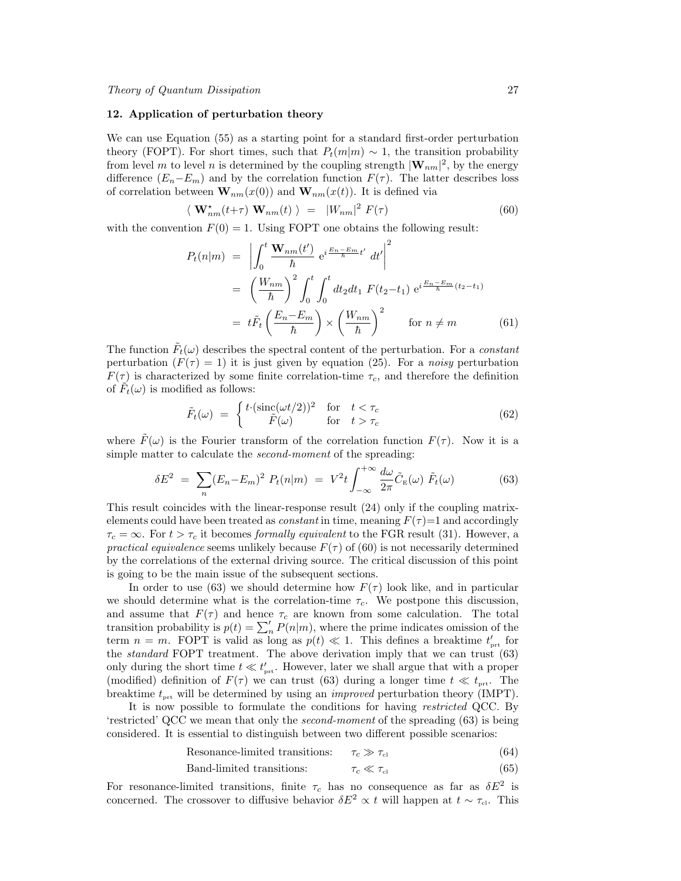## 12. Application of perturbation theory

We can use Equation (55) as a starting point for a standard first-order perturbation theory (FOPT). For short times, such that $P_t(m|m) \sim 1$, the transition probability from level $m$ to level $n$ is determined by the coupling strength $|\mathbf{W}_{nm}|^2$, by the energy difference $(E_n - E_m)$ and by the correlation function $F(\tau)$. The latter describes loss of correlation between $\mathbf{W}_{nm}(x(0))$ and $\mathbf{W}_{nm}(x(t))$. It is defined via

$$\langle\, \mathbf{W}^{\star}_{nm}(t+\tau)\ \mathbf{W}_{nm}(t)\,\rangle \ = \ |W_{nm}|^2\ F(\tau) \tag{60}$$

with the convention $F(0) = 1$. Using FOPT one obtains the following result:

$$\begin{aligned}
P_t(n|m) \ &= \ \left| \int_0^t \frac{\mathbf{W}_{nm}(t')}{\hbar}\ \mathrm{e}^{i\frac{E_n-E_m}{\hbar}t'}\ dt' \right|^2 \\
&= \ \left(\frac{W_{nm}}{\hbar}\right)^2 \int_0^t \int_0^t dt_2 dt_1\ F(t_2 - t_1)\ \mathrm{e}^{i\frac{E_n-E_m}{\hbar}(t_2-t_1)} \\
&= \ t\tilde{F}_t\left(\frac{E_n - E_m}{\hbar}\right) \times \left(\frac{W_{nm}}{\hbar}\right)^2 \qquad \text{for } n \neq m
\end{aligned} \tag{61}$$

The function $\tilde{F}_t(\omega)$ describes the spectral content of the perturbation. For a *constant* perturbation ($F(\tau) = 1$) it is just given by equation (25). For a *noisy* perturbation $F(\tau)$ is characterized by some finite correlation-time $\tau_c$, and therefore the definition of $\tilde{F}_t(\omega)$ is modified as follows:

$$\tilde{F}_t(\omega) \ = \ \begin{cases} t\cdot(\mathrm{sinc}(\omega t/2))^2 & \text{for} \quad t < \tau_c \\ \tilde{F}(\omega) & \text{for} \quad t > \tau_c \end{cases} \tag{62}$$

where $\tilde{F}(\omega)$ is the Fourier transform of the correlation function $F(\tau)$. Now it is a simple matter to calculate the *second-moment* of the spreading:

$$\delta E^2 \ = \ \sum_n (E_n - E_m)^2\ P_t(n|m) \ = \ V^2 t \int_{-\infty}^{+\infty} \frac{d\omega}{2\pi} \tilde{C}_{\mathrm{E}}(\omega)\ \tilde{F}_t(\omega) \tag{63}$$

This result coincides with the linear-response result (24) only if the coupling matrix-elements could have been treated as *constant* in time, meaning $F(\tau)$=1 and accordingly $\tau_c = \infty$. For $t > \tau_c$ it becomes *formally equivalent* to the FGR result (31). However, a *practical equivalence* seems unlikely because $F(\tau)$ of (60) is not necessarily determined by the correlations of the external driving source. The critical discussion of this point is going to be the main issue of the subsequent sections.

In order to use (63) we should determine how $F(\tau)$ look like, and in particular we should determine what is the correlation-time $\tau_c$. We postpone this discussion, and assume that $F(\tau)$ and hence $\tau_c$ are known from some calculation. The total transition probability is $p(t) = \sum_n' P(n|m)$, where the prime indicates omission of the term $n = m$. FOPT is valid as long as $p(t) \ll 1$. This defines a breaktime $t'_{\mathrm{prt}}$ for the *standard* FOPT treatment. The above derivation imply that we can trust (63) only during the short time $t \ll t'_{\mathrm{prt}}$. However, later we shall argue that with a proper (modified) definition of $F(\tau)$ we can trust (63) during a longer time $t \ll t_{\mathrm{prt}}$. The breaktime $t_{\mathrm{prt}}$ will be determined by using an *improved* perturbation theory (IMPT).

It is now possible to formulate the conditions for having *restricted* QCC. By 'restricted' QCC we mean that only the *second-moment* of the spreading (63) is being considered. It is essential to distinguish between two different possible scenarios:

$$\text{Resonance-limited transitions:} \qquad \tau_c \gg \tau_{\mathrm{cl}} \tag{64}$$

$$\text{Band-limited transitions:} \qquad \tau_c \ll \tau_{\mathrm{cl}} \tag{65}$$

For resonance-limited transitions, finite $\tau_c$ has no consequence as far as $\delta E^2$ is concerned. The crossover to diffusive behavior $\delta E^2 \propto t$ will happen at $t \sim \tau_{\mathrm{cl}}$. This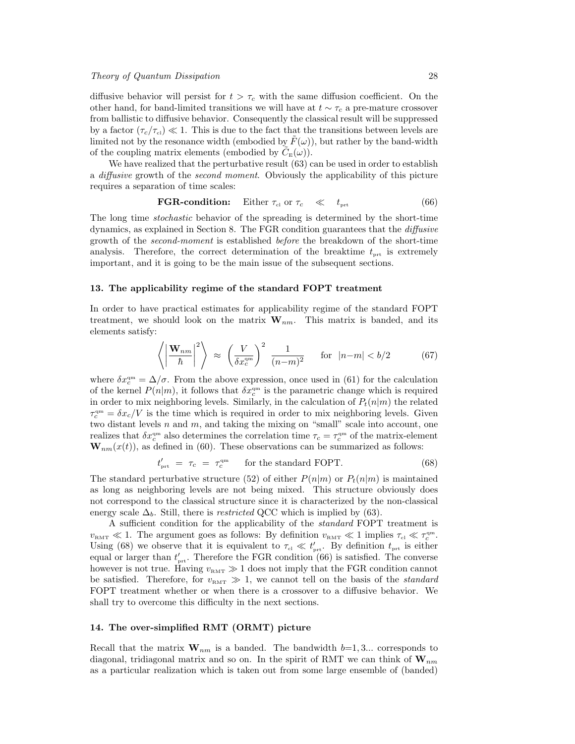diffusive behavior will persist for $t > \tau_c$ with the same diffusion coefficient. On the other hand, for band-limited transitions we will have at $t \sim \tau_c$ a pre-mature crossover from ballistic to diffusive behavior. Consequently the classical result will be suppressed by a factor $(\tau_c/\tau_{\text{cl}}) \ll 1$. This is due to the fact that the transitions between levels are limited not by the resonance width (embodied by $\tilde{F}(\omega)$), but rather by the band-width of the coupling matrix elements (embodied by $\tilde{C}_{\text{E}}(\omega)$).

We have realized that the perturbative result (63) can be used in order to establish a *diffusive* growth of the *second moment*. Obviously the applicability of this picture requires a separation of time scales:

$$\textbf{FGR-condition:} \quad \text{Either } \tau_{\text{cl}} \text{ or } \tau_c \quad \ll \quad t_{\text{prt}} \tag{66}$$

The long time *stochastic* behavior of the spreading is determined by the short-time dynamics, as explained in Section 8. The FGR condition guarantees that the *diffusive* growth of the *second-moment* is established *before* the breakdown of the short-time analysis. Therefore, the correct determination of the breaktime $t_{\text{prt}}$ is extremely important, and it is going to be the main issue of the subsequent sections.

## 13. The applicability regime of the standard FOPT treatment

In order to have practical estimates for applicability regime of the standard FOPT treatment, we should look on the matrix $\mathbf{W}_{nm}$. This matrix is banded, and its elements satisfy:

$$\left\langle \left| \frac{\mathbf{W}_{nm}}{\hbar} \right|^2 \right\rangle \;\approx\; \left( \frac{V}{\delta x_c^{\text{qm}}} \right)^2 \; \frac{1}{(n-m)^2} \qquad \text{for } \; |n-m| < b/2 \tag{67}$$

where $\delta x_c^{\text{qm}} = \Delta/\sigma$. From the above expression, once used in (61) for the calculation of the kernel $P(n|m)$, it follows that $\delta x_c^{\text{qm}}$ is the parametric change which is required in order to mix neighboring levels. Similarly, in the calculation of $P_t(n|m)$ the related $\tau_c^{\text{qm}} = \delta x_c/V$ is the time which is required in order to mix neighboring levels. Given two distant levels $n$ and $m$, and taking the mixing on "small" scale into account, one realizes that $\delta x_c^{\text{qm}}$ also determines the correlation time $\tau_c = \tau_c^{\text{qm}}$ of the matrix-element $\mathbf{W}_{nm}(x(t))$, as defined in (60). These observations can be summarized as follows:

$$t'_{\text{prt}} \;=\; \tau_c \;=\; \tau_c^{\text{qm}} \qquad \text{for the standard FOPT.} \tag{68}$$

The standard perturbative structure (52) of either $P(n|m)$ or $P_t(n|m)$ is maintained as long as neighboring levels are not being mixed. This structure obviously does not correspond to the classical structure since it is characterized by the non-classical energy scale $\Delta_b$. Still, there is *restricted* QCC which is implied by (63).

A sufficient condition for the applicability of the *standard* FOPT treatment is $v_{\text{RMT}} \ll 1$. The argument goes as follows: By definition $v_{\text{RMT}} \ll 1$ implies $\tau_{\text{cl}} \ll \tau_c^{\text{qm}}$. Using (68) we observe that it is equivalent to $\tau_{\text{cl}} \ll t'_{\text{prt}}$. By definition $t_{\text{prt}}$ is either equal or larger than $t'_{\text{prt}}$. Therefore the FGR condition (66) is satisfied. The converse however is not true. Having $v_{\text{RMT}} \gg 1$ does not imply that the FGR condition cannot be satisfied. Therefore, for $v_{\text{RMT}} \gg 1$, we cannot tell on the basis of the *standard* FOPT treatment whether or when there is a crossover to a diffusive behavior. We shall try to overcome this difficulty in the next sections.

## 14. The over-simplified RMT (ORMT) picture

Recall that the matrix $\mathbf{W}_{nm}$ is a banded. The bandwidth $b$=1, 3... corresponds to diagonal, tridiagonal matrix and so on. In the spirit of RMT we can think of $\mathbf{W}_{nm}$ as a particular realization which is taken out from some large ensemble of (banded)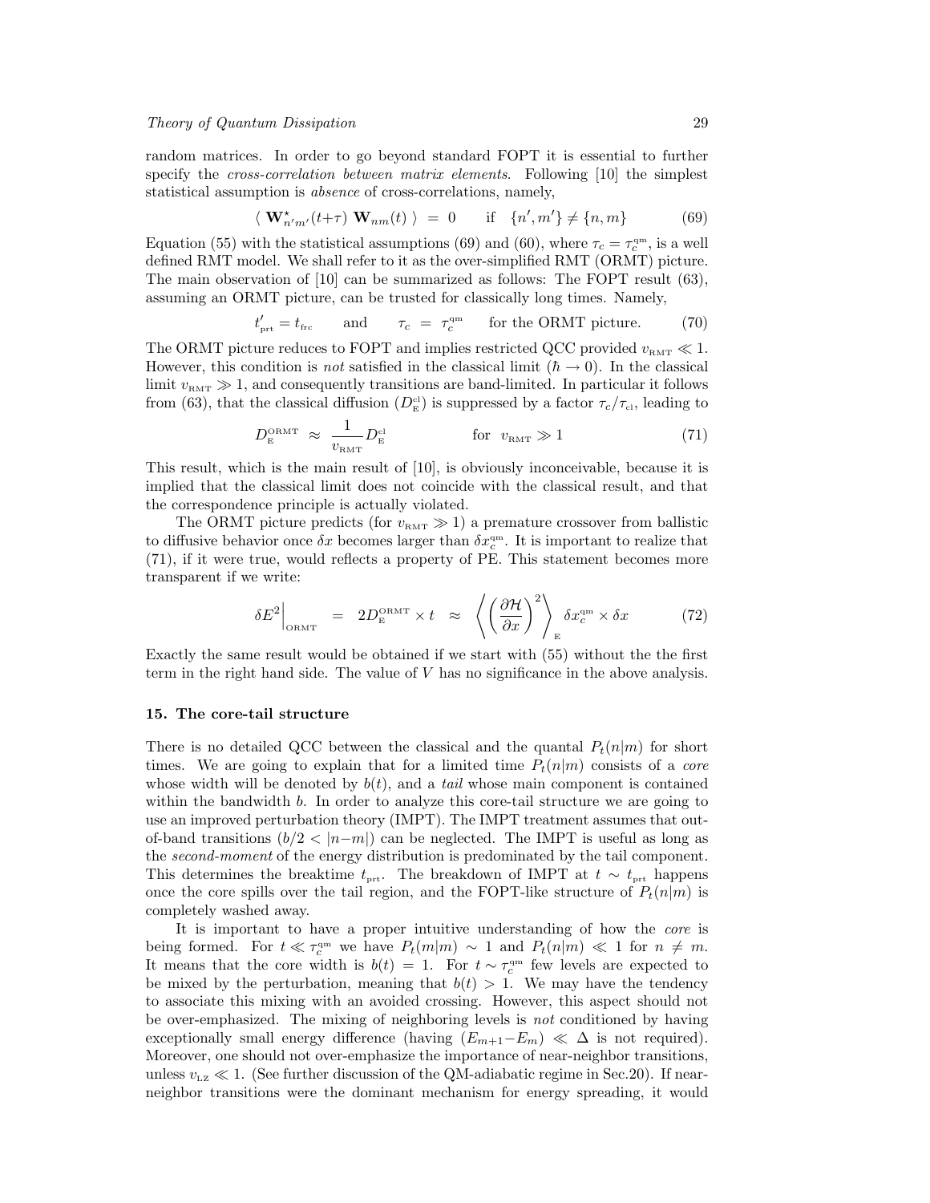random matrices. In order to go beyond standard FOPT it is essential to further specify the *cross-correlation between matrix elements*. Following [10] the simplest statistical assumption is *absence* of cross-correlations, namely,

$$\langle\ \mathbf{W}^{\star}_{n'm'}(t+\tau)\ \mathbf{W}_{nm}(t)\ \rangle\ =\ 0 \qquad \text{if} \quad \{n',m'\} \neq \{n,m\} \tag{69}$$

Equation (55) with the statistical assumptions (69) and (60), where $\tau_c = \tau_c^{\text{qm}}$, is a well defined RMT model. We shall refer to it as the over-simplified RMT (ORMT) picture. The main observation of [10] can be summarized as follows: The FOPT result (63), assuming an ORMT picture, can be trusted for classically long times. Namely,

$$t'_{\text{prt}} = t_{\text{frc}} \qquad \text{and} \qquad \tau_c\ =\ \tau_c^{\text{qm}} \qquad \text{for the ORMT picture.} \tag{70}$$

The ORMT picture reduces to FOPT and implies restricted QCC provided $v_{\text{RMT}} \ll 1$. However, this condition is *not* satisfied in the classical limit ($\hbar \rightarrow 0$). In the classical limit $v_{\text{RMT}} \gg 1$, and consequently transitions are band-limited. In particular it follows from (63), that the classical diffusion ($D_{\text{E}}^{\text{cl}}$) is suppressed by a factor $\tau_c/\tau_{\text{cl}}$, leading to

$$D_{\text{E}}^{\text{ORMT}}\ \approx\ \frac{1}{v_{\text{RMT}}} D_{\text{E}}^{\text{cl}} \qquad\qquad \text{for} \ \ v_{\text{RMT}} \gg 1 \tag{71}$$

This result, which is the main result of [10], is obviously inconceivable, because it is implied that the classical limit does not coincide with the classical result, and that the correspondence principle is actually violated.

The ORMT picture predicts (for $v_{\text{RMT}} \gg 1$) a premature crossover from ballistic to diffusive behavior once $\delta x$ becomes larger than $\delta x_c^{\text{qm}}$. It is important to realize that (71), if it were true, would reflects a property of PE. This statement becomes more transparent if we write:

$$\delta E^2\Big|_{\text{ORMT}} \quad = \quad 2D_{\text{E}}^{\text{ORMT}} \times t \quad \approx \quad \left\langle \left(\frac{\partial \mathcal{H}}{\partial x}\right)^2 \right\rangle_{\text{E}} \delta x_c^{\text{qm}} \times \delta x \tag{72}$$

Exactly the same result would be obtained if we start with (55) without the the first term in the right hand side. The value of $V$ has no significance in the above analysis.

## 15. The core-tail structure

There is no detailed QCC between the classical and the quantal $P_t(n|m)$ for short times. We are going to explain that for a limited time $P_t(n|m)$ consists of a *core* whose width will be denoted by $b(t)$, and a *tail* whose main component is contained within the bandwidth $b$. In order to analyze this core-tail structure we are going to use an improved perturbation theory (IMPT). The IMPT treatment assumes that out-of-band transitions ($b/2 < |n{-}m|$) can be neglected. The IMPT is useful as long as the *second-moment* of the energy distribution is predominated by the tail component. This determines the breaktime $t_{\text{prt}}$. The breakdown of IMPT at $t \sim t_{\text{prt}}$ happens once the core spills over the tail region, and the FOPT-like structure of $P_t(n|m)$ is completely washed away.

It is important to have a proper intuitive understanding of how the *core* is being formed. For $t \ll \tau_c^{\text{qm}}$ we have $P_t(m|m) \sim 1$ and $P_t(n|m) \ll 1$ for $n \neq m$. It means that the core width is $b(t) = 1$. For $t \sim \tau_c^{\text{qm}}$ few levels are expected to be mixed by the perturbation, meaning that $b(t) > 1$. We may have the tendency to associate this mixing with an avoided crossing. However, this aspect should not be over-emphasized. The mixing of neighboring levels is *not* conditioned by having exceptionally small energy difference (having $(E_{m+1}{-}E_m) \ll \Delta$ is not required). Moreover, one should not over-emphasize the importance of near-neighbor transitions, unless $v_{\text{LZ}} \ll 1$. (See further discussion of the QM-adiabatic regime in Sec.20). If near-neighbor transitions were the dominant mechanism for energy spreading, it would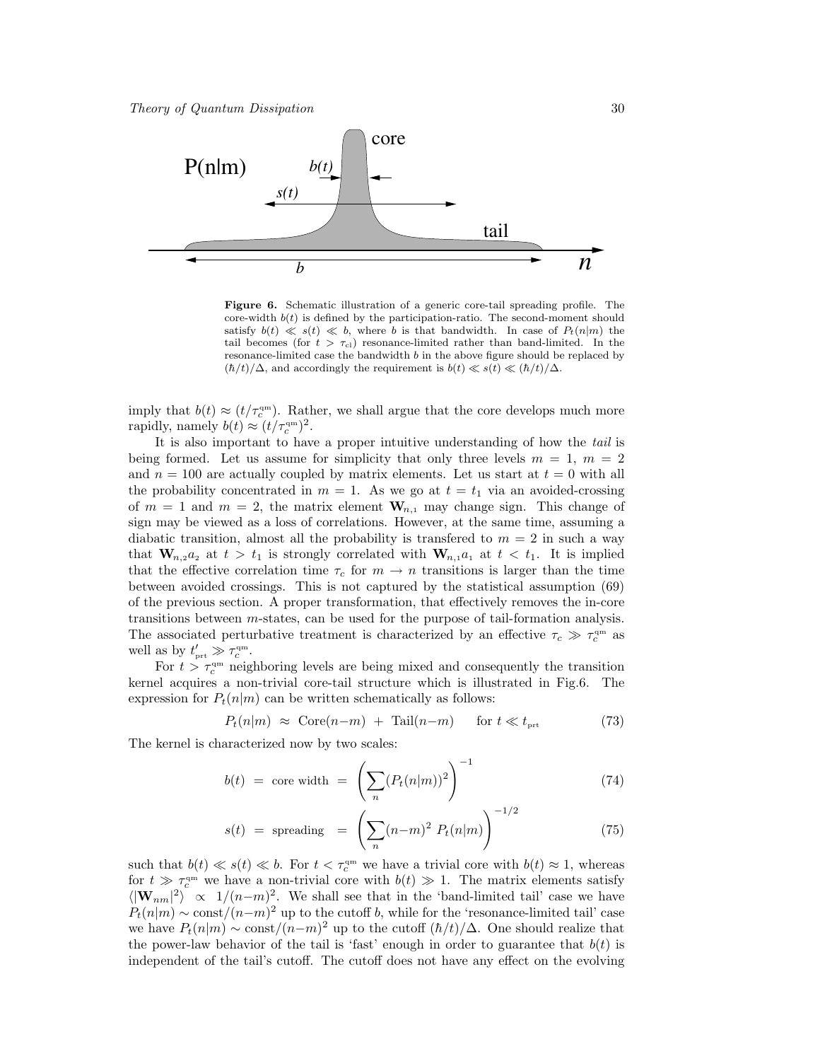**Figure 6.** Schematic illustration of a generic core-tail spreading profile. The core-width $b(t)$ is defined by the participation-ratio. The second-moment should satisfy $b(t) \ll s(t) \ll b$, where $b$ is that bandwidth. In case of $P_t(n|m)$ the tail becomes (for $t > \tau_{\text{cl}}$) resonance-limited rather than band-limited. In the resonance-limited case the bandwidth $b$ in the above figure should be replaced by $(\hbar/t)/\Delta$, and accordingly the requirement is $b(t) \ll s(t) \ll (\hbar/t)/\Delta$.

imply that $b(t) \approx (t/\tau_c^{\text{qm}})$. Rather, we shall argue that the core develops much more rapidly, namely $b(t) \approx (t/\tau_c^{\text{qm}})^2$.

It is also important to have a proper intuitive understanding of how the *tail* is being formed. Let us assume for simplicity that only three levels $m = 1$, $m = 2$ and $n = 100$ are actually coupled by matrix elements. Let us start at $t = 0$ with all the probability concentrated in $m = 1$. As we go at $t = t_1$ via an avoided-crossing of $m = 1$ and $m = 2$, the matrix element $\mathbf{W}_{n,1}$ may change sign. This change of sign may be viewed as a loss of correlations. However, at the same time, assuming a diabatic transition, almost all the probability is transfered to $m = 2$ in such a way that $\mathbf{W}_{n,2}a_2$ at $t > t_1$ is strongly correlated with $\mathbf{W}_{n,1}a_1$ at $t < t_1$. It is implied that the effective correlation time $\tau_c$ for $m \rightarrow n$ transitions is larger than the time between avoided crossings. This is not captured by the statistical assumption (69) of the previous section. A proper transformation, that effectively removes the in-core transitions between $m$-states, can be used for the purpose of tail-formation analysis. The associated perturbative treatment is characterized by an effective $\tau_c \gg \tau_c^{\text{qm}}$ as well as by $t'_{\text{prt}} \gg \tau_c^{\text{qm}}$.

For $t > \tau_c^{\text{qm}}$ neighboring levels are being mixed and consequently the transition kernel acquires a non-trivial core-tail structure which is illustrated in Fig.6. The expression for $P_t(n|m)$ can be written schematically as follows:

$$P_t(n|m) \;\approx\; \text{Core}(n{-}m) \;+\; \text{Tail}(n{-}m) \qquad \text{for } t \ll t_{\text{prt}} \tag{73}$$

The kernel is characterized now by two scales:

$$b(t) \;=\; \text{core width} \;=\; \left(\sum_n (P_t(n|m))^2\right)^{-1} \tag{74}$$

$$s(t) \;=\; \text{spreading} \;=\; \left(\sum_n (n{-}m)^2 \; P_t(n|m)\right)^{-1/2} \tag{75}$$

such that $b(t) \ll s(t) \ll b$. For $t < \tau_c^{\text{qm}}$ we have a trivial core with $b(t) \approx 1$, whereas for $t \gg \tau_c^{\text{qm}}$ we have a non-trivial core with $b(t) \gg 1$. The matrix elements satisfy $\langle |\mathbf{W}_{nm}|^2 \rangle \;\propto\; 1/(n{-}m)^2$. We shall see that in the 'band-limited tail' case we have $P_t(n|m) \sim \text{const}/(n{-}m)^2$ up to the cutoff $b$, while for the 'resonance-limited tail' case we have $P_t(n|m) \sim \text{const}/(n{-}m)^2$ up to the cutoff $(\hbar/t)/\Delta$. One should realize that the power-law behavior of the tail is 'fast' enough in order to guarantee that $b(t)$ is independent of the tail's cutoff. The cutoff does not have any effect on the evolving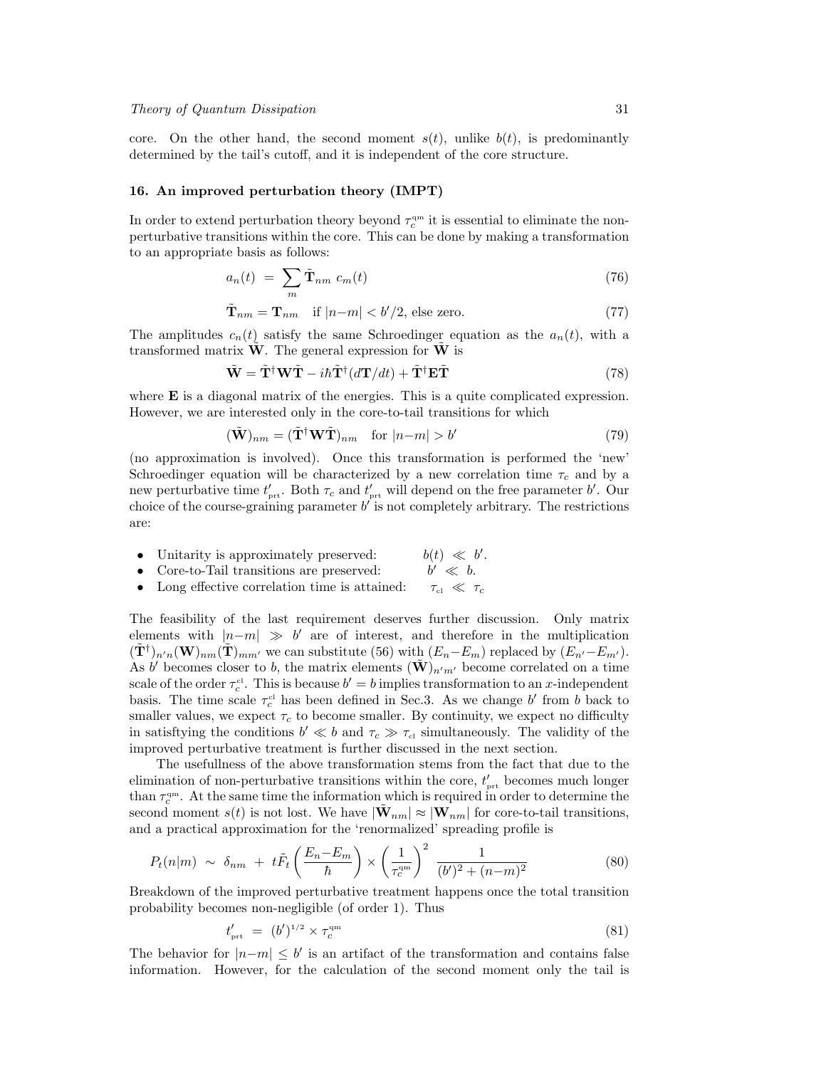core. On the other hand, the second moment $s(t)$, unlike $b(t)$, is predominantly determined by the tail's cutoff, and it is independent of the core structure.

### 16. An improved perturbation theory (IMPT)

In order to extend perturbation theory beyond $\tau_c^{\text{qm}}$ it is essential to eliminate the non-perturbative transitions within the core. This can be done by making a transformation to an appropriate basis as follows:

$$a_n(t) \;=\; \sum_m \tilde{\mathbf{T}}_{nm} \; c_m(t) \tag{76}$$

$$\tilde{\mathbf{T}}_{nm} = \mathbf{T}_{nm} \quad \text{if } |n{-}m| < b'/2, \text{ else zero.} \tag{77}$$

The amplitudes $c_n(t)$ satisfy the same Schroedinger equation as the $a_n(t)$, with a transformed matrix $\tilde{\mathbf{W}}$. The general expression for $\tilde{\mathbf{W}}$ is

$$\tilde{\mathbf{W}} = \tilde{\mathbf{T}}^{\dagger}\mathbf{W}\tilde{\mathbf{T}} - i\hbar\tilde{\mathbf{T}}^{\dagger}(d\mathbf{T}/dt) + \tilde{\mathbf{T}}^{\dagger}\mathbf{E}\tilde{\mathbf{T}} \tag{78}$$

where $\mathbf{E}$ is a diagonal matrix of the energies. This is a quite complicated expression. However, we are interested only in the core-to-tail transitions for which

$$(\tilde{\mathbf{W}})_{nm} = (\tilde{\mathbf{T}}^{\dagger}\mathbf{W}\tilde{\mathbf{T}})_{nm} \quad \text{for } |n{-}m| > b' \tag{79}$$

(no approximation is involved). Once this transformation is performed the 'new' Schroedinger equation will be characterized by a new correlation time $\tau_c$ and by a new perturbative time $t'_{\text{prt}}$. Both $\tau_c$ and $t'_{\text{prt}}$ will depend on the free parameter $b'$. Our choice of the course-graining parameter $b'$ is not completely arbitrary. The restrictions are:

- Unitarity is approximately preserved: $\quad b(t) \;\ll\; b'$.
- Core-to-Tail transitions are preserved: $\quad b' \;\ll\; b$.
- Long effective correlation time is attained: $\quad \tau_{\text{cl}} \;\ll\; \tau_c$

The feasibility of the last requirement deserves further discussion. Only matrix elements with $|n{-}m| \;\gg\; b'$ are of interest, and therefore in the multiplication $(\tilde{\mathbf{T}}^{\dagger})_{n'n}(\mathbf{W})_{nm}(\tilde{\mathbf{T}})_{mm'}$ we can substitute (56) with $(E_n{-}E_m)$ replaced by $(E_{n'}{-}E_{m'})$. As $b'$ becomes closer to $b$, the matrix elements $(\tilde{\mathbf{W}})_{n'm'}$ become correlated on a time scale of the order $\tau_c^{\text{cl}}$. This is because $b' = b$ implies transformation to an $x$-independent basis. The time scale $\tau_c^{\text{cl}}$ has been defined in Sec.3. As we change $b'$ from $b$ back to smaller values, we expect $\tau_c$ to become smaller. By continuity, we expect no difficulty in satisftying the conditions $b' \ll b$ and $\tau_c \gg \tau_{\text{cl}}$ simultaneously. The validity of the improved perturbative treatment is further discussed in the next section.

The usefullness of the above transformation stems from the fact that due to the elimination of non-perturbative transitions within the core, $t'_{\text{prt}}$ becomes much longer than $\tau_c^{\text{qm}}$. At the same time the information which is required in order to determine the second moment $s(t)$ is not lost. We have $|\tilde{\mathbf{W}}_{nm}| \approx |\mathbf{W}_{nm}|$ for core-to-tail transitions, and a practical approximation for the 'renormalized' spreading profile is

$$P_t(n|m) \;\sim\; \delta_{nm} \;+\; t\tilde{F}_t\left(\frac{E_n{-}E_m}{\hbar}\right) \times \left(\frac{1}{\tau_c^{\text{qm}}}\right)^2 \; \frac{1}{(b')^2 + (n{-}m)^2} \tag{80}$$

Breakdown of the improved perturbative treatment happens once the total transition probability becomes non-negligible (of order 1). Thus

$$t'_{\text{prt}} \;=\; (b')^{1/2} \times \tau_c^{\text{qm}} \tag{81}$$

The behavior for $|n{-}m| \le b'$ is an artifact of the transformation and contains false information. However, for the calculation of the second moment only the tail is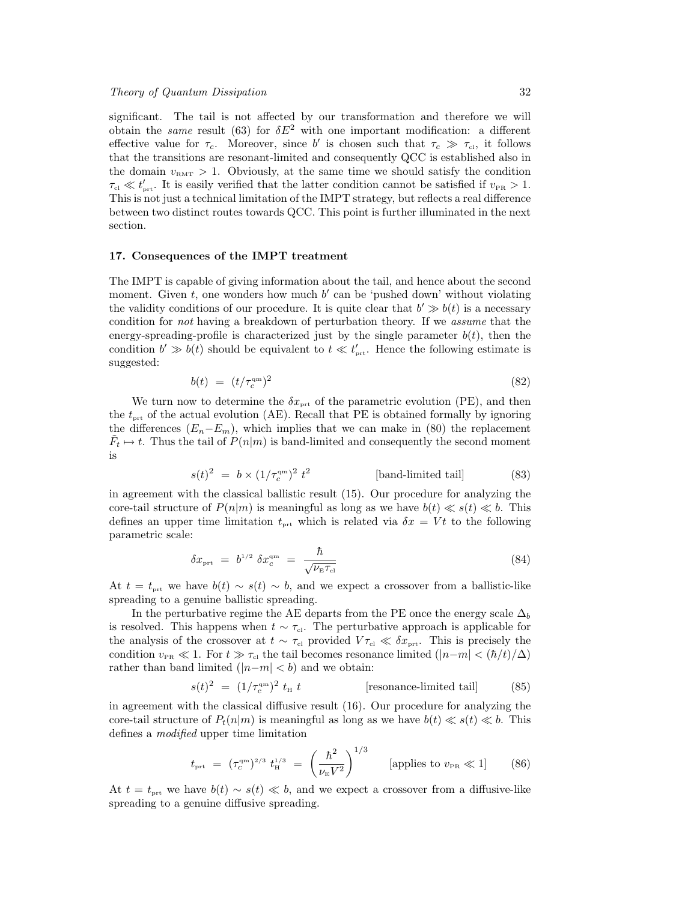significant. The tail is not affected by our transformation and therefore we will obtain the *same* result (63) for $\delta E^2$ with one important modification: a different effective value for $\tau_c$. Moreover, since $b'$ is chosen such that $\tau_c \gg \tau_{\text{cl}}$, it follows that the transitions are resonant-limited and consequently QCC is established also in the domain $v_{\text{RMT}} > 1$. Obviously, at the same time we should satisfy the condition $\tau_{\text{cl}} \ll t'_{\text{prt}}$. It is easily verified that the latter condition cannot be satisfied if $v_{\text{PR}} > 1$. This is not just a technical limitation of the IMPT strategy, but reflects a real difference between two distinct routes towards QCC. This point is further illuminated in the next section.

## 17. Consequences of the IMPT treatment

The IMPT is capable of giving information about the tail, and hence about the second moment. Given $t$, one wonders how much $b'$ can be 'pushed down' without violating the validity conditions of our procedure. It is quite clear that $b' \gg b(t)$ is a necessary condition for *not* having a breakdown of perturbation theory. If we *assume* that the energy-spreading-profile is characterized just by the single parameter $b(t)$, then the condition $b' \gg b(t)$ should be equivalent to $t \ll t'_{\text{prt}}$. Hence the following estimate is suggested:

$$b(t) \ = \ (t/\tau_c^{\text{qm}})^2 \tag{82}$$

We turn now to determine the $\delta x_{\text{prt}}$ of the parametric evolution (PE), and then the $t_{\text{prt}}$ of the actual evolution (AE). Recall that PE is obtained formally by ignoring the differences $(E_n - E_m)$, which implies that we can make in (80) the replacement $\tilde{F}_t \mapsto t$. Thus the tail of $P(n|m)$ is band-limited and consequently the second moment is

$$s(t)^2 \ = \ b \times (1/\tau_c^{\text{qm}})^2 \ t^2 \qquad\qquad \text{[band-limited tail]} \tag{83}$$

in agreement with the classical ballistic result (15). Our procedure for analyzing the core-tail structure of $P(n|m)$ is meaningful as long as we have $b(t) \ll s(t) \ll b$. This defines an upper time limitation $t_{\text{prt}}$ which is related via $\delta x = Vt$ to the following parametric scale:

$$\delta x_{\text{prt}} \ = \ b^{1/2} \ \delta x_c^{\text{qm}} \ = \ \frac{\hbar}{\sqrt{\nu_{\text{E}} \tau_{\text{cl}}}} \tag{84}$$

At $t = t_{\text{prt}}$ we have $b(t) \sim s(t) \sim b$, and we expect a crossover from a ballistic-like spreading to a genuine ballistic spreading.

In the perturbative regime the AE departs from the PE once the energy scale $\Delta_b$ is resolved. This happens when $t \sim \tau_{\text{cl}}$. The perturbative approach is applicable for the analysis of the crossover at $t \sim \tau_{\text{cl}}$ provided $V\tau_{\text{cl}} \ll \delta x_{\text{prt}}$. This is precisely the condition $v_{\text{PR}} \ll 1$. For $t \gg \tau_{\text{cl}}$ the tail becomes resonance limited ($|n-m| < (\hbar/t)/\Delta$) rather than band limited ($|n-m| < b$) and we obtain:

$$s(t)^2 \ = \ (1/\tau_c^{\text{qm}})^2 \ t_{\text{H}} \ t \qquad\qquad \text{[resonance-limited tail]} \tag{85}$$

in agreement with the classical diffusive result (16). Our procedure for analyzing the core-tail structure of $P_t(n|m)$ is meaningful as long as we have $b(t) \ll s(t) \ll b$. This defines a *modified* upper time limitation

$$t_{\text{prt}} \ = \ (\tau_c^{\text{qm}})^{2/3} \ t_{\text{H}}^{1/3} \ = \ \left(\frac{\hbar^2}{\nu_{\text{E}} V^2}\right)^{1/3} \qquad \text{[applies to } v_{\text{PR}} \ll 1\text{]} \tag{86}$$

At $t = t_{\text{prt}}$ we have $b(t) \sim s(t) \ll b$, and we expect a crossover from a diffusive-like spreading to a genuine diffusive spreading.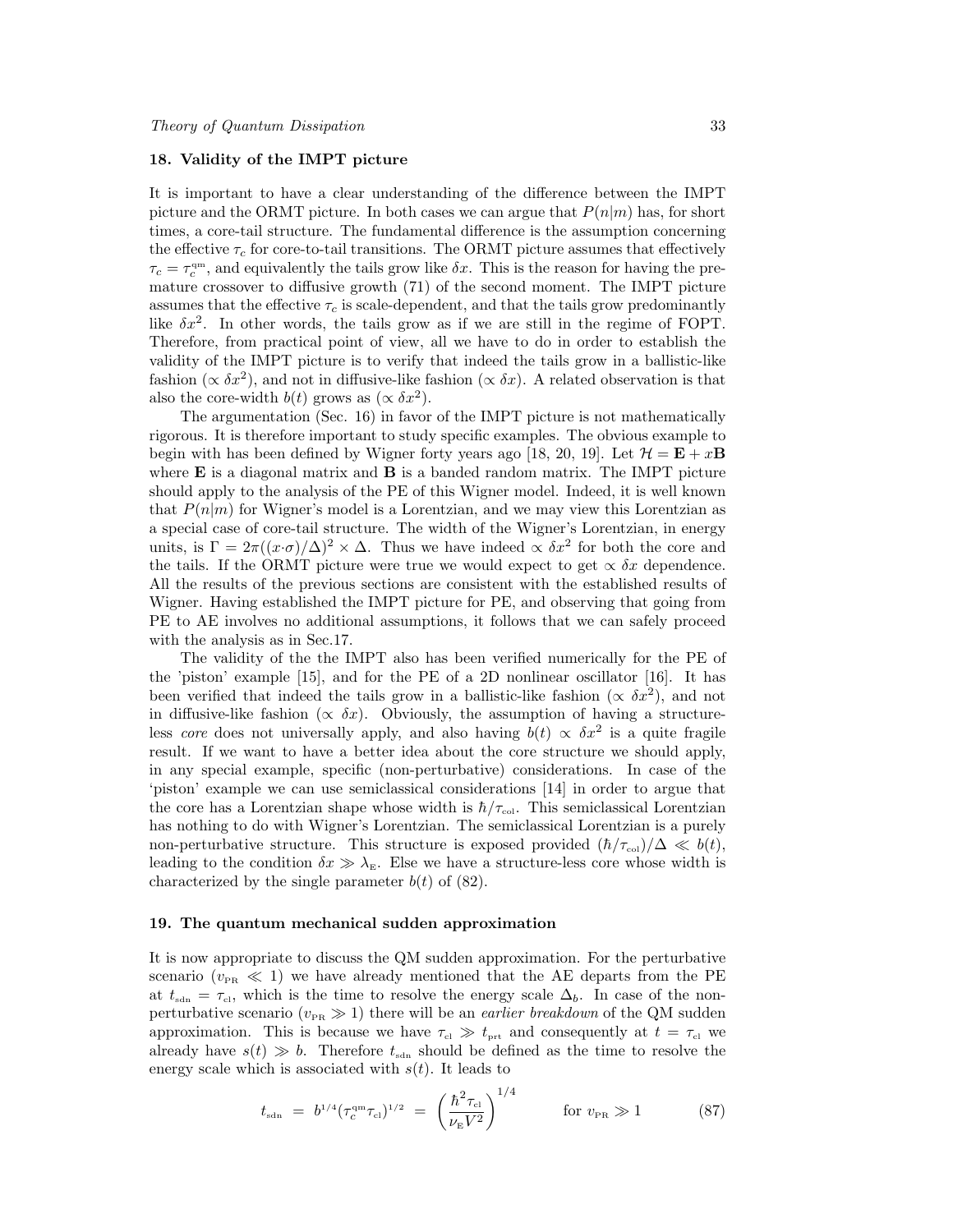## 18. Validity of the IMPT picture

It is important to have a clear understanding of the difference between the IMPT picture and the ORMT picture. In both cases we can argue that $P(n|m)$ has, for short times, a core-tail structure. The fundamental difference is the assumption concerning the effective $\tau_c$ for core-to-tail transitions. The ORMT picture assumes that effectively $\tau_c = \tau_c^{\text{qm}}$, and equivalently the tails grow like $\delta x$. This is the reason for having the premature crossover to diffusive growth (71) of the second moment. The IMPT picture assumes that the effective $\tau_c$ is scale-dependent, and that the tails grow predominantly like $\delta x^2$. In other words, the tails grow as if we are still in the regime of FOPT. Therefore, from practical point of view, all we have to do in order to establish the validity of the IMPT picture is to verify that indeed the tails grow in a ballistic-like fashion ($\propto \delta x^2$), and not in diffusive-like fashion ($\propto \delta x$). A related observation is that also the core-width $b(t)$ grows as ($\propto \delta x^2$).

The argumentation (Sec. 16) in favor of the IMPT picture is not mathematically rigorous. It is therefore important to study specific examples. The obvious example to begin with has been defined by Wigner forty years ago [18, 20, 19]. Let $\mathcal{H} = \mathbf{E} + x\mathbf{B}$ where $\mathbf{E}$ is a diagonal matrix and $\mathbf{B}$ is a banded random matrix. The IMPT picture should apply to the analysis of the PE of this Wigner model. Indeed, it is well known that $P(n|m)$ for Wigner's model is a Lorentzian, and we may view this Lorentzian as a special case of core-tail structure. The width of the Wigner's Lorentzian, in energy units, is $\Gamma = 2\pi((x{\cdot}\sigma)/\Delta)^2 \times \Delta$. Thus we have indeed $\propto \delta x^2$ for both the core and the tails. If the ORMT picture were true we would expect to get $\propto \delta x$ dependence. All the results of the previous sections are consistent with the established results of Wigner. Having established the IMPT picture for PE, and observing that going from PE to AE involves no additional assumptions, it follows that we can safely proceed with the analysis as in Sec.17.

The validity of the the IMPT also has been verified numerically for the PE of the 'piston' example [15], and for the PE of a 2D nonlinear oscillator [16]. It has been verified that indeed the tails grow in a ballistic-like fashion ($\propto \delta x^2$), and not in diffusive-like fashion ($\propto \delta x$). Obviously, the assumption of having a structure-less *core* does not universally apply, and also having $b(t) \propto \delta x^2$ is a quite fragile result. If we want to have a better idea about the core structure we should apply, in any special example, specific (non-perturbative) considerations. In case of the 'piston' example we can use semiclassical considerations [14] in order to argue that the core has a Lorentzian shape whose width is $\hbar/\tau_{\text{col}}$. This semiclassical Lorentzian has nothing to do with Wigner's Lorentzian. The semiclassical Lorentzian is a purely non-perturbative structure. This structure is exposed provided $(\hbar/\tau_{\text{col}})/\Delta \ll b(t)$, leading to the condition $\delta x \gg \lambda_{\text{E}}$. Else we have a structure-less core whose width is characterized by the single parameter $b(t)$ of (82).

## 19. The quantum mechanical sudden approximation

It is now appropriate to discuss the QM sudden approximation. For the perturbative scenario ($v_{\text{PR}} \ll 1$) we have already mentioned that the AE departs from the PE at $t_{\text{sdn}} = \tau_{\text{cl}}$, which is the time to resolve the energy scale $\Delta_b$. In case of the non-perturbative scenario ($v_{\text{PR}} \gg 1$) there will be an *earlier breakdown* of the QM sudden approximation. This is because we have $\tau_{\text{cl}} \gg t_{\text{prt}}$ and consequently at $t = \tau_{\text{cl}}$ we already have $s(t) \gg b$. Therefore $t_{\text{sdn}}$ should be defined as the time to resolve the energy scale which is associated with $s(t)$. It leads to

$$t_{\text{sdn}} \;=\; b^{1/4}(\tau_c^{\text{qm}}\tau_{\text{cl}})^{1/2} \;=\; \left(\frac{\hbar^2\tau_{\text{cl}}}{\nu_{\text{E}}V^2}\right)^{1/4} \qquad \text{for } v_{\text{PR}} \gg 1 \tag{87}$$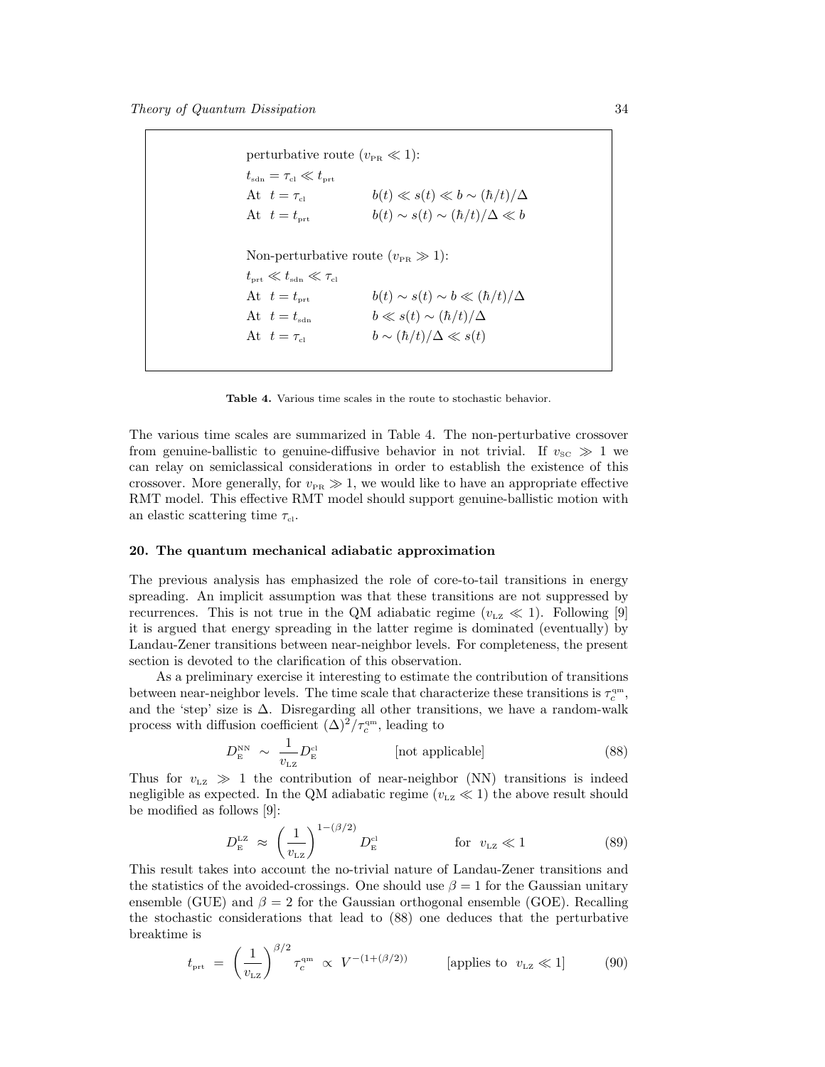| | |
|---|---|
| perturbative route ($v_{\text{PR}} \ll 1$): | |
| $t_{\text{sdn}} = \tau_{\text{cl}} \ll t_{\text{prt}}$ | |
| At $t = \tau_{\text{cl}}$ | $b(t) \ll s(t) \ll b \sim (\hbar/t)/\Delta$ |
| At $t = t_{\text{prt}}$ | $b(t) \sim s(t) \sim (\hbar/t)/\Delta \ll b$ |
| | |
| Non-perturbative route ($v_{\text{PR}} \gg 1$): | |
| $t_{\text{prt}} \ll t_{\text{sdn}} \ll \tau_{\text{cl}}$ | |
| At $t = t_{\text{prt}}$ | $b(t) \sim s(t) \sim b \ll (\hbar/t)/\Delta$ |
| At $t = t_{\text{sdn}}$ | $b \ll s(t) \sim (\hbar/t)/\Delta$ |
| At $t = \tau_{\text{cl}}$ | $b \sim (\hbar/t)/\Delta \ll s(t)$ |

**Table 4.** Various time scales in the route to stochastic behavior.

The various time scales are summarized in Table 4. The non-perturbative crossover from genuine-ballistic to genuine-diffusive behavior in not trivial. If $v_{\text{SC}} \gg 1$ we can relay on semiclassical considerations in order to establish the existence of this crossover. More generally, for $v_{\text{PR}} \gg 1$, we would like to have an appropriate effective RMT model. This effective RMT model should support genuine-ballistic motion with an elastic scattering time $\tau_{\text{cl}}$.

## 20. The quantum mechanical adiabatic approximation

The previous analysis has emphasized the role of core-to-tail transitions in energy spreading. An implicit assumption was that these transitions are not suppressed by recurrences. This is not true in the QM adiabatic regime ($v_{\text{LZ}} \ll 1$). Following [9] it is argued that energy spreading in the latter regime is dominated (eventually) by Landau-Zener transitions between near-neighbor levels. For completeness, the present section is devoted to the clarification of this observation.

As a preliminary exercise it interesting to estimate the contribution of transitions between near-neighbor levels. The time scale that characterize these transitions is $\tau_c^{\text{qm}}$, and the 'step' size is $\Delta$. Disregarding all other transitions, we have a random-walk process with diffusion coefficient $(\Delta)^2/\tau_c^{\text{qm}}$, leading to

$$D_{\text{E}}^{\text{NN}} \sim \frac{1}{v_{\text{LZ}}} D_{\text{E}}^{\text{cl}} \qquad \text{[not applicable]} \tag{88}$$

Thus for $v_{\text{LZ}} \gg 1$ the contribution of near-neighbor (NN) transitions is indeed negligible as expected. In the QM adiabatic regime ($v_{\text{LZ}} \ll 1$) the above result should be modified as follows [9]:

$$D_{\text{E}}^{\text{LZ}} \approx \left(\frac{1}{v_{\text{LZ}}}\right)^{1-(\beta/2)} D_{\text{E}}^{\text{cl}} \qquad \text{for } \ v_{\text{LZ}} \ll 1 \tag{89}$$

This result takes into account the no-trivial nature of Landau-Zener transitions and the statistics of the avoided-crossings. One should use $\beta = 1$ for the Gaussian unitary ensemble (GUE) and $\beta = 2$ for the Gaussian orthogonal ensemble (GOE). Recalling the stochastic considerations that lead to (88) one deduces that the perturbative breaktime is

$$t_{\text{prt}} = \left(\frac{1}{v_{\text{LZ}}}\right)^{\beta/2} \tau_c^{\text{qm}} \propto V^{-(1+(\beta/2))} \qquad \text{[applies to } \ v_{\text{LZ}} \ll 1] \tag{90}$$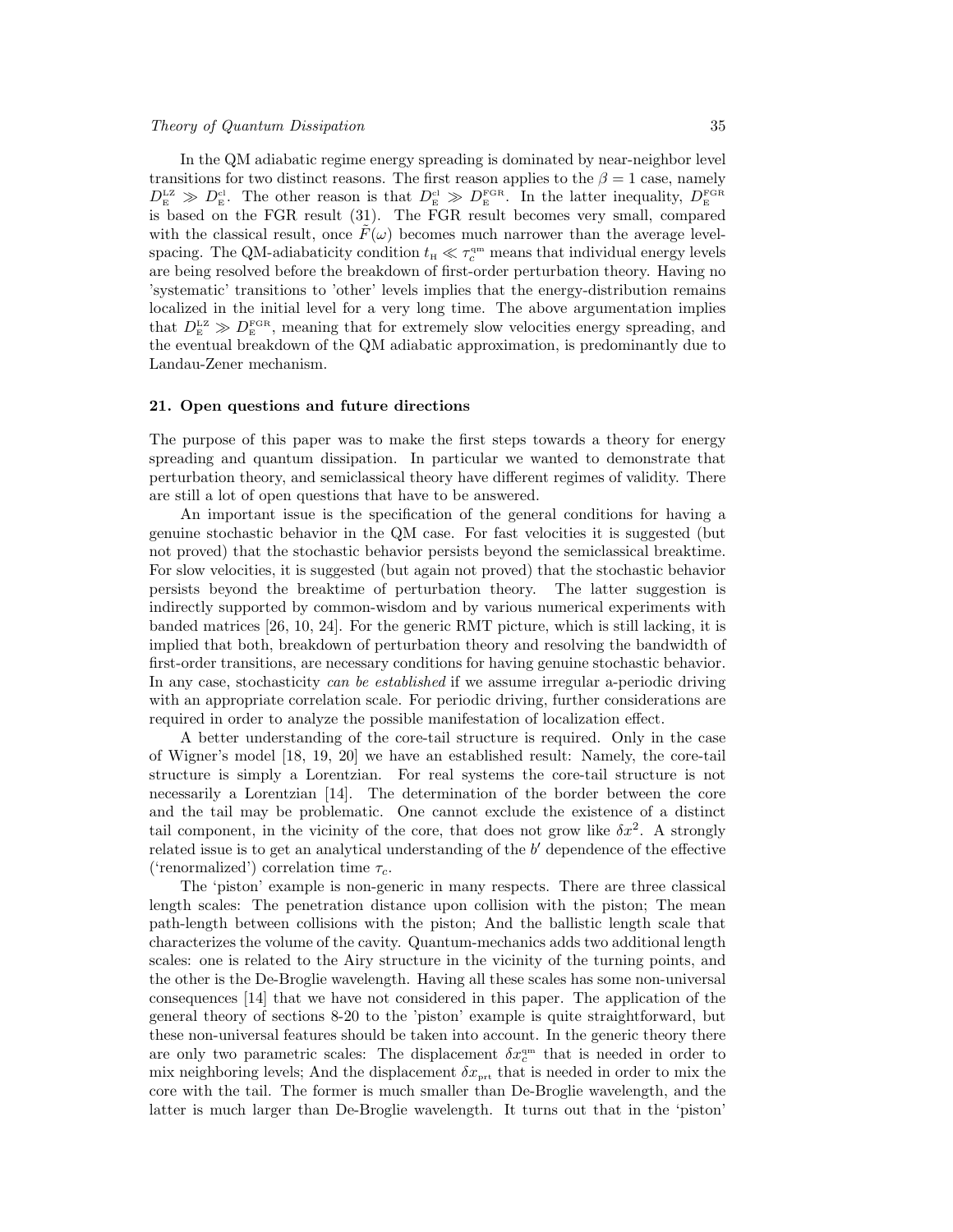In the QM adiabatic regime energy spreading is dominated by near-neighbor level transitions for two distinct reasons. The first reason applies to the $\beta = 1$ case, namely $D_{\rm E}^{\rm LZ} \gg D_{\rm E}^{\rm cl}$. The other reason is that $D_{\rm E}^{\rm cl} \gg D_{\rm E}^{\rm FGR}$. In the latter inequality, $D_{\rm E}^{\rm FGR}$ is based on the FGR result (31). The FGR result becomes very small, compared with the classical result, once $\tilde{F}(\omega)$ becomes much narrower than the average level-spacing. The QM-adiabaticity condition $t_{\rm H} \ll \tau_c^{\rm qm}$ means that individual energy levels are being resolved before the breakdown of first-order perturbation theory. Having no 'systematic' transitions to 'other' levels implies that the energy-distribution remains localized in the initial level for a very long time. The above argumentation implies that $D_{\rm E}^{\rm LZ} \gg D_{\rm E}^{\rm FGR}$, meaning that for extremely slow velocities energy spreading, and the eventual breakdown of the QM adiabatic approximation, is predominantly due to Landau-Zener mechanism.

## 21. Open questions and future directions

The purpose of this paper was to make the first steps towards a theory for energy spreading and quantum dissipation. In particular we wanted to demonstrate that perturbation theory, and semiclassical theory have different regimes of validity. There are still a lot of open questions that have to be answered.

An important issue is the specification of the general conditions for having a genuine stochastic behavior in the QM case. For fast velocities it is suggested (but not proved) that the stochastic behavior persists beyond the semiclassical breaktime. For slow velocities, it is suggested (but again not proved) that the stochastic behavior persists beyond the breaktime of perturbation theory. The latter suggestion is indirectly supported by common-wisdom and by various numerical experiments with banded matrices [26, 10, 24]. For the generic RMT picture, which is still lacking, it is implied that both, breakdown of perturbation theory and resolving the bandwidth of first-order transitions, are necessary conditions for having genuine stochastic behavior. In any case, stochasticity *can be established* if we assume irregular a-periodic driving with an appropriate correlation scale. For periodic driving, further considerations are required in order to analyze the possible manifestation of localization effect.

A better understanding of the core-tail structure is required. Only in the case of Wigner's model [18, 19, 20] we have an established result: Namely, the core-tail structure is simply a Lorentzian. For real systems the core-tail structure is not necessarily a Lorentzian [14]. The determination of the border between the core and the tail may be problematic. One cannot exclude the existence of a distinct tail component, in the vicinity of the core, that does not grow like $\delta x^2$. A strongly related issue is to get an analytical understanding of the $b'$ dependence of the effective ('renormalized') correlation time $\tau_c$.

The 'piston' example is non-generic in many respects. There are three classical length scales: The penetration distance upon collision with the piston; The mean path-length between collisions with the piston; And the ballistic length scale that characterizes the volume of the cavity. Quantum-mechanics adds two additional length scales: one is related to the Airy structure in the vicinity of the turning points, and the other is the De-Broglie wavelength. Having all these scales has some non-universal consequences [14] that we have not considered in this paper. The application of the general theory of sections 8-20 to the 'piston' example is quite straightforward, but these non-universal features should be taken into account. In the generic theory there are only two parametric scales: The displacement $\delta x_c^{\rm qm}$ that is needed in order to mix neighboring levels; And the displacement $\delta x_{\rm prt}$ that is needed in order to mix the core with the tail. The former is much smaller than De-Broglie wavelength, and the latter is much larger than De-Broglie wavelength. It turns out that in the 'piston'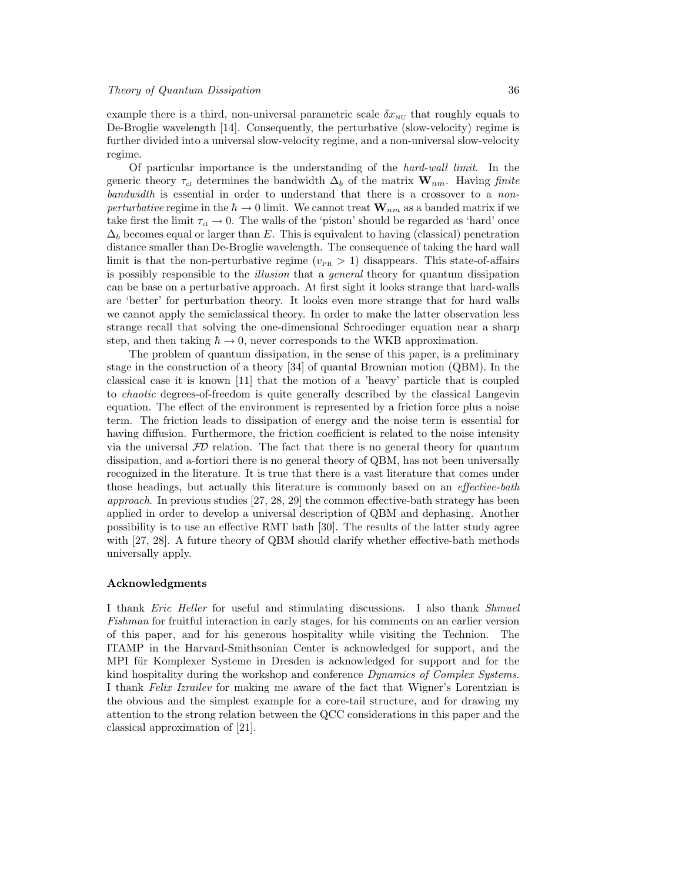example there is a third, non-universal parametric scale $\delta x_{\text{NU}}$ that roughly equals to De-Broglie wavelength [14]. Consequently, the perturbative (slow-velocity) regime is further divided into a universal slow-velocity regime, and a non-universal slow-velocity regime.

Of particular importance is the understanding of the *hard-wall limit*. In the generic theory $\tau_{\text{cl}}$ determines the bandwidth $\Delta_b$ of the matrix $\mathbf{W}_{nm}$. Having *finite bandwidth* is essential in order to understand that there is a crossover to a *non-perturbative* regime in the $\hbar \to 0$ limit. We cannot treat $\mathbf{W}_{nm}$ as a banded matrix if we take first the limit $\tau_{\text{cl}} \to 0$. The walls of the 'piston' should be regarded as 'hard' once $\Delta_b$ becomes equal or larger than $E$. This is equivalent to having (classical) penetration distance smaller than De-Broglie wavelength. The consequence of taking the hard wall limit is that the non-perturbative regime ($v_{\text{PR}} > 1$) disappears. This state-of-affairs is possibly responsible to the *illusion* that a *general* theory for quantum dissipation can be base on a perturbative approach. At first sight it looks strange that hard-walls are 'better' for perturbation theory. It looks even more strange that for hard walls we cannot apply the semiclassical theory. In order to make the latter observation less strange recall that solving the one-dimensional Schroedinger equation near a sharp step, and then taking $\hbar \to 0$, never corresponds to the WKB approximation.

The problem of quantum dissipation, in the sense of this paper, is a preliminary stage in the construction of a theory [34] of quantal Brownian motion (QBM). In the classical case it is known [11] that the motion of a 'heavy' particle that is coupled to *chaotic* degrees-of-freedom is quite generally described by the classical Langevin equation. The effect of the environment is represented by a friction force plus a noise term. The friction leads to dissipation of energy and the noise term is essential for having diffusion. Furthermore, the friction coefficient is related to the noise intensity via the universal $\mathcal{FD}$ relation. The fact that there is no general theory for quantum dissipation, and a-fortiori there is no general theory of QBM, has not been universally recognized in the literature. It is true that there is a vast literature that comes under those headings, but actually this literature is commonly based on an *effective-bath approach*. In previous studies [27, 28, 29] the common effective-bath strategy has been applied in order to develop a universal description of QBM and dephasing. Another possibility is to use an effective RMT bath [30]. The results of the latter study agree with [27, 28]. A future theory of QBM should clarify whether effective-bath methods universally apply.

### Acknowledgments

I thank *Eric Heller* for useful and stimulating discussions. I also thank *Shmuel Fishman* for fruitful interaction in early stages, for his comments on an earlier version of this paper, and for his generous hospitality while visiting the Technion. The ITAMP in the Harvard-Smithsonian Center is acknowledged for support, and the MPI für Komplexer Systeme in Dresden is acknowledged for support and for the kind hospitality during the workshop and conference *Dynamics of Complex Systems*. I thank *Felix Izrailev* for making me aware of the fact that Wigner's Lorentzian is the obvious and the simplest example for a core-tail structure, and for drawing my attention to the strong relation between the QCC considerations in this paper and the classical approximation of [21].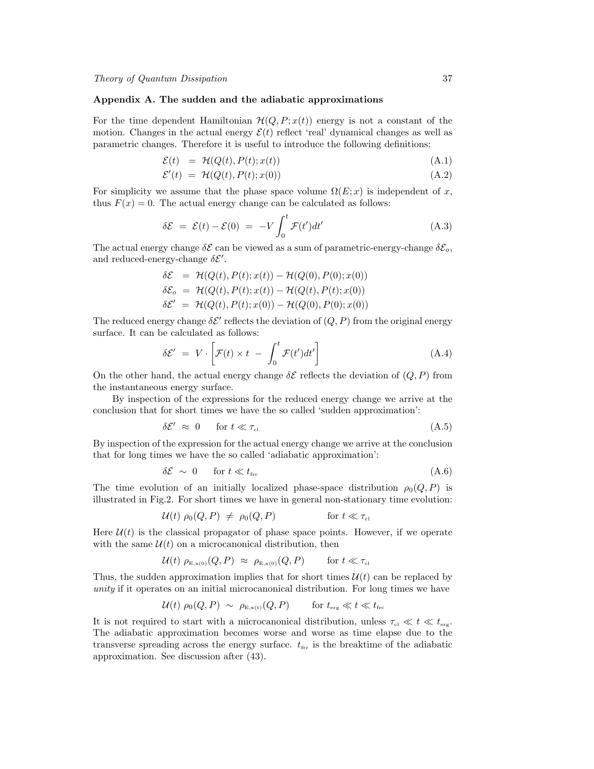## Appendix A. The sudden and the adiabatic approximations

For the time dependent Hamiltonian $\mathcal{H}(Q, P; x(t))$ energy is not a constant of the motion. Changes in the actual energy $\mathcal{E}(t)$ reflect 'real' dynamical changes as well as parametric changes. Therefore it is useful to introduce the following definitions:

$$\mathcal{E}(t) \;=\; \mathcal{H}(Q(t), P(t); x(t)) \tag{A.1}$$

$$\mathcal{E}'(t) \;=\; \mathcal{H}(Q(t), P(t); x(0)) \tag{A.2}$$

For simplicity we assume that the phase space volume $\Omega(E; x)$ is independent of $x$, thus $F(x) = 0$. The actual energy change can be calculated as follows:

$$\delta\mathcal{E} \;=\; \mathcal{E}(t) - \mathcal{E}(0) \;=\; -V \int_0^t \mathcal{F}(t')dt' \tag{A.3}$$

The actual energy change $\delta\mathcal{E}$ can be viewed as a sum of parametric-energy-change $\delta\mathcal{E}_o$, and reduced-energy-change $\delta\mathcal{E}'$.

$$\begin{aligned}
\delta\mathcal{E} \;&=\; \mathcal{H}(Q(t), P(t); x(t)) - \mathcal{H}(Q(0), P(0); x(0)) \\
\delta\mathcal{E}_o \;&=\; \mathcal{H}(Q(t), P(t); x(t)) - \mathcal{H}(Q(t), P(t); x(0)) \\
\delta\mathcal{E}' \;&=\; \mathcal{H}(Q(t), P(t); x(0)) - \mathcal{H}(Q(0), P(0); x(0))
\end{aligned}$$

The reduced energy change $\delta\mathcal{E}'$ reflects the deviation of $(Q, P)$ from the original energy surface. It can be calculated as follows:

$$\delta\mathcal{E}' \;=\; V \cdot \left[\mathcal{F}(t) \times t \;-\; \int_0^t \mathcal{F}(t')dt'\right] \tag{A.4}$$

On the other hand, the actual energy change $\delta\mathcal{E}$ reflects the deviation of $(Q, P)$ from the instantaneous energy surface.

By inspection of the expressions for the reduced energy change we arrive at the conclusion that for short times we have the so called 'sudden approximation':

$$\delta\mathcal{E}' \;\approx\; 0 \qquad \text{for } t \ll \tau_{\text{cl}} \tag{A.5}$$

By inspection of the expression for the actual energy change we arrive at the conclusion that for long times we have the so called 'adiabatic approximation':

$$\delta\mathcal{E} \;\sim\; 0 \qquad \text{for } t \ll t_{\text{frc}} \tag{A.6}$$

The time evolution of an initially localized phase-space distribution $\rho_0(Q, P)$ is illustrated in Fig.2. For short times we have in general non-stationary time evolution:

$$\mathcal{U}(t)\; \rho_0(Q, P) \;\neq\; \rho_0(Q, P) \qquad\qquad \text{for } t \ll \tau_{\text{cl}}$$

Here $\mathcal{U}(t)$ is the classical propagator of phase space points. However, if we operate with the same $\mathcal{U}(t)$ on a microcanonical distribution, then

$$\mathcal{U}(t)\; \rho_{\text{E,x(0)}}(Q, P) \;\approx\; \rho_{\text{E,x(0)}}(Q, P) \qquad \text{for } t \ll \tau_{\text{cl}}$$

Thus, the sudden approximation implies that for short times $\mathcal{U}(t)$ can be replaced by *unity* if it operates on an initial microcanonical distribution. For long times we have

$$\mathcal{U}(t)\; \rho_0(Q, P) \;\sim\; \rho_{\text{E,x(t)}}(Q, P) \qquad \text{for } t_{\text{erg}} \ll t \ll t_{\text{frc}}$$

It is not required to start with a microcanonical distribution, unless $\tau_{\text{cl}} \ll t \ll t_{\text{erg}}$. The adiabatic approximation becomes worse and worse as time elapse due to the transverse spreading across the energy surface. $t_{\text{frc}}$ is the breaktime of the adiabatic approximation. See discussion after (43).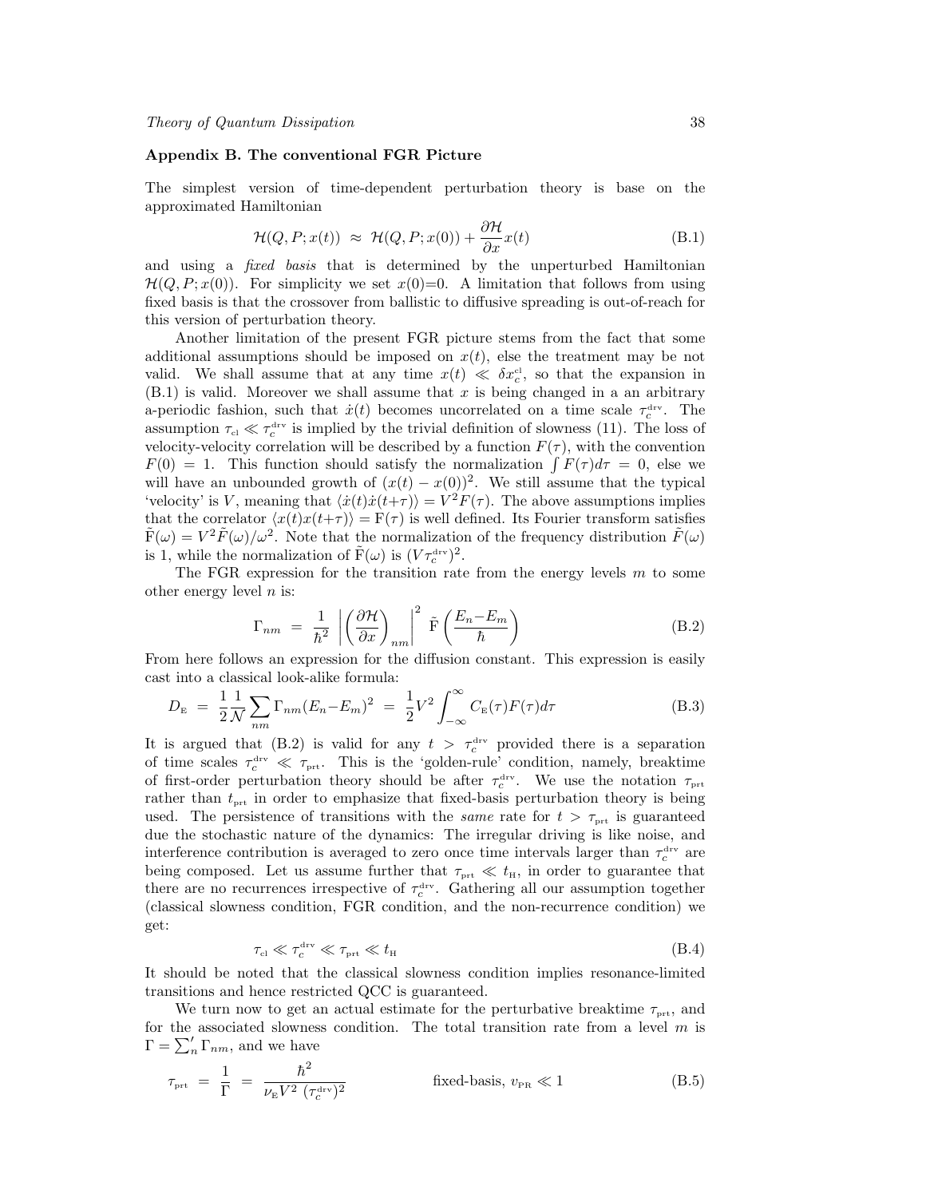## Appendix B. The conventional FGR Picture

The simplest version of time-dependent perturbation theory is base on the approximated Hamiltonian

$$\mathcal{H}(Q, P; x(t)) \; \approx \; \mathcal{H}(Q, P; x(0)) + \frac{\partial \mathcal{H}}{\partial x} x(t) \tag{B.1}$$

and using a *fixed basis* that is determined by the unperturbed Hamiltonian $\mathcal{H}(Q, P; x(0))$. For simplicity we set $x(0)=0$. A limitation that follows from using fixed basis is that the crossover from ballistic to diffusive spreading is out-of-reach for this version of perturbation theory.

Another limitation of the present FGR picture stems from the fact that some additional assumptions should be imposed on $x(t)$, else the treatment may be not valid. We shall assume that at any time $x(t) \ll \delta x_c^{\text{cl}}$, so that the expansion in (B.1) is valid. Moreover we shall assume that $x$ is being changed in a an arbitrary a-periodic fashion, such that $\dot{x}(t)$ becomes uncorrelated on a time scale $\tau_c^{\text{drv}}$. The assumption $\tau_{\text{cl}} \ll \tau_c^{\text{drv}}$ is implied by the trivial definition of slowness (11). The loss of velocity-velocity correlation will be described by a function $F(\tau)$, with the convention $F(0) = 1$. This function should satisfy the normalization $\int F(\tau) d\tau = 0$, else we will have an unbounded growth of $(x(t) - x(0))^2$. We still assume that the typical 'velocity' is $V$, meaning that $\langle \dot{x}(t)\dot{x}(t+\tau)\rangle = V^2 F(\tau)$. The above assumptions implies that the correlator $\langle x(t)x(t+\tau)\rangle = \mathrm{F}(\tau)$ is well defined. Its Fourier transform satisfies $\tilde{\mathrm{F}}(\omega) = V^2 \tilde{F}(\omega)/\omega^2$. Note that the normalization of the frequency distribution $\tilde{F}(\omega)$ is 1, while the normalization of $\tilde{\mathrm{F}}(\omega)$ is $(V\tau_c^{\text{drv}})^2$.

The FGR expression for the transition rate from the energy levels $m$ to some other energy level $n$ is:

$$\Gamma_{nm} \; = \; \frac{1}{\hbar^2} \left| \left( \frac{\partial \mathcal{H}}{\partial x} \right)_{nm} \right|^2 \; \tilde{\mathrm{F}} \left( \frac{E_n - E_m}{\hbar} \right) \tag{B.2}$$

From here follows an expression for the diffusion constant. This expression is easily cast into a classical look-alike formula:

$$D_{\text{E}} \; = \; \frac{1}{2} \frac{1}{\mathcal{N}} \sum_{nm} \Gamma_{nm} (E_n - E_m)^2 \; = \; \frac{1}{2} V^2 \int_{-\infty}^{\infty} C_{\text{E}}(\tau) F(\tau) d\tau \tag{B.3}$$

It is argued that (B.2) is valid for any $t > \tau_c^{\text{drv}}$ provided there is a separation of time scales $\tau_c^{\text{drv}} \ll \tau_{\text{prt}}$. This is the 'golden-rule' condition, namely, breaktime of first-order perturbation theory should be after $\tau_c^{\text{drv}}$. We use the notation $\tau_{\text{prt}}$ rather than $t_{\text{prt}}$ in order to emphasize that fixed-basis perturbation theory is being used. The persistence of transitions with the *same* rate for $t > \tau_{\text{prt}}$ is guaranteed due the stochastic nature of the dynamics: The irregular driving is like noise, and interference contribution is averaged to zero once time intervals larger than $\tau_c^{\text{drv}}$ are being composed. Let us assume further that $\tau_{\text{prt}} \ll t_{\text{H}}$, in order to guarantee that there are no recurrences irrespective of $\tau_c^{\text{drv}}$. Gathering all our assumption together (classical slowness condition, FGR condition, and the non-recurrence condition) we get:

$$\tau_{\text{cl}} \ll \tau_c^{\text{drv}} \ll \tau_{\text{prt}} \ll t_{\text{H}} \tag{B.4}$$

It should be noted that the classical slowness condition implies resonance-limited transitions and hence restricted QCC is guaranteed.

We turn now to get an actual estimate for the perturbative breaktime $\tau_{\text{prt}}$, and for the associated slowness condition. The total transition rate from a level $m$ is $\Gamma = \sum_n' \Gamma_{nm}$, and we have

$$\tau_{\text{prt}} \; = \; \frac{1}{\Gamma} \; = \; \frac{\hbar^2}{\nu_{\text{E}} V^2 \, (\tau_c^{\text{drv}})^2} \qquad\qquad \text{fixed-basis, } v_{\text{PR}} \ll 1 \tag{B.5}$$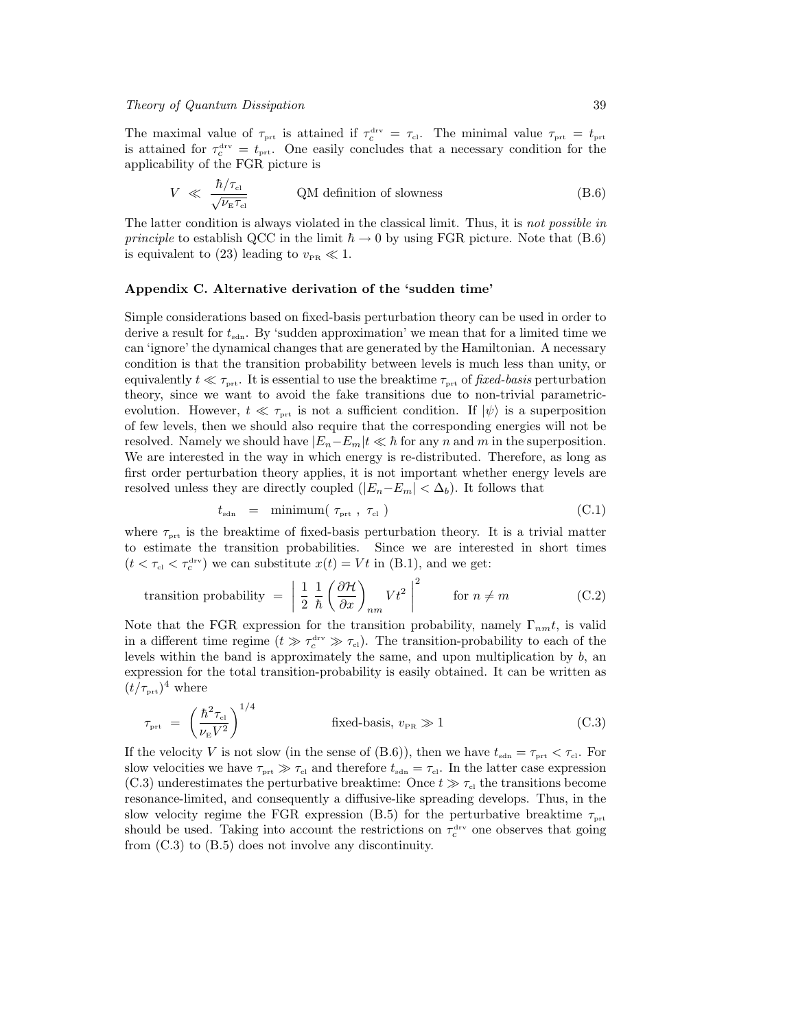The maximal value of $\tau_{\text{prt}}$ is attained if $\tau_c^{\text{drv}} = \tau_{\text{cl}}$. The minimal value $\tau_{\text{prt}} = t_{\text{prt}}$ is attained for $\tau_c^{\text{drv}} = t_{\text{prt}}$. One easily concludes that a necessary condition for the applicability of the FGR picture is

$$V \ll \frac{\hbar/\tau_{\text{cl}}}{\sqrt{\nu_{\text{E}}\tau_{\text{cl}}}} \qquad \text{QM definition of slowness} \tag{B.6}$$

The latter condition is always violated in the classical limit. Thus, it is *not possible in principle* to establish QCC in the limit $\hbar \to 0$ by using FGR picture. Note that (B.6) is equivalent to (23) leading to $v_{\text{PR}} \ll 1$.

## Appendix C. Alternative derivation of the 'sudden time'

Simple considerations based on fixed-basis perturbation theory can be used in order to derive a result for $t_{\text{sdn}}$. By 'sudden approximation' we mean that for a limited time we can 'ignore' the dynamical changes that are generated by the Hamiltonian. A necessary condition is that the transition probability between levels is much less than unity, or equivalently $t \ll \tau_{\text{prt}}$. It is essential to use the breaktime $\tau_{\text{prt}}$ of *fixed-basis* perturbation theory, since we want to avoid the fake transitions due to non-trivial parametric-evolution. However, $t \ll \tau_{\text{prt}}$ is not a sufficient condition. If $|\psi\rangle$ is a superposition of few levels, then we should also require that the corresponding energies will not be resolved. Namely we should have $|E_n - E_m|t \ll \hbar$ for any $n$ and $m$ in the superposition. We are interested in the way in which energy is re-distributed. Therefore, as long as first order perturbation theory applies, it is not important whether energy levels are resolved unless they are directly coupled ($|E_n - E_m| < \Delta_b$). It follows that

$$t_{\text{sdn}} = \text{minimum}(\ \tau_{\text{prt}}\ ,\ \tau_{\text{cl}}\ ) \tag{C.1}$$

where $\tau_{\text{prt}}$ is the breaktime of fixed-basis perturbation theory. It is a trivial matter to estimate the transition probabilities. Since we are interested in short times ($t < \tau_{\text{cl}} < \tau_c^{\text{drv}}$) we can substitute $x(t) = Vt$ in (B.1), and we get:

$$\text{transition probability} = \left| \frac{1}{2}\,\frac{1}{\hbar}\left(\frac{\partial \mathcal{H}}{\partial x}\right)_{nm} V t^2 \right|^2 \qquad \text{for } n \neq m \tag{C.2}$$

Note that the FGR expression for the transition probability, namely $\Gamma_{nm} t$, is valid in a different time regime ($t \gg \tau_c^{\text{drv}} \gg \tau_{\text{cl}}$). The transition-probability to each of the levels within the band is approximately the same, and upon multiplication by $b$, an expression for the total transition-probability is easily obtained. It can be written as $(t/\tau_{\text{prt}})^4$ where

$$\tau_{\text{prt}} = \left(\frac{\hbar^2 \tau_{\text{cl}}}{\nu_{\text{E}} V^2}\right)^{1/4} \qquad \text{fixed-basis, } v_{\text{PR}} \gg 1 \tag{C.3}$$

If the velocity $V$ is not slow (in the sense of (B.6)), then we have $t_{\text{sdn}} = \tau_{\text{prt}} < \tau_{\text{cl}}$. For slow velocities we have $\tau_{\text{prt}} \gg \tau_{\text{cl}}$ and therefore $t_{\text{sdn}} = \tau_{\text{cl}}$. In the latter case expression (C.3) underestimates the perturbative breaktime: Once $t \gg \tau_{\text{cl}}$ the transitions become resonance-limited, and consequently a diffusive-like spreading develops. Thus, in the slow velocity regime the FGR expression (B.5) for the perturbative breaktime $\tau_{\text{prt}}$ should be used. Taking into account the restrictions on $\tau_c^{\text{drv}}$ one observes that going from (C.3) to (B.5) does not involve any discontinuity.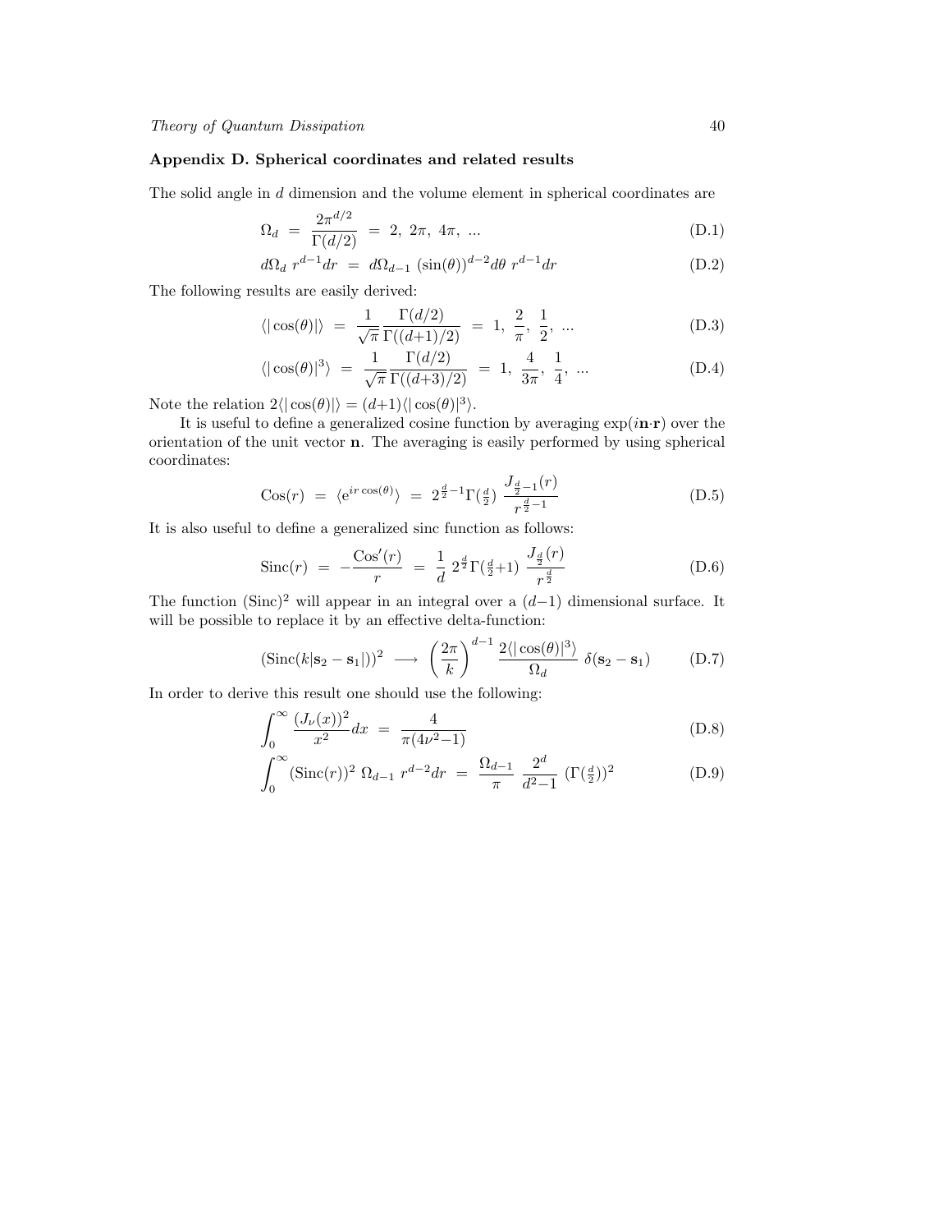## Appendix D. Spherical coordinates and related results

The solid angle in $d$ dimension and the volume element in spherical coordinates are

$$\Omega_d \;=\; \frac{2\pi^{d/2}}{\Gamma(d/2)} \;=\; 2,\; 2\pi,\; 4\pi,\; ... \tag{D.1}$$

$$d\Omega_d \; r^{d-1} dr \;=\; d\Omega_{d-1} \; (\sin(\theta))^{d-2} d\theta \; r^{d-1} dr \tag{D.2}$$

The following results are easily derived:

$$\langle |\cos(\theta)| \rangle \;=\; \frac{1}{\sqrt{\pi}} \frac{\Gamma(d/2)}{\Gamma((d{+}1)/2)} \;=\; 1,\; \frac{2}{\pi},\; \frac{1}{2},\; ... \tag{D.3}$$

$$\langle |\cos(\theta)|^3 \rangle \;=\; \frac{1}{\sqrt{\pi}} \frac{\Gamma(d/2)}{\Gamma((d{+}3)/2)} \;=\; 1,\; \frac{4}{3\pi},\; \frac{1}{4},\; ... \tag{D.4}$$

Note the relation $2\langle |\cos(\theta)| \rangle = (d{+}1) \langle |\cos(\theta)|^3 \rangle$.

It is useful to define a generalized cosine function by averaging $\exp(i\mathbf{n}{\cdot}\mathbf{r})$ over the orientation of the unit vector $\mathbf{n}$. The averaging is easily performed by using spherical coordinates:

$$\mathrm{Cos}(r) \;=\; \langle \mathrm{e}^{ir\cos(\theta)} \rangle \;=\; 2^{\frac{d}{2}-1} \Gamma(\tfrac{d}{2}) \; \frac{J_{\frac{d}{2}-1}(r)}{r^{\frac{d}{2}-1}} \tag{D.5}$$

It is also useful to define a generalized sinc function as follows:

$$\mathrm{Sinc}(r) \;=\; -\frac{\mathrm{Cos}'(r)}{r} \;=\; \frac{1}{d} \; 2^{\frac{d}{2}} \Gamma(\tfrac{d}{2}{+}1) \; \frac{J_{\frac{d}{2}}(r)}{r^{\frac{d}{2}}} \tag{D.6}$$

The function $(\mathrm{Sinc})^2$ will appear in an integral over a $(d{-}1)$ dimensional surface. It will be possible to replace it by an effective delta-function:

$$(\mathrm{Sinc}(k|\mathbf{s}_2 - \mathbf{s}_1|))^2 \;\longrightarrow\; \left(\frac{2\pi}{k}\right)^{d-1} \frac{2\langle |\cos(\theta)|^3 \rangle}{\Omega_d} \; \delta(\mathbf{s}_2 - \mathbf{s}_1) \tag{D.7}$$

In order to derive this result one should use the following:

$$\int_0^{\infty} \frac{(J_\nu(x))^2}{x^2} dx \;=\; \frac{4}{\pi(4\nu^2{-}1)} \tag{D.8}$$

$$\int_0^{\infty} (\mathrm{Sinc}(r))^2 \; \Omega_{d-1} \; r^{d-2} dr \;=\; \frac{\Omega_{d-1}}{\pi} \; \frac{2^d}{d^2{-}1} \; (\Gamma(\tfrac{d}{2}))^2 \tag{D.9}$$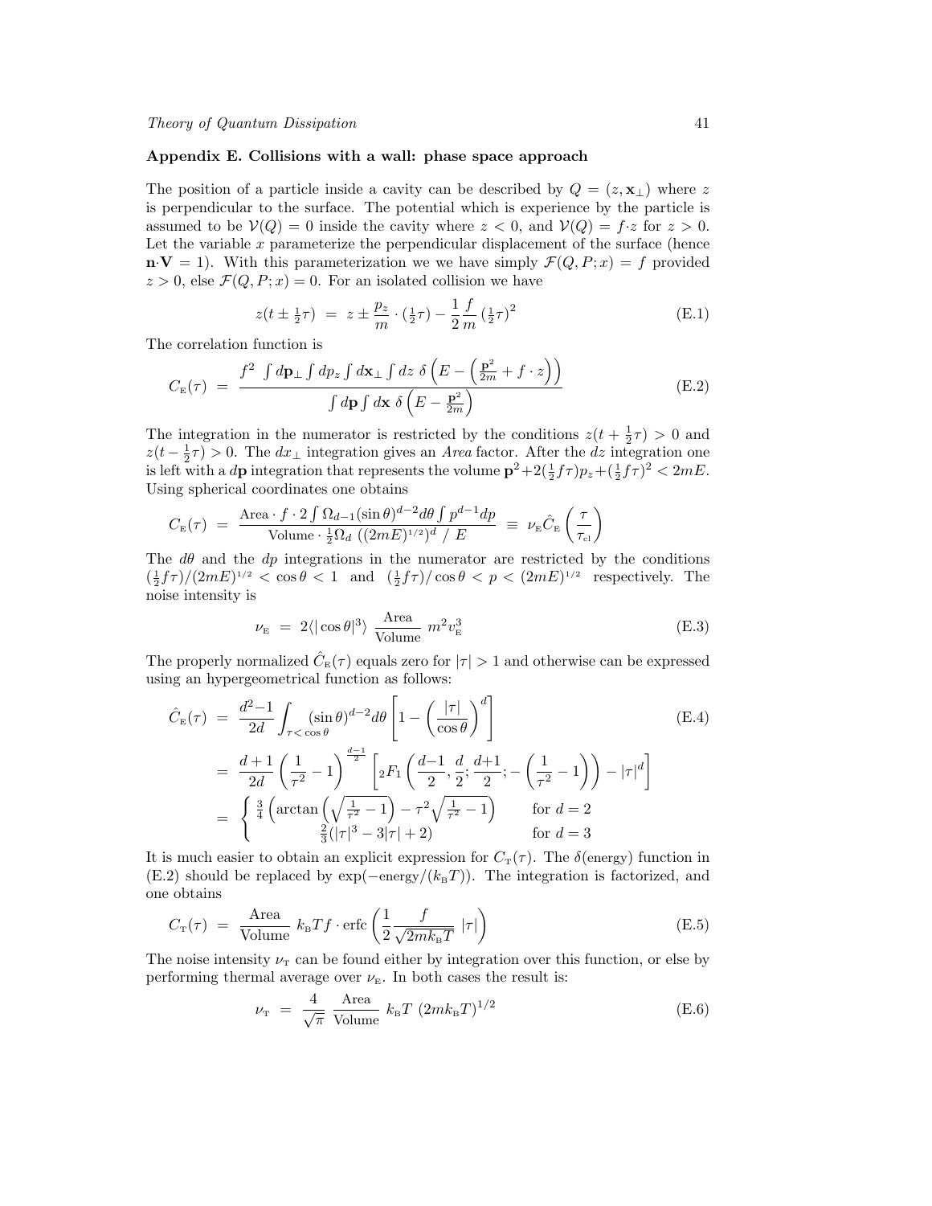## Appendix E. Collisions with a wall: phase space approach

The position of a particle inside a cavity can be described by $Q = (z, \mathbf{x}_\perp)$ where $z$ is perpendicular to the surface. The potential which is experience by the particle is assumed to be $\mathcal{V}(Q) = 0$ inside the cavity where $z < 0$, and $\mathcal{V}(Q) = f \cdot z$ for $z > 0$. Let the variable $x$ parameterize the perpendicular displacement of the surface (hence $\mathbf{n} \cdot \mathbf{V} = 1$). With this parameterization we we have simply $\mathcal{F}(Q, P; x) = f$ provided $z > 0$, else $\mathcal{F}(Q, P; x) = 0$. For an isolated collision we have

$$z(t \pm \tfrac{1}{2}\tau) \; = \; z \pm \frac{p_z}{m} \cdot (\tfrac{1}{2}\tau) - \frac{1}{2}\frac{f}{m}\,(\tfrac{1}{2}\tau)^2 \tag{E.1}$$

The correlation function is

$$C_{\mathrm{E}}(\tau) \; = \; \frac{f^2 \; \int d\mathbf{p}_\perp \int dp_z \int d\mathbf{x}_\perp \int dz \; \delta\left(E - \left(\frac{\mathbf{p}^2}{2m} + f \cdot z\right)\right)}{\int d\mathbf{p} \int d\mathbf{x} \; \delta\left(E - \frac{\mathbf{p}^2}{2m}\right)} \tag{E.2}$$

The integration in the numerator is restricted by the conditions $z(t + \frac{1}{2}\tau) > 0$ and $z(t - \frac{1}{2}\tau) > 0$. The $dx_\perp$ integration gives an *Area* factor. After the $dz$ integration one is left with a $d\mathbf{p}$ integration that represents the volume $\mathbf{p}^2 + 2(\frac{1}{2}f\tau)p_z + (\frac{1}{2}f\tau)^2 < 2mE$. Using spherical coordinates one obtains

$$C_{\mathrm{E}}(\tau) \; = \; \frac{\mathrm{Area} \cdot f \cdot 2 \int \Omega_{d-1} (\sin\theta)^{d-2} d\theta \int p^{d-1} dp}{\mathrm{Volume} \cdot \frac{1}{2}\Omega_d \; ((2mE)^{1/2})^d \; / \; E} \; \equiv \; \nu_{\mathrm{E}} \hat{C}_{\mathrm{E}}\left(\frac{\tau}{\tau_{\mathrm{cl}}}\right)$$

The $d\theta$ and the $dp$ integrations in the numerator are restricted by the conditions $(\frac{1}{2}f\tau)/(2mE)^{1/2} < \cos\theta < 1$ and $(\frac{1}{2}f\tau)/\cos\theta < p < (2mE)^{1/2}$ respectively. The noise intensity is

$$\nu_{\mathrm{E}} \; = \; 2\langle|\cos\theta|^3\rangle \; \frac{\mathrm{Area}}{\mathrm{Volume}} \; m^2 v_{\mathrm{E}}^3 \tag{E.3}$$

The properly normalized $\hat{C}_{\mathrm{E}}(\tau)$ equals zero for $|\tau| > 1$ and otherwise can be expressed using an hypergeometrical function as follows:

$$\begin{aligned}
\hat{C}_{\mathrm{E}}(\tau) \; &= \; \frac{d^2-1}{2d} \int_{\tau < \cos\theta} (\sin\theta)^{d-2} d\theta \left[1 - \left(\frac{|\tau|}{\cos\theta}\right)^d\right] \\
&= \; \frac{d+1}{2d} \left(\frac{1}{\tau^2} - 1\right)^{\frac{d-1}{2}} \left[{}_2F_1\left(\frac{d-1}{2}, \frac{d}{2}; \frac{d+1}{2}; -\left(\frac{1}{\tau^2} - 1\right)\right) - |\tau|^d\right] \\
&= \; \begin{cases} \frac{3}{4}\left(\arctan\left(\sqrt{\frac{1}{\tau^2} - 1}\right) - \tau^2\sqrt{\frac{1}{\tau^2} - 1}\right) & \text{for } d = 2 \\ \frac{2}{3}(|\tau|^3 - 3|\tau| + 2) & \text{for } d = 3 \end{cases}
\end{aligned} \tag{E.4}$$

It is much easier to obtain an explicit expression for $C_{\mathrm{T}}(\tau)$. The $\delta$(energy) function in (E.2) should be replaced by $\exp(-\text{energy}/(k_{\mathrm{B}}T))$. The integration is factorized, and one obtains

$$C_{\mathrm{T}}(\tau) \; = \; \frac{\mathrm{Area}}{\mathrm{Volume}} \; k_{\mathrm{B}}Tf \cdot \mathrm{erfc}\left(\frac{1}{2}\frac{f}{\sqrt{2mk_{\mathrm{B}}T}} \; |\tau|\right) \tag{E.5}$$

The noise intensity $\nu_{\mathrm{T}}$ can be found either by integration over this function, or else by performing thermal average over $\nu_{\mathrm{E}}$. In both cases the result is:

$$\nu_{\mathrm{T}} \; = \; \frac{4}{\sqrt{\pi}} \; \frac{\mathrm{Area}}{\mathrm{Volume}} \; k_{\mathrm{B}}T \; (2mk_{\mathrm{B}}T)^{1/2} \tag{E.6}$$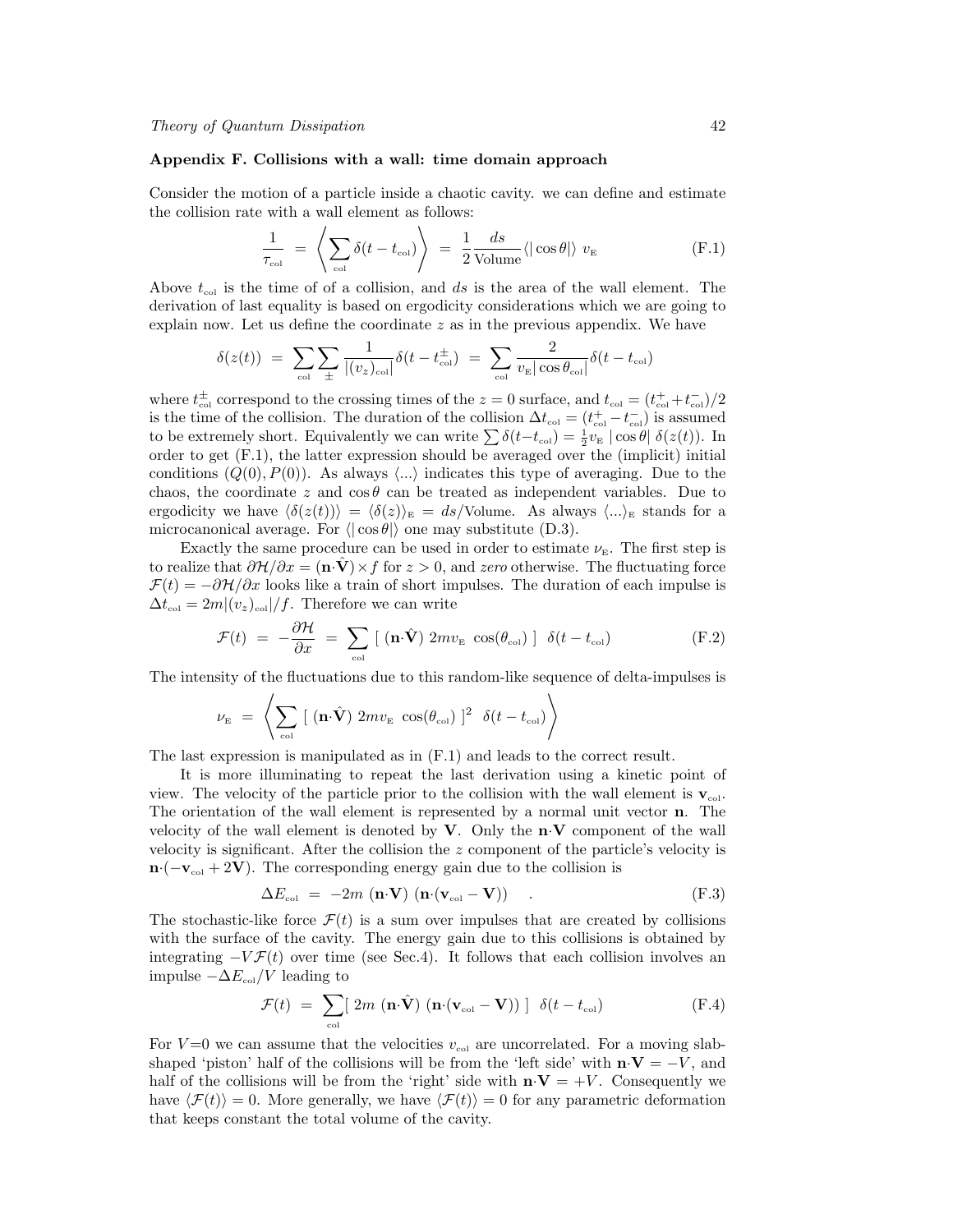## Appendix F. Collisions with a wall: time domain approach

Consider the motion of a particle inside a chaotic cavity. we can define and estimate the collision rate with a wall element as follows:

$$\frac{1}{\tau_{\text{col}}} \;=\; \left\langle \sum_{\text{col}} \delta(t - t_{\text{col}}) \right\rangle \;=\; \frac{1}{2}\frac{ds}{\text{Volume}} \langle |\cos\theta| \rangle \; v_{\text{E}} \tag{F.1}$$

Above $t_{\text{col}}$ is the time of of a collision, and $ds$ is the area of the wall element. The derivation of last equality is based on ergodicity considerations which we are going to explain now. Let us define the coordinate $z$ as in the previous appendix. We have

$$\delta(z(t)) \;=\; \sum_{\text{col}} \sum_{\pm} \frac{1}{|(v_z)_{\text{col}}|}\delta(t - t^{\pm}_{\text{col}}) \;=\; \sum_{\text{col}} \frac{2}{v_{\text{E}}|\cos\theta_{\text{col}}|}\delta(t - t_{\text{col}})$$

where $t^{\pm}_{\text{col}}$ correspond to the crossing times of the $z = 0$ surface, and $t_{\text{col}} = (t^{+}_{\text{col}} + t^{-}_{\text{col}})/2$ is the time of the collision. The duration of the collision $\Delta t_{\text{col}} = (t^{+}_{\text{col}} - t^{-}_{\text{col}})$ is assumed to be extremely short. Equivalently we can write $\sum \delta(t - t_{\text{col}}) = \frac{1}{2} v_{\text{E}} \; |\cos\theta| \; \delta(z(t))$. In order to get (F.1), the latter expression should be averaged over the (implicit) initial conditions $(Q(0), P(0))$. As always $\langle ... \rangle$ indicates this type of averaging. Due to the chaos, the coordinate $z$ and $\cos\theta$ can be treated as independent variables. Due to ergodicity we have $\langle \delta(z(t)) \rangle = \langle \delta(z) \rangle_{\text{E}} = ds/\text{Volume}$. As always $\langle ... \rangle_{\text{E}}$ stands for a microcanonical average. For $\langle |\cos\theta| \rangle$ one may substitute (D.3).

Exactly the same procedure can be used in order to estimate $\nu_{\text{E}}$. The first step is to realize that $\partial\mathcal{H}/\partial x = (\mathbf{n}\cdot\hat{\mathbf{V}}) \times f$ for $z > 0$, and *zero* otherwise. The fluctuating force $\mathcal{F}(t) = -\partial\mathcal{H}/\partial x$ looks like a train of short impulses. The duration of each impulse is $\Delta t_{\text{col}} = 2m|(v_z)_{\text{col}}|/f$. Therefore we can write

$$\mathcal{F}(t) \;=\; -\frac{\partial\mathcal{H}}{\partial x} \;=\; \sum_{\text{col}} \left[\; (\mathbf{n}\cdot\hat{\mathbf{V}}) \; 2mv_{\text{E}} \; \cos(\theta_{\text{col}}) \;\right] \; \delta(t - t_{\text{col}}) \tag{F.2}$$

The intensity of the fluctuations due to this random-like sequence of delta-impulses is

$$\nu_{\text{E}} \;=\; \left\langle \sum_{\text{col}} \left[\; (\mathbf{n}\cdot\hat{\mathbf{V}}) \; 2mv_{\text{E}} \; \cos(\theta_{\text{col}}) \;\right]^2 \; \delta(t - t_{\text{col}}) \right\rangle$$

The last expression is manipulated as in (F.1) and leads to the correct result.

It is more illuminating to repeat the last derivation using a kinetic point of view. The velocity of the particle prior to the collision with the wall element is $\mathbf{v}_{\text{col}}$. The orientation of the wall element is represented by a normal unit vector $\mathbf{n}$. The velocity of the wall element is denoted by $\mathbf{V}$. Only the $\mathbf{n}\cdot\mathbf{V}$ component of the wall velocity is significant. After the collision the $z$ component of the particle's velocity is $\mathbf{n}\cdot(-\mathbf{v}_{\text{col}} + 2\mathbf{V})$. The corresponding energy gain due to the collision is

$$\Delta E_{\text{col}} \;=\; -2m \; (\mathbf{n}\cdot\mathbf{V}) \; (\mathbf{n}\cdot(\mathbf{v}_{\text{col}} - \mathbf{V})) \quad . \tag{F.3}$$

The stochastic-like force $\mathcal{F}(t)$ is a sum over impulses that are created by collisions with the surface of the cavity. The energy gain due to this collisions is obtained by integrating $-V\mathcal{F}(t)$ over time (see Sec.4). It follows that each collision involves an impulse $-\Delta E_{\text{col}}/V$ leading to

$$\mathcal{F}(t) \;=\; \sum_{\text{col}} \left[\; 2m \; (\mathbf{n}\cdot\hat{\mathbf{V}}) \; (\mathbf{n}\cdot(\mathbf{v}_{\text{col}} - \mathbf{V})) \;\right] \; \delta(t - t_{\text{col}}) \tag{F.4}$$

For $V\!=\!0$ we can assume that the velocities $v_{\text{col}}$ are uncorrelated. For a moving slab-shaped 'piston' half of the collisions will be from the 'left side' with $\mathbf{n}\cdot\mathbf{V} = -V$, and half of the collisions will be from the 'right' side with $\mathbf{n}\cdot\mathbf{V} = +V$. Consequently we have $\langle \mathcal{F}(t) \rangle = 0$. More generally, we have $\langle \mathcal{F}(t) \rangle = 0$ for any parametric deformation that keeps constant the total volume of the cavity.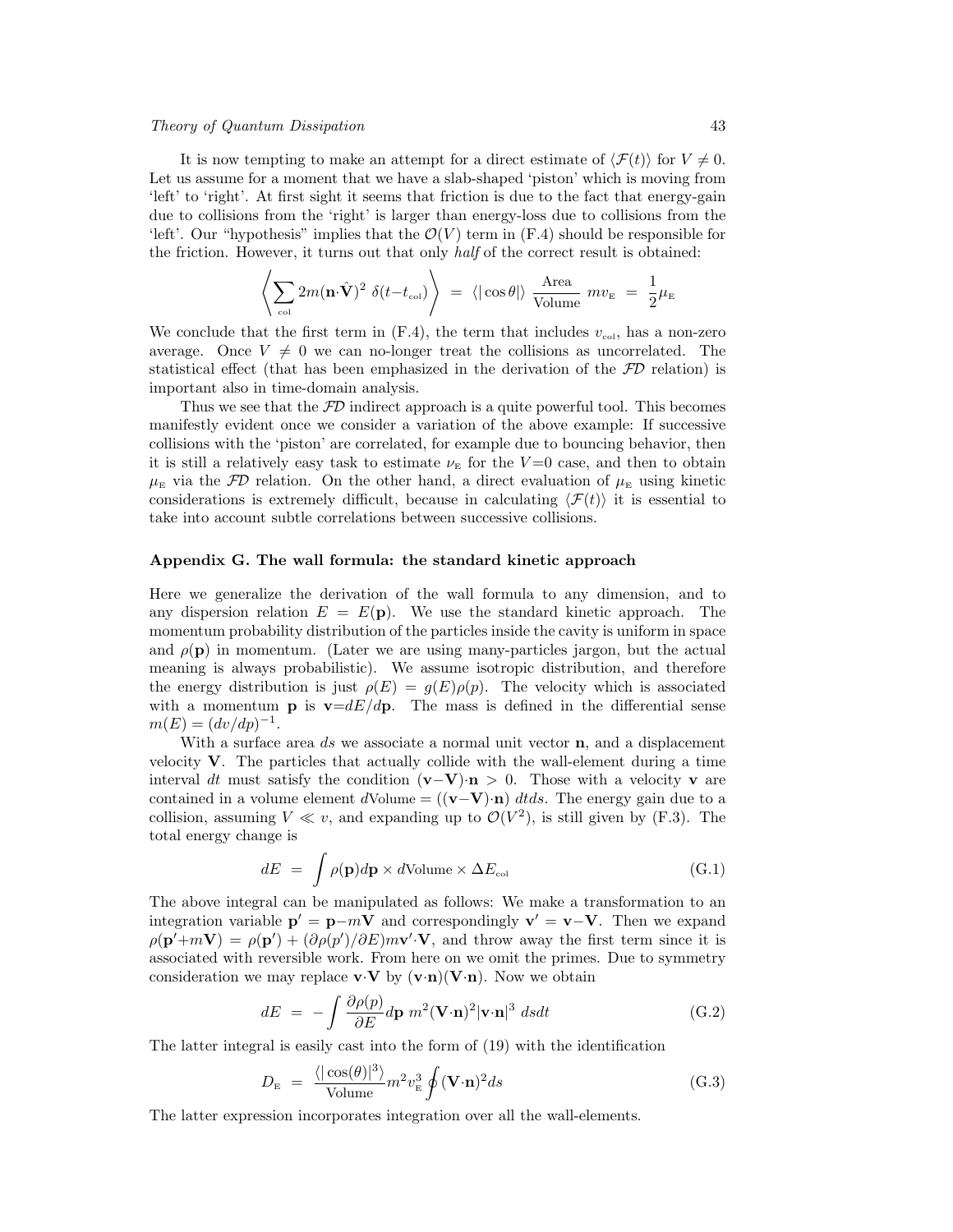It is now tempting to make an attempt for a direct estimate of $\langle \mathcal{F}(t) \rangle$ for $V \neq 0$. Let us assume for a moment that we have a slab-shaped 'piston' which is moving from 'left' to 'right'. At first sight it seems that friction is due to the fact that energy-gain due to collisions from the 'right' is larger than energy-loss due to collisions from the 'left'. Our "hypothesis" implies that the $\mathcal{O}(V)$ term in (F.4) should be responsible for the friction. However, it turns out that only *half* of the correct result is obtained:

$$\left\langle \sum_{\text{col}} 2m(\mathbf{n}\cdot\hat{\mathbf{V}})^2 \, \delta(t-t_{\text{col}}) \right\rangle \;=\; \langle |\cos\theta| \rangle \, \frac{\text{Area}}{\text{Volume}} \, m v_{\text{E}} \;=\; \frac{1}{2}\mu_{\text{E}}$$

We conclude that the first term in (F.4), the term that includes $v_{\text{col}}$, has a non-zero average. Once $V \neq 0$ we can no-longer treat the collisions as uncorrelated. The statistical effect (that has been emphasized in the derivation of the $\mathcal{FD}$ relation) is important also in time-domain analysis.

Thus we see that the $\mathcal{FD}$ indirect approach is a quite powerful tool. This becomes manifestly evident once we consider a variation of the above example: If successive collisions with the 'piston' are correlated, for example due to bouncing behavior, then it is still a relatively easy task to estimate $\nu_{\text{E}}$ for the $V{=}0$ case, and then to obtain $\mu_{\text{E}}$ via the $\mathcal{FD}$ relation. On the other hand, a direct evaluation of $\mu_{\text{E}}$ using kinetic considerations is extremely difficult, because in calculating $\langle \mathcal{F}(t) \rangle$ it is essential to take into account subtle correlations between successive collisions.

### Appendix G. The wall formula: the standard kinetic approach

Here we generalize the derivation of the wall formula to any dimension, and to any dispersion relation $E = E(\mathbf{p})$. We use the standard kinetic approach. The momentum probability distribution of the particles inside the cavity is uniform in space and $\rho(\mathbf{p})$ in momentum. (Later we are using many-particles jargon, but the actual meaning is always probabilistic). We assume isotropic distribution, and therefore the energy distribution is just $\rho(E) = g(E)\rho(p)$. The velocity which is associated with a momentum $\mathbf{p}$ is $\mathbf{v}{=}dE/d\mathbf{p}$. The mass is defined in the differential sense $m(E) = (dv/dp)^{-1}$.

With a surface area $ds$ we associate a normal unit vector $\mathbf{n}$, and a displacement velocity $\mathbf{V}$. The particles that actually collide with the wall-element during a time interval $dt$ must satisfy the condition $(\mathbf{v}{-}\mathbf{V}){\cdot}\mathbf{n} > 0$. Those with a velocity $\mathbf{v}$ are contained in a volume element $d\text{Volume} = ((\mathbf{v}{-}\mathbf{V}){\cdot}\mathbf{n}) \; dtds$. The energy gain due to a collision, assuming $V \ll v$, and expanding up to $\mathcal{O}(V^2)$, is still given by (F.3). The total energy change is

$$dE \;=\; \int \rho(\mathbf{p})d\mathbf{p} \times d\text{Volume} \times \Delta E_{\text{col}} \tag{G.1}$$

The above integral can be manipulated as follows: We make a transformation to an integration variable $\mathbf{p}' = \mathbf{p}{-}m\mathbf{V}$ and correspondingly $\mathbf{v}' = \mathbf{v}{-}\mathbf{V}$. Then we expand $\rho(\mathbf{p}'{+}m\mathbf{V}) = \rho(\mathbf{p}') + (\partial\rho(p')/\partial E)m\mathbf{v}'{\cdot}\mathbf{V}$, and throw away the first term since it is associated with reversible work. From here on we omit the primes. Due to symmetry consideration we may replace $\mathbf{v}{\cdot}\mathbf{V}$ by $(\mathbf{v}{\cdot}\mathbf{n})(\mathbf{V}{\cdot}\mathbf{n})$. Now we obtain

$$dE \;=\; -\int \frac{\partial\rho(p)}{\partial E} d\mathbf{p} \; m^2(\mathbf{V}{\cdot}\mathbf{n})^2 |\mathbf{v}{\cdot}\mathbf{n}|^3 \; dsdt \tag{G.2}$$

The latter integral is easily cast into the form of (19) with the identification

$$D_{\text{E}} \;=\; \frac{\langle |\cos(\theta)|^3 \rangle}{\text{Volume}} m^2 v_{\text{E}}^3 \oint (\mathbf{V}{\cdot}\mathbf{n})^2 ds \tag{G.3}$$

The latter expression incorporates integration over all the wall-elements.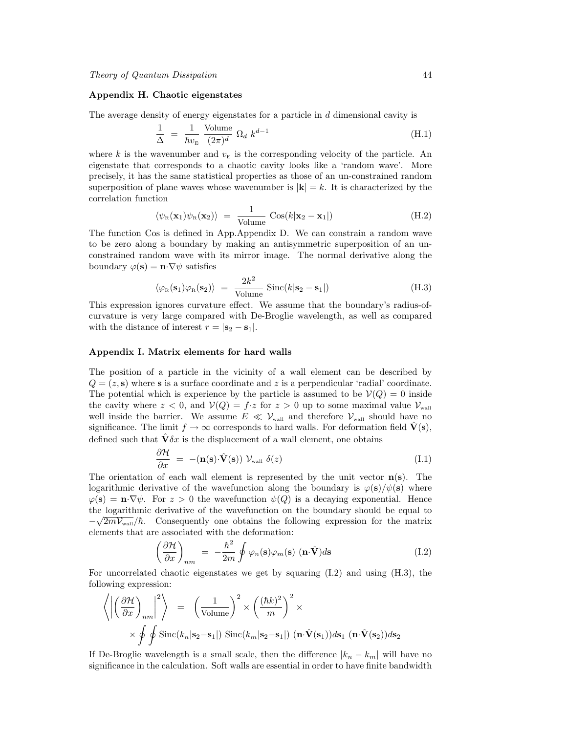### Appendix H. Chaotic eigenstates

The average density of energy eigenstates for a particle in $d$ dimensional cavity is

$$\frac{1}{\Delta} = \frac{1}{\hbar v_{\rm E}} \frac{\text{Volume}}{(2\pi)^d} \Omega_d k^{d-1} \tag{H.1}$$

where $k$ is the wavenumber and $v_{\rm E}$ is the corresponding velocity of the particle. An eigenstate that corresponds to a chaotic cavity looks like a 'random wave'. More precisely, it has the same statistical properties as those of an un-constrained random superposition of plane waves whose wavenumber is $|\mathbf{k}| = k$. It is characterized by the correlation function

$$\langle \psi_{\rm R}(\mathbf{x}_1)\psi_{\rm R}(\mathbf{x}_2)\rangle = \frac{1}{\text{Volume}} \text{Cos}(k|\mathbf{x}_2 - \mathbf{x}_1|) \tag{H.2}$$

The function Cos is defined in App.Appendix D. We can constrain a random wave to be zero along a boundary by making an antisymmetric superposition of an un-constrained random wave with its mirror image. The normal derivative along the boundary $\varphi(\mathbf{s}) = \mathbf{n}\cdot\nabla\psi$ satisfies

$$\langle \varphi_{\rm R}(\mathbf{s}_1)\varphi_{\rm R}(\mathbf{s}_2)\rangle = \frac{2k^2}{\text{Volume}} \text{Sinc}(k|\mathbf{s}_2 - \mathbf{s}_1|) \tag{H.3}$$

This expression ignores curvature effect. We assume that the boundary's radius-of-curvature is very large compared with De-Broglie wavelength, as well as compared with the distance of interest $r = |\mathbf{s}_2 - \mathbf{s}_1|$.

### Appendix I. Matrix elements for hard walls

The position of a particle in the vicinity of a wall element can be described by $Q = (z, \mathbf{s})$ where $\mathbf{s}$ is a surface coordinate and $z$ is a perpendicular 'radial' coordinate. The potential which is experience by the particle is assumed to be $\mathcal{V}(Q) = 0$ inside the cavity where $z < 0$, and $\mathcal{V}(Q) = f\cdot z$ for $z > 0$ up to some maximal value $\mathcal{V}_{\rm wall}$ well inside the barrier. We assume $E \ll \mathcal{V}_{\rm wall}$ and therefore $\mathcal{V}_{\rm wall}$ should have no significance. The limit $f \to \infty$ corresponds to hard walls. For deformation field $\hat{\mathbf{V}}(\mathbf{s})$, defined such that $\hat{\mathbf{V}}\delta x$ is the displacement of a wall element, one obtains

$$\frac{\partial \mathcal{H}}{\partial x} = -(\mathbf{n}(\mathbf{s})\cdot\hat{\mathbf{V}}(\mathbf{s})) \mathcal{V}_{\rm wall} \delta(z) \tag{I.1}$$

The orientation of each wall element is represented by the unit vector $\mathbf{n}(\mathbf{s})$. The logarithmic derivative of the wavefunction along the boundary is $\varphi(\mathbf{s})/\psi(\mathbf{s})$ where $\varphi(\mathbf{s}) = \mathbf{n}\cdot\nabla\psi$. For $z > 0$ the wavefunction $\psi(Q)$ is a decaying exponential. Hence the logarithmic derivative of the wavefunction on the boundary should be equal to $-\sqrt{2m\mathcal{V}_{\rm wall}}/\hbar$. Consequently one obtains the following expression for the matrix elements that are associated with the deformation:

$$\left(\frac{\partial \mathcal{H}}{\partial x}\right)_{nm} = -\frac{\hbar^2}{2m} \oint \varphi_n(\mathbf{s})\varphi_m(\mathbf{s}) (\mathbf{n}\cdot\hat{\mathbf{V}}) d\mathbf{s} \tag{I.2}$$

For uncorrelated chaotic eigenstates we get by squaring (I.2) and using (H.3), the following expression:

$$\left\langle \left| \left(\frac{\partial \mathcal{H}}{\partial x}\right)_{nm} \right|^2 \right\rangle = \left(\frac{1}{\text{Volume}}\right)^2 \times \left(\frac{(\hbar k)^2}{m}\right)^2 \times$$

$$\times \oint\oint \text{Sinc}(k_n|\mathbf{s}_2 - \mathbf{s}_1|) \text{ Sinc}(k_m|\mathbf{s}_2 - \mathbf{s}_1|) (\mathbf{n}\cdot\hat{\mathbf{V}}(\mathbf{s}_1)) d\mathbf{s}_1 (\mathbf{n}\cdot\hat{\mathbf{V}}(\mathbf{s}_2)) d\mathbf{s}_2$$

If De-Broglie wavelength is a small scale, then the difference $|k_n - k_m|$ will have no significance in the calculation. Soft walls are essential in order to have finite bandwidth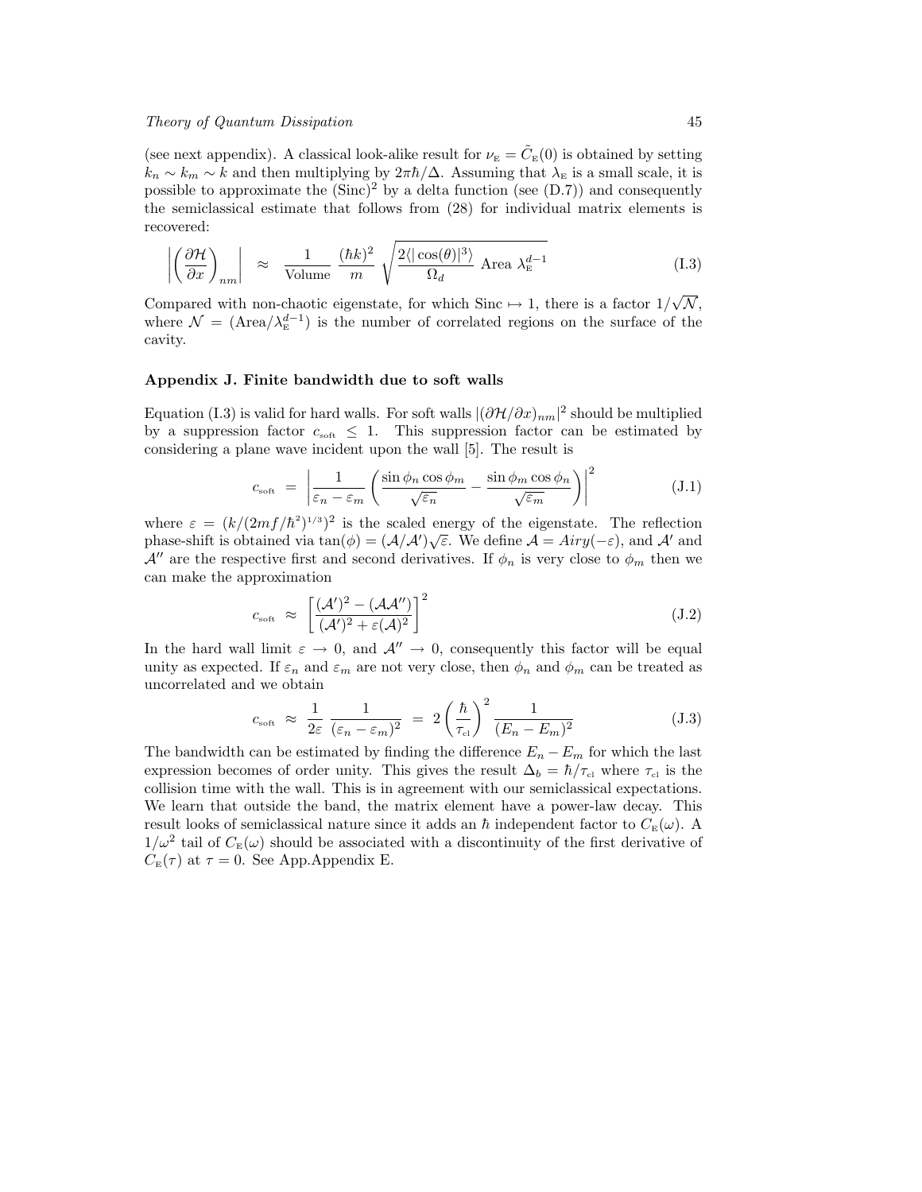(see next appendix). A classical look-alike result for $\nu_{\text{E}} = \tilde{C}_{\text{E}}(0)$ is obtained by setting $k_n \sim k_m \sim k$ and then multiplying by $2\pi\hbar/\Delta$. Assuming that $\lambda_{\text{E}}$ is a small scale, it is possible to approximate the $(\text{Sinc})^2$ by a delta function (see (D.7)) and consequently the semiclassical estimate that follows from (28) for individual matrix elements is recovered:

$$\left| \left( \frac{\partial \mathcal{H}}{\partial x} \right)_{nm} \right| \;\approx\; \frac{1}{\text{Volume}} \, \frac{(\hbar k)^2}{m} \, \sqrt{\frac{2\langle |\cos(\theta)|^3 \rangle}{\Omega_d} \; \text{Area} \; \lambda_{\text{E}}^{d-1}} \tag{I.3}$$

Compared with non-chaotic eigenstate, for which $\text{Sinc} \mapsto 1$, there is a factor $1/\sqrt{\mathcal{N}}$, where $\mathcal{N} = (\text{Area}/\lambda_{\text{E}}^{d-1})$ is the number of correlated regions on the surface of the cavity.

## Appendix J. Finite bandwidth due to soft walls

Equation (I.3) is valid for hard walls. For soft walls $|(\partial\mathcal{H}/\partial x)_{nm}|^2$ should be multiplied by a suppression factor $c_{\text{soft}} \leq 1$. This suppression factor can be estimated by considering a plane wave incident upon the wall [5]. The result is

$$c_{\text{soft}} \;=\; \left| \frac{1}{\varepsilon_n - \varepsilon_m} \left( \frac{\sin\phi_n \cos\phi_m}{\sqrt{\varepsilon_n}} - \frac{\sin\phi_m \cos\phi_n}{\sqrt{\varepsilon_m}} \right) \right|^2 \tag{J.1}$$

where $\varepsilon = (k/(2mf/\hbar^2)^{1/3})^2$ is the scaled energy of the eigenstate. The reflection phase-shift is obtained via $\tan(\phi) = (\mathcal{A}/\mathcal{A}')\sqrt{\varepsilon}$. We define $\mathcal{A} = Airy(-\varepsilon)$, and $\mathcal{A}'$ and $\mathcal{A}''$ are the respective first and second derivatives. If $\phi_n$ is very close to $\phi_m$ then we can make the approximation

$$c_{\text{soft}} \;\approx\; \left[ \frac{(\mathcal{A}')^2 - (\mathcal{A}\mathcal{A}'')}{(\mathcal{A}')^2 + \varepsilon(\mathcal{A})^2} \right]^2 \tag{J.2}$$

In the hard wall limit $\varepsilon \to 0$, and $\mathcal{A}'' \to 0$, consequently this factor will be equal unity as expected. If $\varepsilon_n$ and $\varepsilon_m$ are not very close, then $\phi_n$ and $\phi_m$ can be treated as uncorrelated and we obtain

$$c_{\text{soft}} \;\approx\; \frac{1}{2\varepsilon} \, \frac{1}{(\varepsilon_n - \varepsilon_m)^2} \;=\; 2\left( \frac{\hbar}{\tau_{\text{cl}}} \right)^2 \frac{1}{(E_n - E_m)^2} \tag{J.3}$$

The bandwidth can be estimated by finding the difference $E_n - E_m$ for which the last expression becomes of order unity. This gives the result $\Delta_b = \hbar/\tau_{\text{cl}}$ where $\tau_{\text{cl}}$ is the collision time with the wall. This is in agreement with our semiclassical expectations. We learn that outside the band, the matrix element have a power-law decay. This result looks of semiclassical nature since it adds an $\hbar$ independent factor to $C_{\text{E}}(\omega)$. A $1/\omega^2$ tail of $C_{\text{E}}(\omega)$ should be associated with a discontinuity of the first derivative of $C_{\text{E}}(\tau)$ at $\tau = 0$. See App.Appendix E.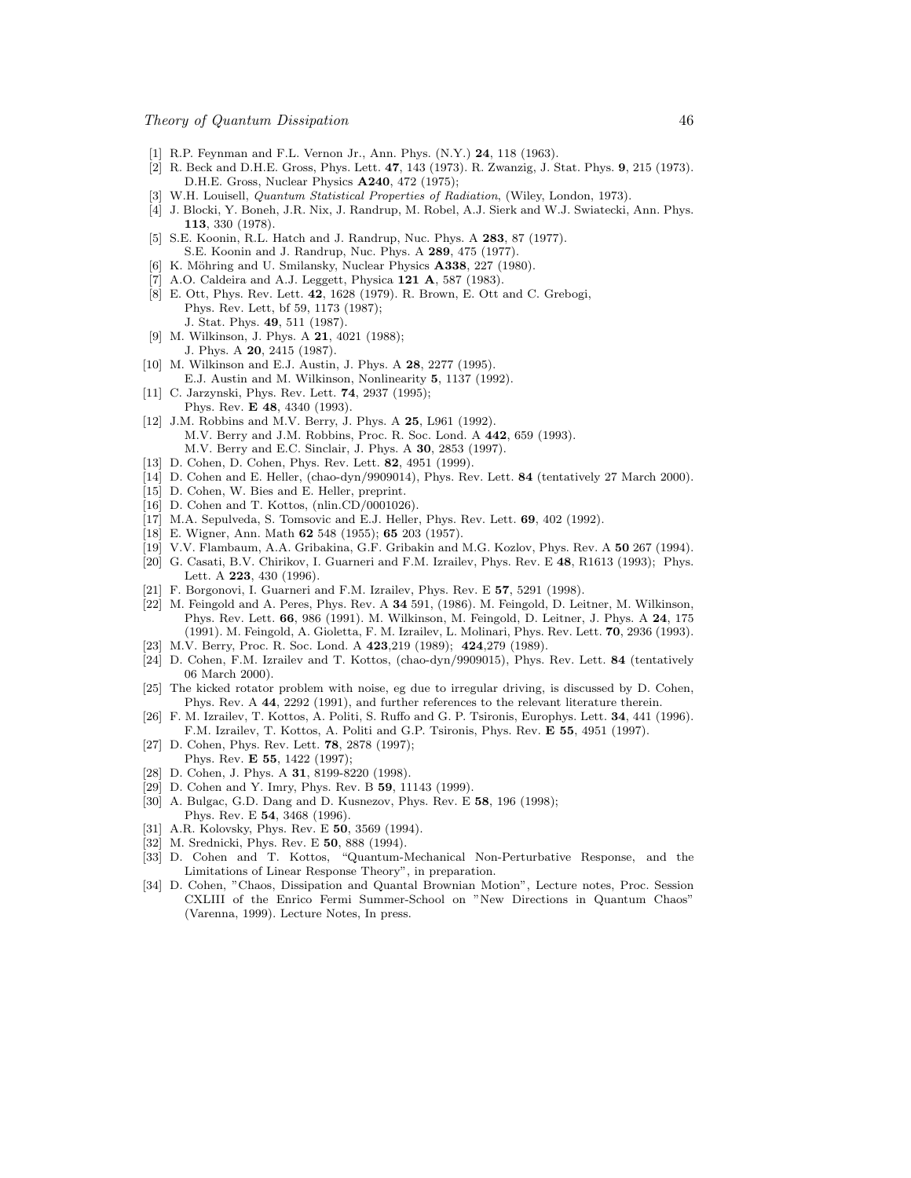[1] R.P. Feynman and F.L. Vernon Jr., Ann. Phys. (N.Y.) **24**, 118 (1963).

[2] R. Beck and D.H.E. Gross, Phys. Lett. **47**, 143 (1973). R. Zwanzig, J. Stat. Phys. **9**, 215 (1973). D.H.E. Gross, Nuclear Physics **A240**, 472 (1975);

[3] W.H. Louisell, *Quantum Statistical Properties of Radiation*, (Wiley, London, 1973).

[4] J. Blocki, Y. Boneh, J.R. Nix, J. Randrup, M. Robel, A.J. Sierk and W.J. Swiatecki, Ann. Phys. **113**, 330 (1978).

[5] S.E. Koonin, R.L. Hatch and J. Randrup, Nuc. Phys. A **283**, 87 (1977).
S.E. Koonin and J. Randrup, Nuc. Phys. A **289**, 475 (1977).

[6] K. Möhring and U. Smilansky, Nuclear Physics **A338**, 227 (1980).

[7] A.O. Caldeira and A.J. Leggett, Physica **121 A**, 587 (1983).

[8] E. Ott, Phys. Rev. Lett. **42**, 1628 (1979). R. Brown, E. Ott and C. Grebogi,
Phys. Rev. Lett, bf 59, 1173 (1987);
J. Stat. Phys. **49**, 511 (1987).

[9] M. Wilkinson, J. Phys. A **21**, 4021 (1988);
J. Phys. A **20**, 2415 (1987).

[10] M. Wilkinson and E.J. Austin, J. Phys. A **28**, 2277 (1995).
E.J. Austin and M. Wilkinson, Nonlinearity **5**, 1137 (1992).

[11] C. Jarzynski, Phys. Rev. Lett. **74**, 2937 (1995);
Phys. Rev. **E 48**, 4340 (1993).

[12] J.M. Robbins and M.V. Berry, J. Phys. A **25**, L961 (1992).
M.V. Berry and J.M. Robbins, Proc. R. Soc. Lond. A **442**, 659 (1993).
M.V. Berry and E.C. Sinclair, J. Phys. A **30**, 2853 (1997).

[13] D. Cohen, D. Cohen, Phys. Rev. Lett. **82**, 4951 (1999).

[14] D. Cohen and E. Heller, (chao-dyn/9909014), Phys. Rev. Lett. **84** (tentatively 27 March 2000).

[15] D. Cohen, W. Bies and E. Heller, preprint.

[16] D. Cohen and T. Kottos, (nlin.CD/0001026).

[17] M.A. Sepulveda, S. Tomsovic and E.J. Heller, Phys. Rev. Lett. **69**, 402 (1992).

[18] E. Wigner, Ann. Math **62** 548 (1955); **65** 203 (1957).

[19] V.V. Flambaum, A.A. Gribakina, G.F. Gribakin and M.G. Kozlov, Phys. Rev. A **50** 267 (1994).

[20] G. Casati, B.V. Chirikov, I. Guarneri and F.M. Izrailev, Phys. Rev. E **48**, R1613 (1993); Phys. Lett. A **223**, 430 (1996).

[21] F. Borgonovi, I. Guarneri and F.M. Izrailev, Phys. Rev. E **57**, 5291 (1998).

[22] M. Feingold and A. Peres, Phys. Rev. A **34** 591, (1986). M. Feingold, D. Leitner, M. Wilkinson, Phys. Rev. Lett. **66**, 986 (1991). M. Wilkinson, M. Feingold, D. Leitner, J. Phys. A **24**, 175 (1991). M. Feingold, A. Gioletta, F. M. Izrailev, L. Molinari, Phys. Rev. Lett. **70**, 2936 (1993).

[23] M.V. Berry, Proc. R. Soc. Lond. A **423**,219 (1989); **424**,279 (1989).

[24] D. Cohen, F.M. Izrailev and T. Kottos, (chao-dyn/9909015), Phys. Rev. Lett. **84** (tentatively 06 March 2000).

[25] The kicked rotator problem with noise, eg due to irregular driving, is discussed by D. Cohen, Phys. Rev. A **44**, 2292 (1991), and further references to the relevant literature therein.

[26] F. M. Izrailev, T. Kottos, A. Politi, S. Ruffo and G. P. Tsironis, Europhys. Lett. **34**, 441 (1996).
F.M. Izrailev, T. Kottos, A. Politi and G.P. Tsironis, Phys. Rev. **E 55**, 4951 (1997).

[27] D. Cohen, Phys. Rev. Lett. **78**, 2878 (1997);
Phys. Rev. **E 55**, 1422 (1997);

[28] D. Cohen, J. Phys. A **31**, 8199-8220 (1998).

[29] D. Cohen and Y. Imry, Phys. Rev. B **59**, 11143 (1999).

[30] A. Bulgac, G.D. Dang and D. Kusnezov, Phys. Rev. E **58**, 196 (1998);
Phys. Rev. E **54**, 3468 (1996).

[31] A.R. Kolovsky, Phys. Rev. E **50**, 3569 (1994).

[32] M. Srednicki, Phys. Rev. E **50**, 888 (1994).

[33] D. Cohen and T. Kottos, "Quantum-Mechanical Non-Perturbative Response, and the Limitations of Linear Response Theory", in preparation.

[34] D. Cohen, "Chaos, Dissipation and Quantal Brownian Motion", Lecture notes, Proc. Session CXLIII of the Enrico Fermi Summer-School on "New Directions in Quantum Chaos" (Varenna, 1999). Lecture Notes, In press.